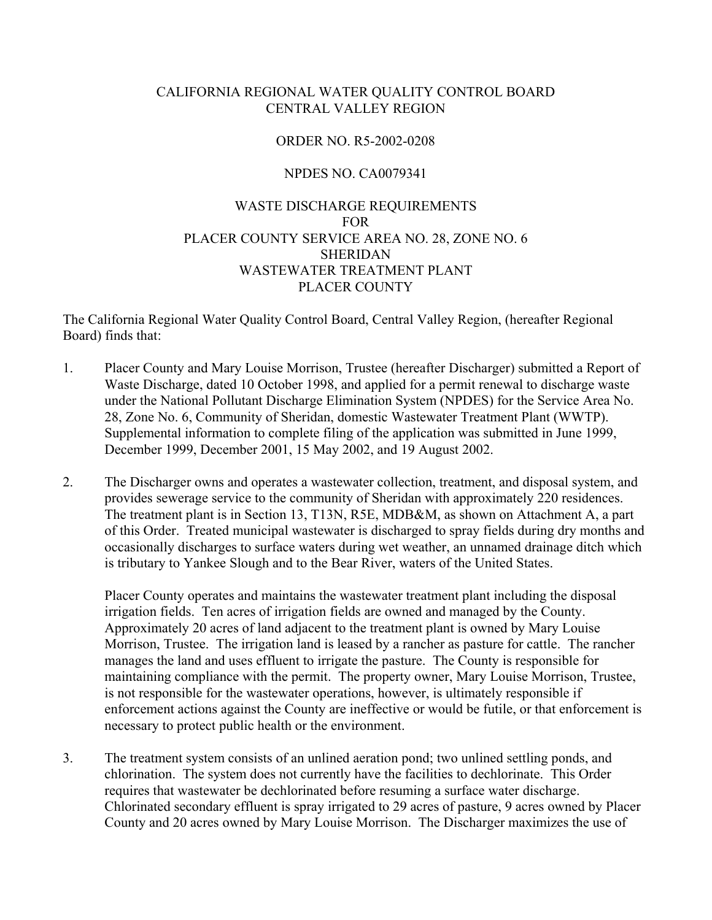CALIFORNIA REGIONAL WATER QUALITY CONTROL BOARD
CENTRAL VALLEY REGION

ORDER NO. R5-2002-0208

NPDES NO. CA0079341

WASTE DISCHARGE REQUIREMENTS
FOR
PLACER COUNTY SERVICE AREA NO. 28, ZONE NO. 6
SHERIDAN
WASTEWATER TREATMENT PLANT
PLACER COUNTY

The California Regional Water Quality Control Board, Central Valley Region, (hereafter Regional Board) finds that:

1. Placer County and Mary Louise Morrison, Trustee (hereafter Discharger) submitted a Report of Waste Discharge, dated 10 October 1998, and applied for a permit renewal to discharge waste under the National Pollutant Discharge Elimination System (NPDES) for the Service Area No. 28, Zone No. 6, Community of Sheridan, domestic Wastewater Treatment Plant (WWTP). Supplemental information to complete filing of the application was submitted in June 1999, December 1999, December 2001, 15 May 2002, and 19 August 2002.

2. The Discharger owns and operates a wastewater collection, treatment, and disposal system, and provides sewerage service to the community of Sheridan with approximately 220 residences. The treatment plant is in Section 13, T13N, R5E, MDB&M, as shown on Attachment A, a part of this Order. Treated municipal wastewater is discharged to spray fields during dry months and occasionally discharges to surface waters during wet weather, an unnamed drainage ditch which is tributary to Yankee Slough and to the Bear River, waters of the United States.

   Placer County operates and maintains the wastewater treatment plant including the disposal irrigation fields. Ten acres of irrigation fields are owned and managed by the County. Approximately 20 acres of land adjacent to the treatment plant is owned by Mary Louise Morrison, Trustee. The irrigation land is leased by a rancher as pasture for cattle. The rancher manages the land and uses effluent to irrigate the pasture. The County is responsible for maintaining compliance with the permit. The property owner, Mary Louise Morrison, Trustee, is not responsible for the wastewater operations, however, is ultimately responsible if enforcement actions against the County are ineffective or would be futile, or that enforcement is necessary to protect public health or the environment.

3. The treatment system consists of an unlined aeration pond; two unlined settling ponds, and chlorination. The system does not currently have the facilities to dechlorinate. This Order requires that wastewater be dechlorinated before resuming a surface water discharge. Chlorinated secondary effluent is spray irrigated to 29 acres of pasture, 9 acres owned by Placer County and 20 acres owned by Mary Louise Morrison. The Discharger maximizes the use of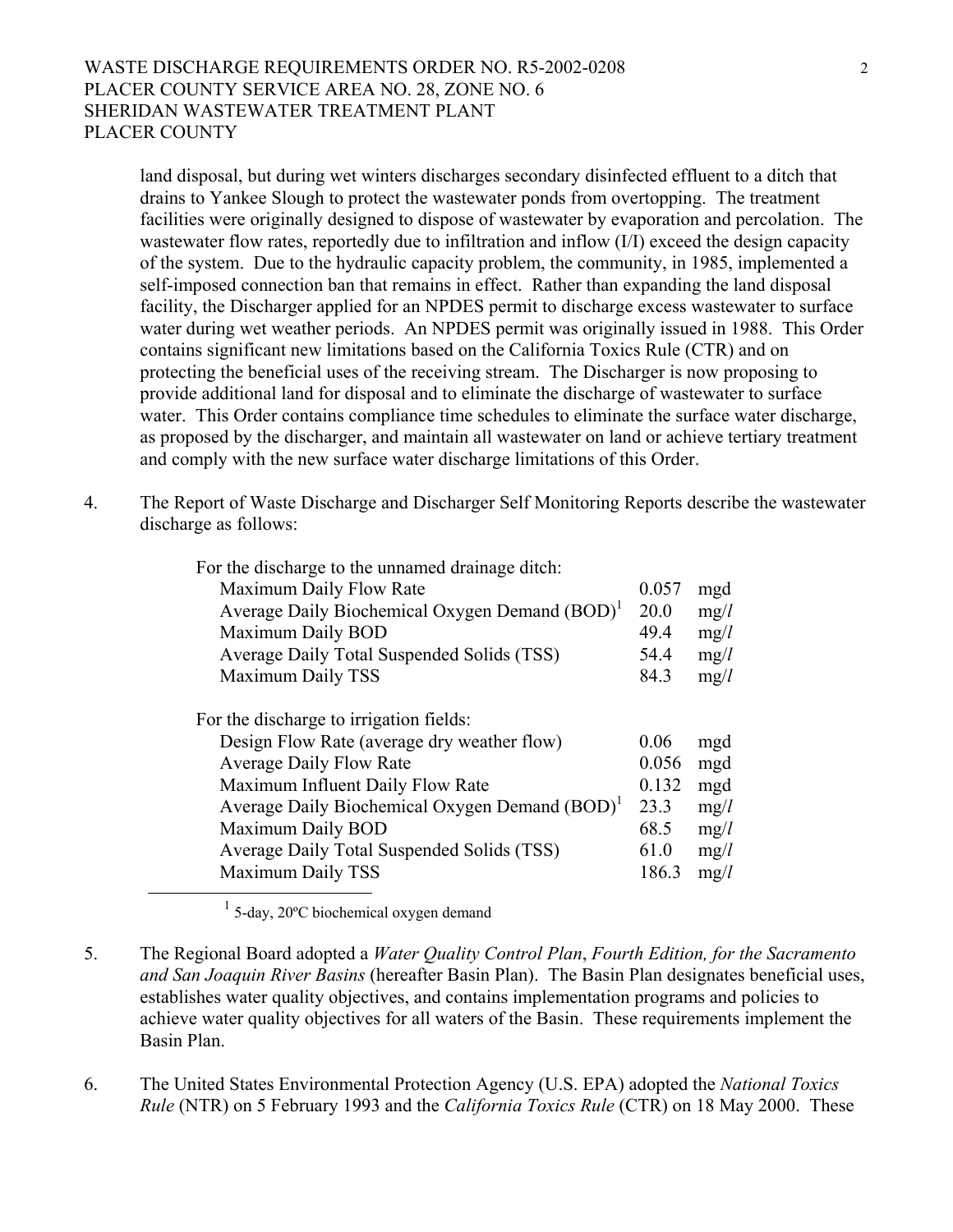land disposal, but during wet winters discharges secondary disinfected effluent to a ditch that drains to Yankee Slough to protect the wastewater ponds from overtopping. The treatment facilities were originally designed to dispose of wastewater by evaporation and percolation. The wastewater flow rates, reportedly due to infiltration and inflow (I/I) exceed the design capacity of the system. Due to the hydraulic capacity problem, the community, in 1985, implemented a self-imposed connection ban that remains in effect. Rather than expanding the land disposal facility, the Discharger applied for an NPDES permit to discharge excess wastewater to surface water during wet weather periods. An NPDES permit was originally issued in 1988. This Order contains significant new limitations based on the California Toxics Rule (CTR) and on protecting the beneficial uses of the receiving stream. The Discharger is now proposing to provide additional land for disposal and to eliminate the discharge of wastewater to surface water. This Order contains compliance time schedules to eliminate the surface water discharge, as proposed by the discharger, and maintain all wastewater on land or achieve tertiary treatment and comply with the new surface water discharge limitations of this Order.

4. The Report of Waste Discharge and Discharger Self Monitoring Reports describe the wastewater discharge as follows:

| For the discharge to the unnamed drainage ditch: | | |
|---|---|---|
| Maximum Daily Flow Rate | 0.057 | mgd |
| Average Daily Biochemical Oxygen Demand (BOD)[1] | 20.0 | mg/*l* |
| Maximum Daily BOD | 49.4 | mg/*l* |
| Average Daily Total Suspended Solids (TSS) | 54.4 | mg/*l* |
| Maximum Daily TSS | 84.3 | mg/*l* |

| For the discharge to irrigation fields: | | |
|---|---|---|
| Design Flow Rate (average dry weather flow) | 0.06 | mgd |
| Average Daily Flow Rate | 0.056 | mgd |
| Maximum Influent Daily Flow Rate | 0.132 | mgd |
| Average Daily Biochemical Oxygen Demand (BOD)[1] | 23.3 | mg/*l* |
| Maximum Daily BOD | 68.5 | mg/*l* |
| Average Daily Total Suspended Solids (TSS) | 61.0 | mg/*l* |
| Maximum Daily TSS | 186.3 | mg/*l* |

[1] 5-day, 20ºC biochemical oxygen demand

5. The Regional Board adopted a *Water Quality Control Plan*, *Fourth Edition, for the Sacramento and San Joaquin River Basins* (hereafter Basin Plan). The Basin Plan designates beneficial uses, establishes water quality objectives, and contains implementation programs and policies to achieve water quality objectives for all waters of the Basin. These requirements implement the Basin Plan.

6. The United States Environmental Protection Agency (U.S. EPA) adopted the *National Toxics Rule* (NTR) on 5 February 1993 and the *California Toxics Rule* (CTR) on 18 May 2000. These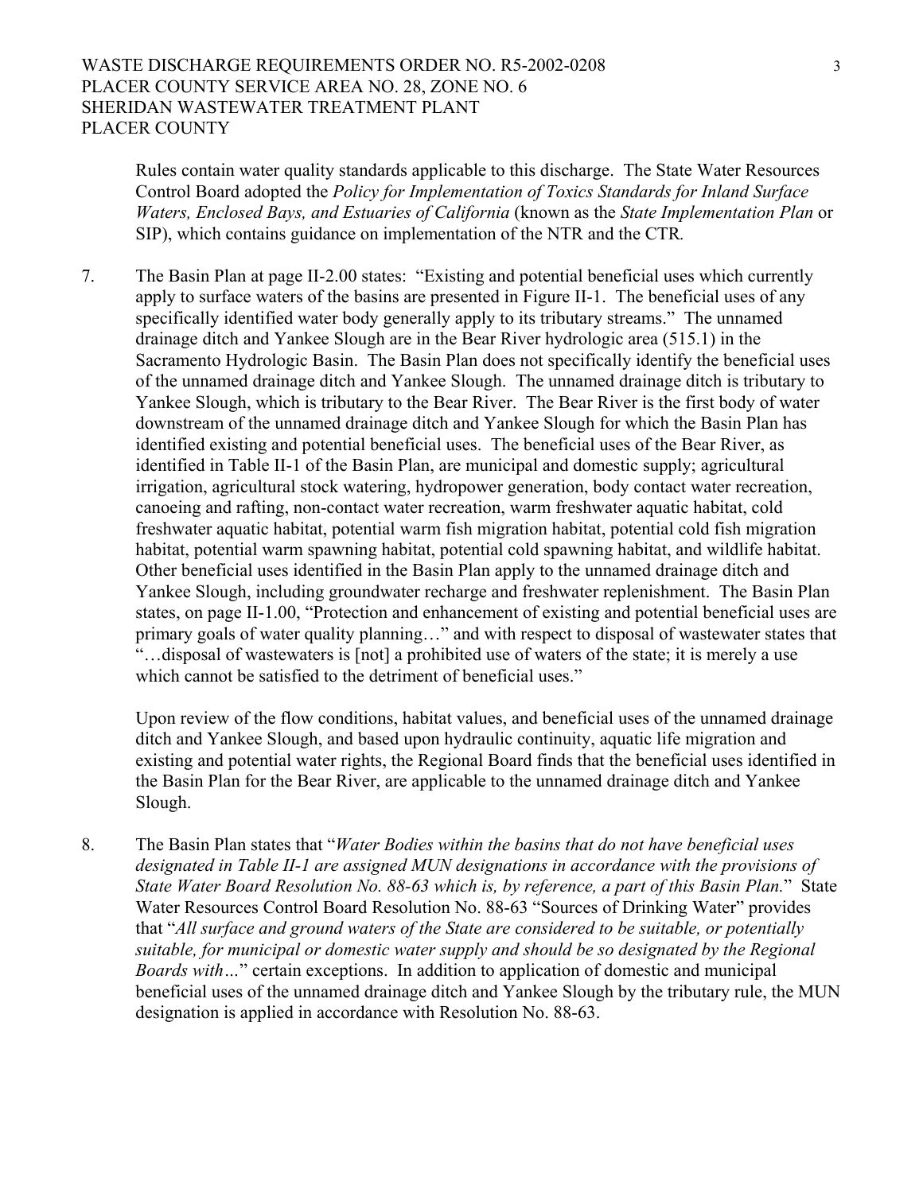Rules contain water quality standards applicable to this discharge. The State Water Resources Control Board adopted the *Policy for Implementation of Toxics Standards for Inland Surface Waters, Enclosed Bays, and Estuaries of California* (known as the *State Implementation Plan* or SIP), which contains guidance on implementation of the NTR and the CTR.

7. The Basin Plan at page II-2.00 states: "Existing and potential beneficial uses which currently apply to surface waters of the basins are presented in Figure II-1. The beneficial uses of any specifically identified water body generally apply to its tributary streams." The unnamed drainage ditch and Yankee Slough are in the Bear River hydrologic area (515.1) in the Sacramento Hydrologic Basin. The Basin Plan does not specifically identify the beneficial uses of the unnamed drainage ditch and Yankee Slough. The unnamed drainage ditch is tributary to Yankee Slough, which is tributary to the Bear River. The Bear River is the first body of water downstream of the unnamed drainage ditch and Yankee Slough for which the Basin Plan has identified existing and potential beneficial uses. The beneficial uses of the Bear River, as identified in Table II-1 of the Basin Plan, are municipal and domestic supply; agricultural irrigation, agricultural stock watering, hydropower generation, body contact water recreation, canoeing and rafting, non-contact water recreation, warm freshwater aquatic habitat, cold freshwater aquatic habitat, potential warm fish migration habitat, potential cold fish migration habitat, potential warm spawning habitat, potential cold spawning habitat, and wildlife habitat. Other beneficial uses identified in the Basin Plan apply to the unnamed drainage ditch and Yankee Slough, including groundwater recharge and freshwater replenishment. The Basin Plan states, on page II-1.00, "Protection and enhancement of existing and potential beneficial uses are primary goals of water quality planning…" and with respect to disposal of wastewater states that "…disposal of wastewaters is [not] a prohibited use of waters of the state; it is merely a use which cannot be satisfied to the detriment of beneficial uses."

   Upon review of the flow conditions, habitat values, and beneficial uses of the unnamed drainage ditch and Yankee Slough, and based upon hydraulic continuity, aquatic life migration and existing and potential water rights, the Regional Board finds that the beneficial uses identified in the Basin Plan for the Bear River, are applicable to the unnamed drainage ditch and Yankee Slough.

8. The Basin Plan states that "*Water Bodies within the basins that do not have beneficial uses designated in Table II-1 are assigned MUN designations in accordance with the provisions of State Water Board Resolution No. 88-63 which is, by reference, a part of this Basin Plan.*" State Water Resources Control Board Resolution No. 88-63 "Sources of Drinking Water" provides that "*All surface and ground waters of the State are considered to be suitable, or potentially suitable, for municipal or domestic water supply and should be so designated by the Regional Boards with…*" certain exceptions. In addition to application of domestic and municipal beneficial uses of the unnamed drainage ditch and Yankee Slough by the tributary rule, the MUN designation is applied in accordance with Resolution No. 88-63.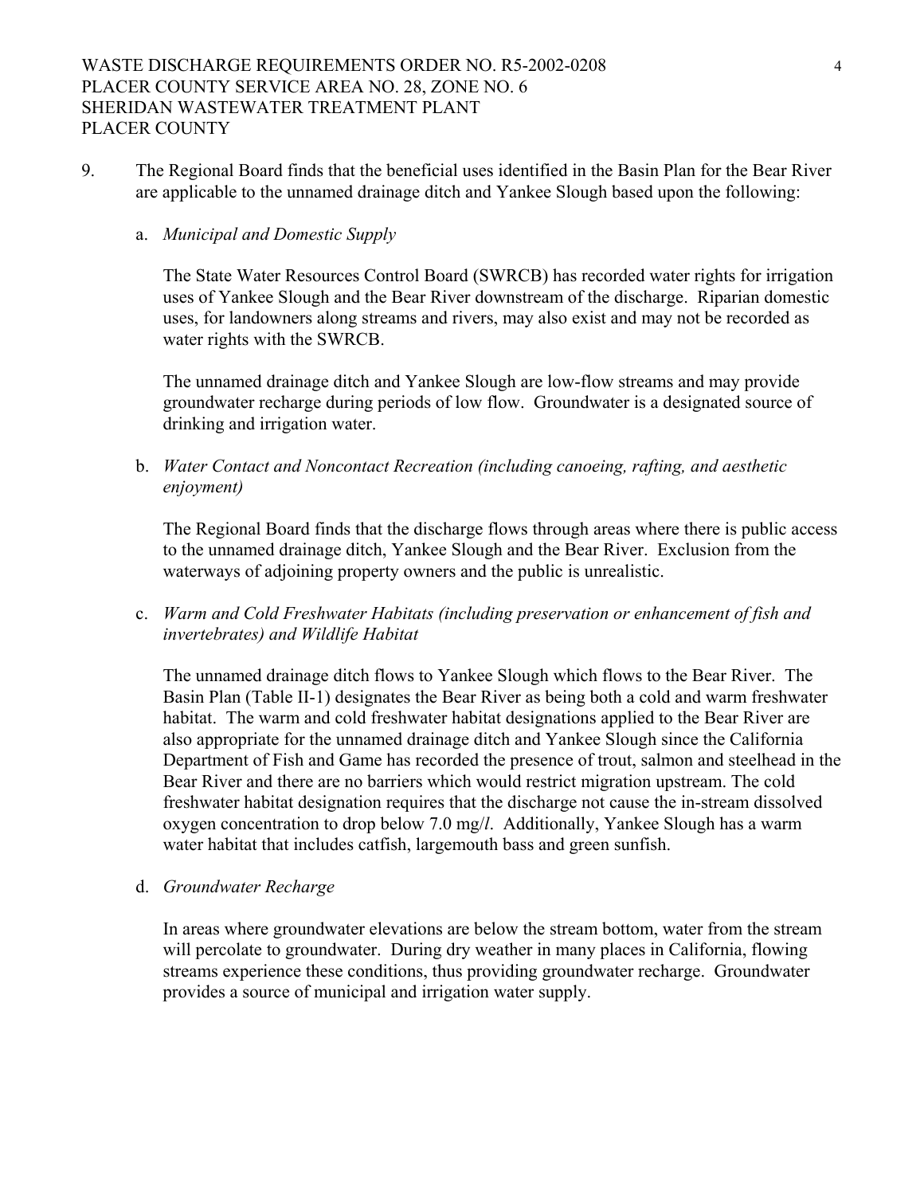9. The Regional Board finds that the beneficial uses identified in the Basin Plan for the Bear River are applicable to the unnamed drainage ditch and Yankee Slough based upon the following:

   a. *Municipal and Domestic Supply*

      The State Water Resources Control Board (SWRCB) has recorded water rights for irrigation uses of Yankee Slough and the Bear River downstream of the discharge. Riparian domestic uses, for landowners along streams and rivers, may also exist and may not be recorded as water rights with the SWRCB.

      The unnamed drainage ditch and Yankee Slough are low-flow streams and may provide groundwater recharge during periods of low flow. Groundwater is a designated source of drinking and irrigation water.

   b. *Water Contact and Noncontact Recreation (including canoeing, rafting, and aesthetic enjoyment)*

      The Regional Board finds that the discharge flows through areas where there is public access to the unnamed drainage ditch, Yankee Slough and the Bear River. Exclusion from the waterways of adjoining property owners and the public is unrealistic.

   c. *Warm and Cold Freshwater Habitats (including preservation or enhancement of fish and invertebrates) and Wildlife Habitat*

      The unnamed drainage ditch flows to Yankee Slough which flows to the Bear River. The Basin Plan (Table II-1) designates the Bear River as being both a cold and warm freshwater habitat. The warm and cold freshwater habitat designations applied to the Bear River are also appropriate for the unnamed drainage ditch and Yankee Slough since the California Department of Fish and Game has recorded the presence of trout, salmon and steelhead in the Bear River and there are no barriers which would restrict migration upstream. The cold freshwater habitat designation requires that the discharge not cause the in-stream dissolved oxygen concentration to drop below 7.0 mg/*l*. Additionally, Yankee Slough has a warm water habitat that includes catfish, largemouth bass and green sunfish.

   d. *Groundwater Recharge*

      In areas where groundwater elevations are below the stream bottom, water from the stream will percolate to groundwater. During dry weather in many places in California, flowing streams experience these conditions, thus providing groundwater recharge. Groundwater provides a source of municipal and irrigation water supply.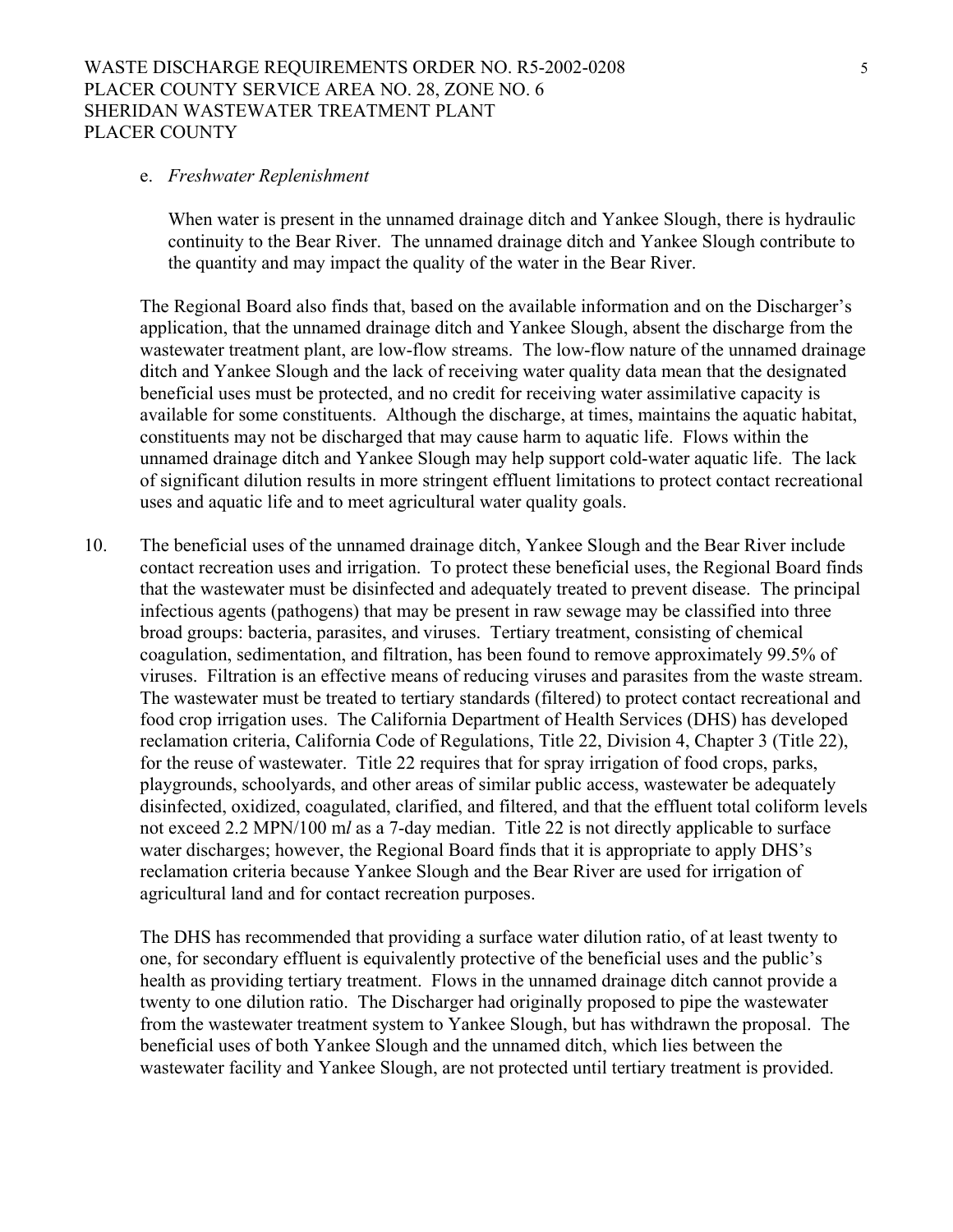e. *Freshwater Replenishment*

When water is present in the unnamed drainage ditch and Yankee Slough, there is hydraulic continuity to the Bear River. The unnamed drainage ditch and Yankee Slough contribute to the quantity and may impact the quality of the water in the Bear River.

The Regional Board also finds that, based on the available information and on the Discharger's application, that the unnamed drainage ditch and Yankee Slough, absent the discharge from the wastewater treatment plant, are low-flow streams. The low-flow nature of the unnamed drainage ditch and Yankee Slough and the lack of receiving water quality data mean that the designated beneficial uses must be protected, and no credit for receiving water assimilative capacity is available for some constituents. Although the discharge, at times, maintains the aquatic habitat, constituents may not be discharged that may cause harm to aquatic life. Flows within the unnamed drainage ditch and Yankee Slough may help support cold-water aquatic life. The lack of significant dilution results in more stringent effluent limitations to protect contact recreational uses and aquatic life and to meet agricultural water quality goals.

10. The beneficial uses of the unnamed drainage ditch, Yankee Slough and the Bear River include contact recreation uses and irrigation. To protect these beneficial uses, the Regional Board finds that the wastewater must be disinfected and adequately treated to prevent disease. The principal infectious agents (pathogens) that may be present in raw sewage may be classified into three broad groups: bacteria, parasites, and viruses. Tertiary treatment, consisting of chemical coagulation, sedimentation, and filtration, has been found to remove approximately 99.5% of viruses. Filtration is an effective means of reducing viruses and parasites from the waste stream. The wastewater must be treated to tertiary standards (filtered) to protect contact recreational and food crop irrigation uses. The California Department of Health Services (DHS) has developed reclamation criteria, California Code of Regulations, Title 22, Division 4, Chapter 3 (Title 22), for the reuse of wastewater. Title 22 requires that for spray irrigation of food crops, parks, playgrounds, schoolyards, and other areas of similar public access, wastewater be adequately disinfected, oxidized, coagulated, clarified, and filtered, and that the effluent total coliform levels not exceed 2.2 MPN/100 m*l* as a 7-day median. Title 22 is not directly applicable to surface water discharges; however, the Regional Board finds that it is appropriate to apply DHS's reclamation criteria because Yankee Slough and the Bear River are used for irrigation of agricultural land and for contact recreation purposes.

   The DHS has recommended that providing a surface water dilution ratio, of at least twenty to one, for secondary effluent is equivalently protective of the beneficial uses and the public's health as providing tertiary treatment. Flows in the unnamed drainage ditch cannot provide a twenty to one dilution ratio. The Discharger had originally proposed to pipe the wastewater from the wastewater treatment system to Yankee Slough, but has withdrawn the proposal. The beneficial uses of both Yankee Slough and the unnamed ditch, which lies between the wastewater facility and Yankee Slough, are not protected until tertiary treatment is provided.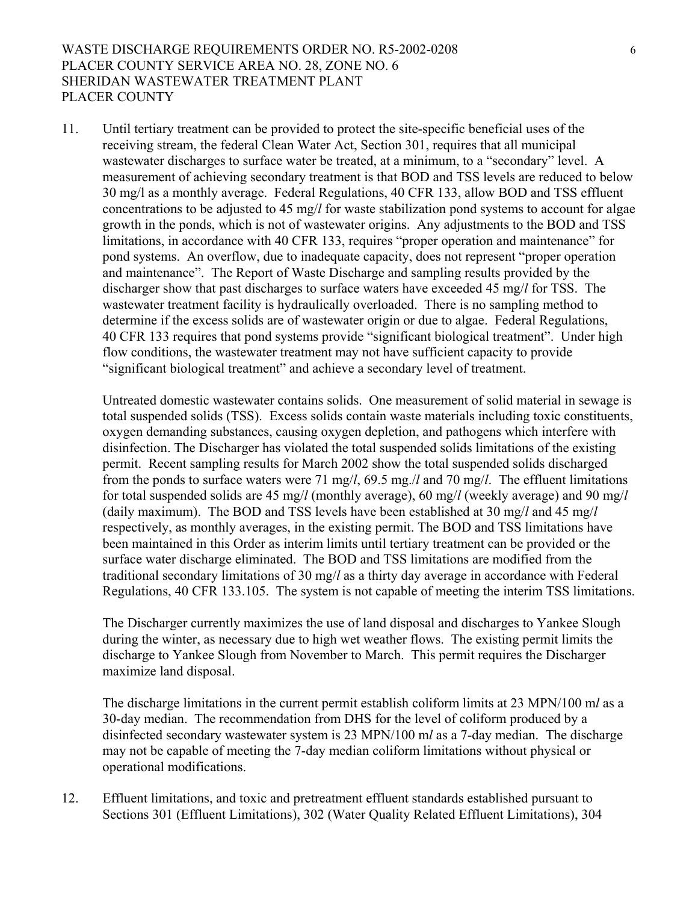11. Until tertiary treatment can be provided to protect the site-specific beneficial uses of the receiving stream, the federal Clean Water Act, Section 301, requires that all municipal wastewater discharges to surface water be treated, at a minimum, to a "secondary" level. A measurement of achieving secondary treatment is that BOD and TSS levels are reduced to below 30 mg/l as a monthly average. Federal Regulations, 40 CFR 133, allow BOD and TSS effluent concentrations to be adjusted to 45 mg/*l* for waste stabilization pond systems to account for algae growth in the ponds, which is not of wastewater origins. Any adjustments to the BOD and TSS limitations, in accordance with 40 CFR 133, requires "proper operation and maintenance" for pond systems. An overflow, due to inadequate capacity, does not represent "proper operation and maintenance". The Report of Waste Discharge and sampling results provided by the discharger show that past discharges to surface waters have exceeded 45 mg/*l* for TSS. The wastewater treatment facility is hydraulically overloaded. There is no sampling method to determine if the excess solids are of wastewater origin or due to algae. Federal Regulations, 40 CFR 133 requires that pond systems provide "significant biological treatment". Under high flow conditions, the wastewater treatment may not have sufficient capacity to provide "significant biological treatment" and achieve a secondary level of treatment.

    Untreated domestic wastewater contains solids. One measurement of solid material in sewage is total suspended solids (TSS). Excess solids contain waste materials including toxic constituents, oxygen demanding substances, causing oxygen depletion, and pathogens which interfere with disinfection. The Discharger has violated the total suspended solids limitations of the existing permit. Recent sampling results for March 2002 show the total suspended solids discharged from the ponds to surface waters were 71 mg/*l*, 69.5 mg./*l* and 70 mg/*l*. The effluent limitations for total suspended solids are 45 mg/*l* (monthly average), 60 mg/*l* (weekly average) and 90 mg/*l* (daily maximum). The BOD and TSS levels have been established at 30 mg/*l* and 45 mg/*l* respectively, as monthly averages, in the existing permit. The BOD and TSS limitations have been maintained in this Order as interim limits until tertiary treatment can be provided or the surface water discharge eliminated. The BOD and TSS limitations are modified from the traditional secondary limitations of 30 mg/*l* as a thirty day average in accordance with Federal Regulations, 40 CFR 133.105. The system is not capable of meeting the interim TSS limitations.

    The Discharger currently maximizes the use of land disposal and discharges to Yankee Slough during the winter, as necessary due to high wet weather flows. The existing permit limits the discharge to Yankee Slough from November to March. This permit requires the Discharger maximize land disposal.

    The discharge limitations in the current permit establish coliform limits at 23 MPN/100 m*l* as a 30-day median. The recommendation from DHS for the level of coliform produced by a disinfected secondary wastewater system is 23 MPN/100 m*l* as a 7-day median. The discharge may not be capable of meeting the 7-day median coliform limitations without physical or operational modifications.

12. Effluent limitations, and toxic and pretreatment effluent standards established pursuant to Sections 301 (Effluent Limitations), 302 (Water Quality Related Effluent Limitations), 304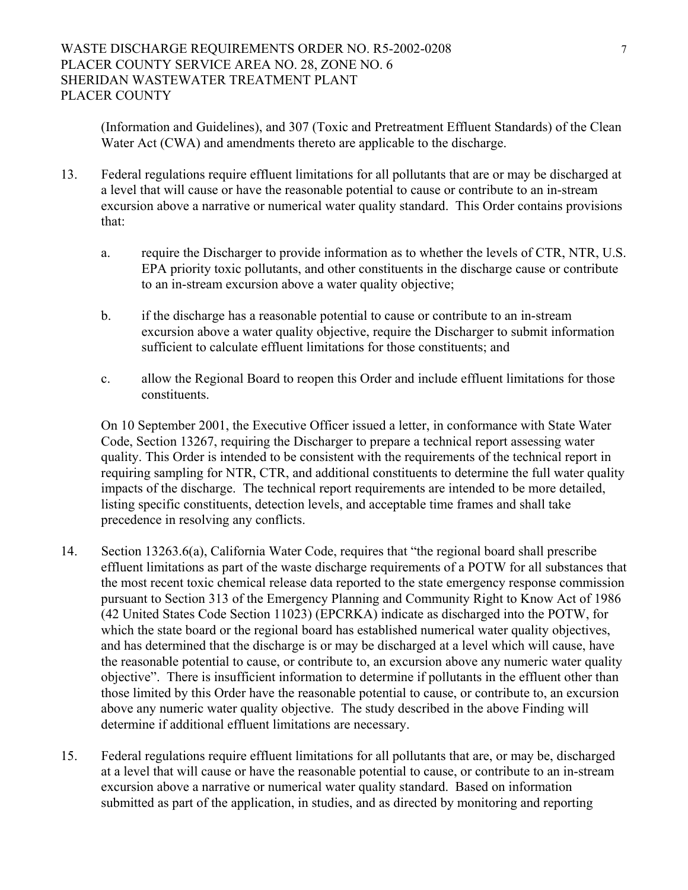(Information and Guidelines), and 307 (Toxic and Pretreatment Effluent Standards) of the Clean Water Act (CWA) and amendments thereto are applicable to the discharge.

13. Federal regulations require effluent limitations for all pollutants that are or may be discharged at a level that will cause or have the reasonable potential to cause or contribute to an in-stream excursion above a narrative or numerical water quality standard. This Order contains provisions that:

    a. require the Discharger to provide information as to whether the levels of CTR, NTR, U.S. EPA priority toxic pollutants, and other constituents in the discharge cause or contribute to an in-stream excursion above a water quality objective;

    b. if the discharge has a reasonable potential to cause or contribute to an in-stream excursion above a water quality objective, require the Discharger to submit information sufficient to calculate effluent limitations for those constituents; and

    c. allow the Regional Board to reopen this Order and include effluent limitations for those constituents.

    On 10 September 2001, the Executive Officer issued a letter, in conformance with State Water Code, Section 13267, requiring the Discharger to prepare a technical report assessing water quality. This Order is intended to be consistent with the requirements of the technical report in requiring sampling for NTR, CTR, and additional constituents to determine the full water quality impacts of the discharge. The technical report requirements are intended to be more detailed, listing specific constituents, detection levels, and acceptable time frames and shall take precedence in resolving any conflicts.

14. Section 13263.6(a), California Water Code, requires that "the regional board shall prescribe effluent limitations as part of the waste discharge requirements of a POTW for all substances that the most recent toxic chemical release data reported to the state emergency response commission pursuant to Section 313 of the Emergency Planning and Community Right to Know Act of 1986 (42 United States Code Section 11023) (EPCRKA) indicate as discharged into the POTW, for which the state board or the regional board has established numerical water quality objectives, and has determined that the discharge is or may be discharged at a level which will cause, have the reasonable potential to cause, or contribute to, an excursion above any numeric water quality objective". There is insufficient information to determine if pollutants in the effluent other than those limited by this Order have the reasonable potential to cause, or contribute to, an excursion above any numeric water quality objective. The study described in the above Finding will determine if additional effluent limitations are necessary.

15. Federal regulations require effluent limitations for all pollutants that are, or may be, discharged at a level that will cause or have the reasonable potential to cause, or contribute to an in-stream excursion above a narrative or numerical water quality standard. Based on information submitted as part of the application, in studies, and as directed by monitoring and reporting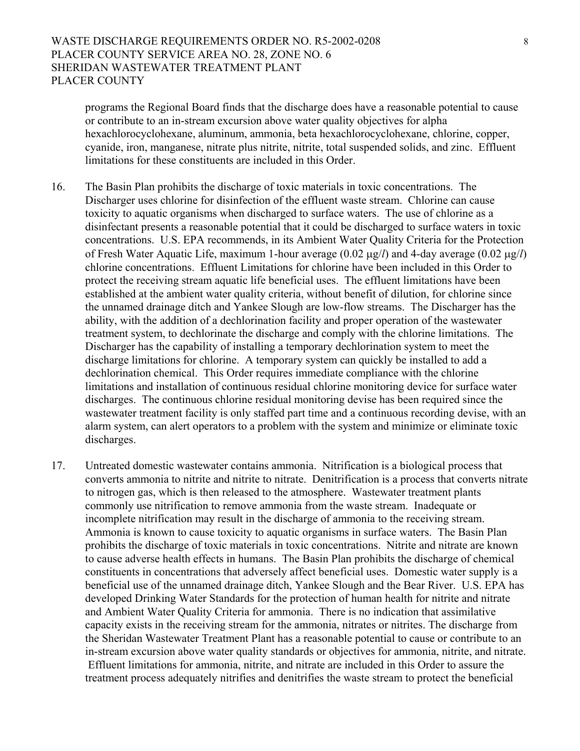programs the Regional Board finds that the discharge does have a reasonable potential to cause or contribute to an in-stream excursion above water quality objectives for alpha hexachlorocyclohexane, aluminum, ammonia, beta hexachlorocyclohexane, chlorine, copper, cyanide, iron, manganese, nitrate plus nitrite, nitrite, total suspended solids, and zinc. Effluent limitations for these constituents are included in this Order.

16. The Basin Plan prohibits the discharge of toxic materials in toxic concentrations. The Discharger uses chlorine for disinfection of the effluent waste stream. Chlorine can cause toxicity to aquatic organisms when discharged to surface waters. The use of chlorine as a disinfectant presents a reasonable potential that it could be discharged to surface waters in toxic concentrations. U.S. EPA recommends, in its Ambient Water Quality Criteria for the Protection of Fresh Water Aquatic Life, maximum 1-hour average (0.02 μg/*l*) and 4-day average (0.02 μg/*l*) chlorine concentrations. Effluent Limitations for chlorine have been included in this Order to protect the receiving stream aquatic life beneficial uses. The effluent limitations have been established at the ambient water quality criteria, without benefit of dilution, for chlorine since the unnamed drainage ditch and Yankee Slough are low-flow streams. The Discharger has the ability, with the addition of a dechlorination facility and proper operation of the wastewater treatment system, to dechlorinate the discharge and comply with the chlorine limitations. The Discharger has the capability of installing a temporary dechlorination system to meet the discharge limitations for chlorine. A temporary system can quickly be installed to add a dechlorination chemical. This Order requires immediate compliance with the chlorine limitations and installation of continuous residual chlorine monitoring device for surface water discharges. The continuous chlorine residual monitoring devise has been required since the wastewater treatment facility is only staffed part time and a continuous recording devise, with an alarm system, can alert operators to a problem with the system and minimize or eliminate toxic discharges.

17. Untreated domestic wastewater contains ammonia. Nitrification is a biological process that converts ammonia to nitrite and nitrite to nitrate. Denitrification is a process that converts nitrate to nitrogen gas, which is then released to the atmosphere. Wastewater treatment plants commonly use nitrification to remove ammonia from the waste stream. Inadequate or incomplete nitrification may result in the discharge of ammonia to the receiving stream. Ammonia is known to cause toxicity to aquatic organisms in surface waters. The Basin Plan prohibits the discharge of toxic materials in toxic concentrations. Nitrite and nitrate are known to cause adverse health effects in humans. The Basin Plan prohibits the discharge of chemical constituents in concentrations that adversely affect beneficial uses. Domestic water supply is a beneficial use of the unnamed drainage ditch, Yankee Slough and the Bear River. U.S. EPA has developed Drinking Water Standards for the protection of human health for nitrite and nitrate and Ambient Water Quality Criteria for ammonia. There is no indication that assimilative capacity exists in the receiving stream for the ammonia, nitrates or nitrites. The discharge from the Sheridan Wastewater Treatment Plant has a reasonable potential to cause or contribute to an in-stream excursion above water quality standards or objectives for ammonia, nitrite, and nitrate. Effluent limitations for ammonia, nitrite, and nitrate are included in this Order to assure the treatment process adequately nitrifies and denitrifies the waste stream to protect the beneficial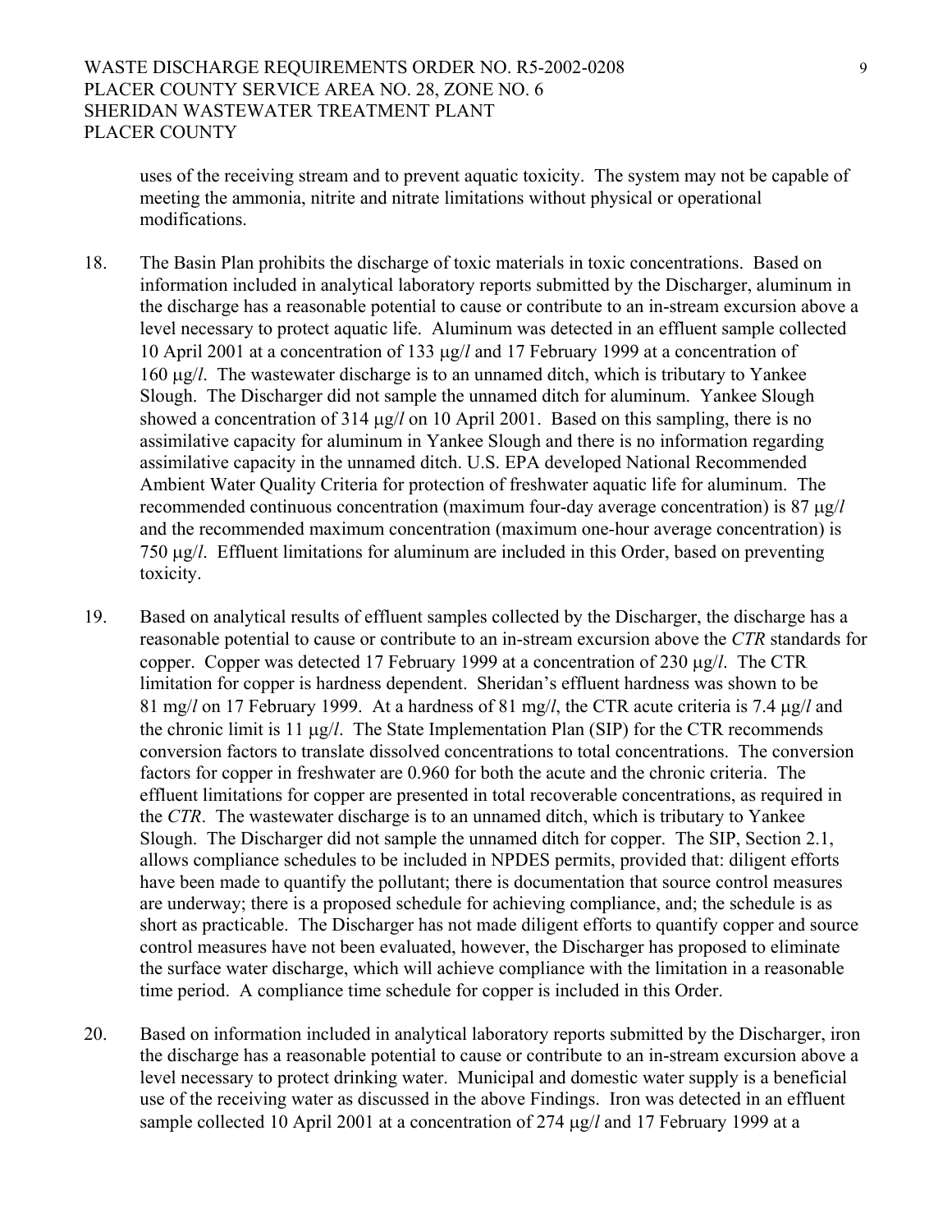uses of the receiving stream and to prevent aquatic toxicity. The system may not be capable of meeting the ammonia, nitrite and nitrate limitations without physical or operational modifications.

18. The Basin Plan prohibits the discharge of toxic materials in toxic concentrations. Based on information included in analytical laboratory reports submitted by the Discharger, aluminum in the discharge has a reasonable potential to cause or contribute to an in-stream excursion above a level necessary to protect aquatic life. Aluminum was detected in an effluent sample collected 10 April 2001 at a concentration of 133 μg/*l* and 17 February 1999 at a concentration of 160 μg/*l*. The wastewater discharge is to an unnamed ditch, which is tributary to Yankee Slough. The Discharger did not sample the unnamed ditch for aluminum. Yankee Slough showed a concentration of 314 μg/*l* on 10 April 2001. Based on this sampling, there is no assimilative capacity for aluminum in Yankee Slough and there is no information regarding assimilative capacity in the unnamed ditch. U.S. EPA developed National Recommended Ambient Water Quality Criteria for protection of freshwater aquatic life for aluminum. The recommended continuous concentration (maximum four-day average concentration) is 87 μg/*l* and the recommended maximum concentration (maximum one-hour average concentration) is 750 μg/*l*. Effluent limitations for aluminum are included in this Order, based on preventing toxicity.

19. Based on analytical results of effluent samples collected by the Discharger, the discharge has a reasonable potential to cause or contribute to an in-stream excursion above the *CTR* standards for copper. Copper was detected 17 February 1999 at a concentration of 230 μg/*l*. The CTR limitation for copper is hardness dependent. Sheridan's effluent hardness was shown to be 81 mg/*l* on 17 February 1999. At a hardness of 81 mg/*l*, the CTR acute criteria is 7.4 μg/*l* and the chronic limit is 11 μg/*l*. The State Implementation Plan (SIP) for the CTR recommends conversion factors to translate dissolved concentrations to total concentrations. The conversion factors for copper in freshwater are 0.960 for both the acute and the chronic criteria. The effluent limitations for copper are presented in total recoverable concentrations, as required in the *CTR*. The wastewater discharge is to an unnamed ditch, which is tributary to Yankee Slough. The Discharger did not sample the unnamed ditch for copper. The SIP, Section 2.1, allows compliance schedules to be included in NPDES permits, provided that: diligent efforts have been made to quantify the pollutant; there is documentation that source control measures are underway; there is a proposed schedule for achieving compliance, and; the schedule is as short as practicable. The Discharger has not made diligent efforts to quantify copper and source control measures have not been evaluated, however, the Discharger has proposed to eliminate the surface water discharge, which will achieve compliance with the limitation in a reasonable time period. A compliance time schedule for copper is included in this Order.

20. Based on information included in analytical laboratory reports submitted by the Discharger, iron the discharge has a reasonable potential to cause or contribute to an in-stream excursion above a level necessary to protect drinking water. Municipal and domestic water supply is a beneficial use of the receiving water as discussed in the above Findings. Iron was detected in an effluent sample collected 10 April 2001 at a concentration of 274 μg/*l* and 17 February 1999 at a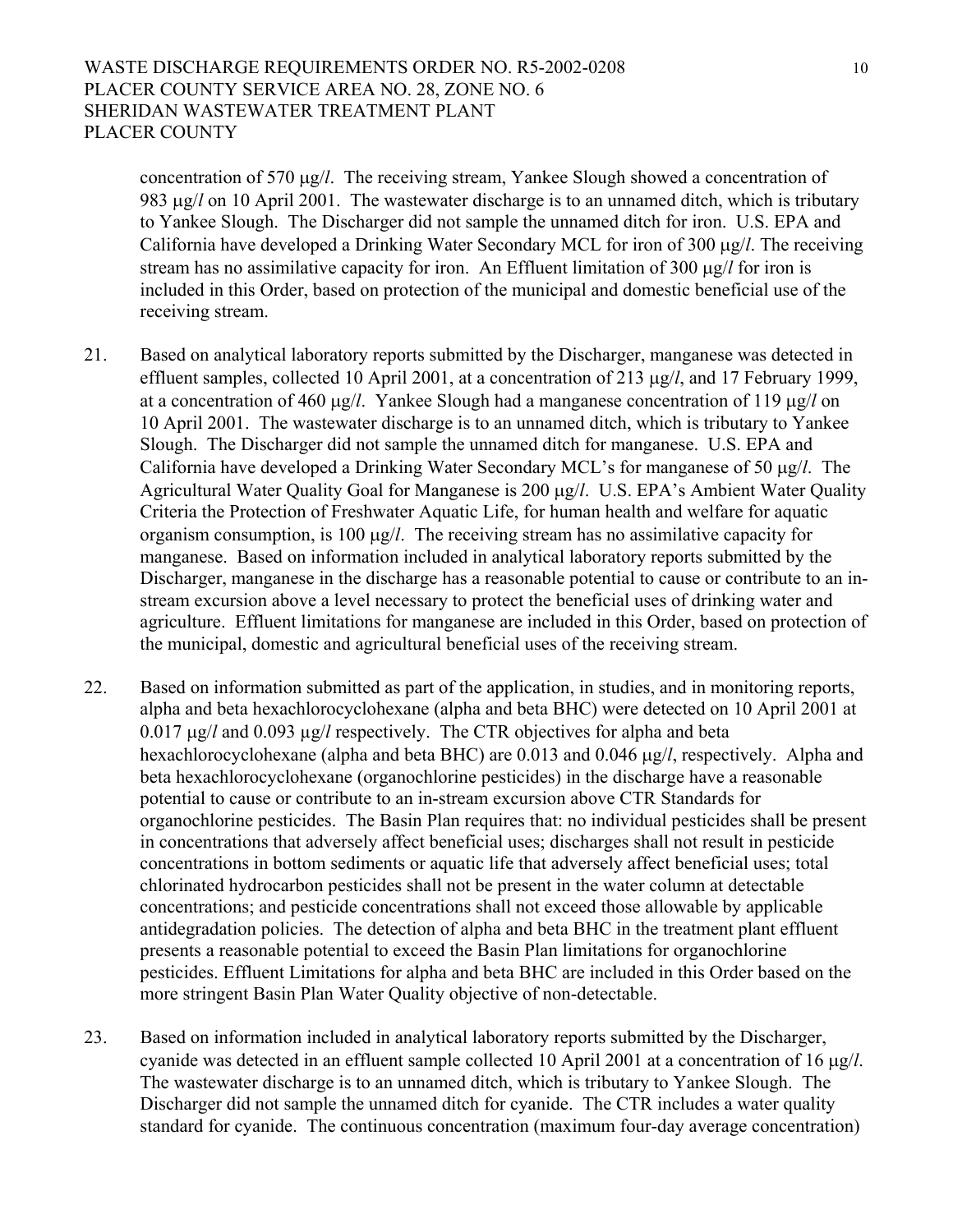concentration of 570 μg/*l*. The receiving stream, Yankee Slough showed a concentration of 983 μg/*l* on 10 April 2001. The wastewater discharge is to an unnamed ditch, which is tributary to Yankee Slough. The Discharger did not sample the unnamed ditch for iron. U.S. EPA and California have developed a Drinking Water Secondary MCL for iron of 300 μg/*l*. The receiving stream has no assimilative capacity for iron. An Effluent limitation of 300 μg/*l* for iron is included in this Order, based on protection of the municipal and domestic beneficial use of the receiving stream.

21. Based on analytical laboratory reports submitted by the Discharger, manganese was detected in effluent samples, collected 10 April 2001, at a concentration of 213 μg/*l*, and 17 February 1999, at a concentration of 460 μg/*l*. Yankee Slough had a manganese concentration of 119 μg/*l* on 10 April 2001. The wastewater discharge is to an unnamed ditch, which is tributary to Yankee Slough. The Discharger did not sample the unnamed ditch for manganese. U.S. EPA and California have developed a Drinking Water Secondary MCL's for manganese of 50 μg/*l*. The Agricultural Water Quality Goal for Manganese is 200 μg/*l*. U.S. EPA's Ambient Water Quality Criteria the Protection of Freshwater Aquatic Life, for human health and welfare for aquatic organism consumption, is 100 μg/*l*. The receiving stream has no assimilative capacity for manganese. Based on information included in analytical laboratory reports submitted by the Discharger, manganese in the discharge has a reasonable potential to cause or contribute to an in-stream excursion above a level necessary to protect the beneficial uses of drinking water and agriculture. Effluent limitations for manganese are included in this Order, based on protection of the municipal, domestic and agricultural beneficial uses of the receiving stream.

22. Based on information submitted as part of the application, in studies, and in monitoring reports, alpha and beta hexachlorocyclohexane (alpha and beta BHC) were detected on 10 April 2001 at 0.017 μg/*l* and 0.093 μg/*l* respectively. The CTR objectives for alpha and beta hexachlorocyclohexane (alpha and beta BHC) are 0.013 and 0.046 μg/*l*, respectively. Alpha and beta hexachlorocyclohexane (organochlorine pesticides) in the discharge have a reasonable potential to cause or contribute to an in-stream excursion above CTR Standards for organochlorine pesticides. The Basin Plan requires that: no individual pesticides shall be present in concentrations that adversely affect beneficial uses; discharges shall not result in pesticide concentrations in bottom sediments or aquatic life that adversely affect beneficial uses; total chlorinated hydrocarbon pesticides shall not be present in the water column at detectable concentrations; and pesticide concentrations shall not exceed those allowable by applicable antidegradation policies. The detection of alpha and beta BHC in the treatment plant effluent presents a reasonable potential to exceed the Basin Plan limitations for organochlorine pesticides. Effluent Limitations for alpha and beta BHC are included in this Order based on the more stringent Basin Plan Water Quality objective of non-detectable.

23. Based on information included in analytical laboratory reports submitted by the Discharger, cyanide was detected in an effluent sample collected 10 April 2001 at a concentration of 16 μg/*l*. The wastewater discharge is to an unnamed ditch, which is tributary to Yankee Slough. The Discharger did not sample the unnamed ditch for cyanide. The CTR includes a water quality standard for cyanide. The continuous concentration (maximum four-day average concentration)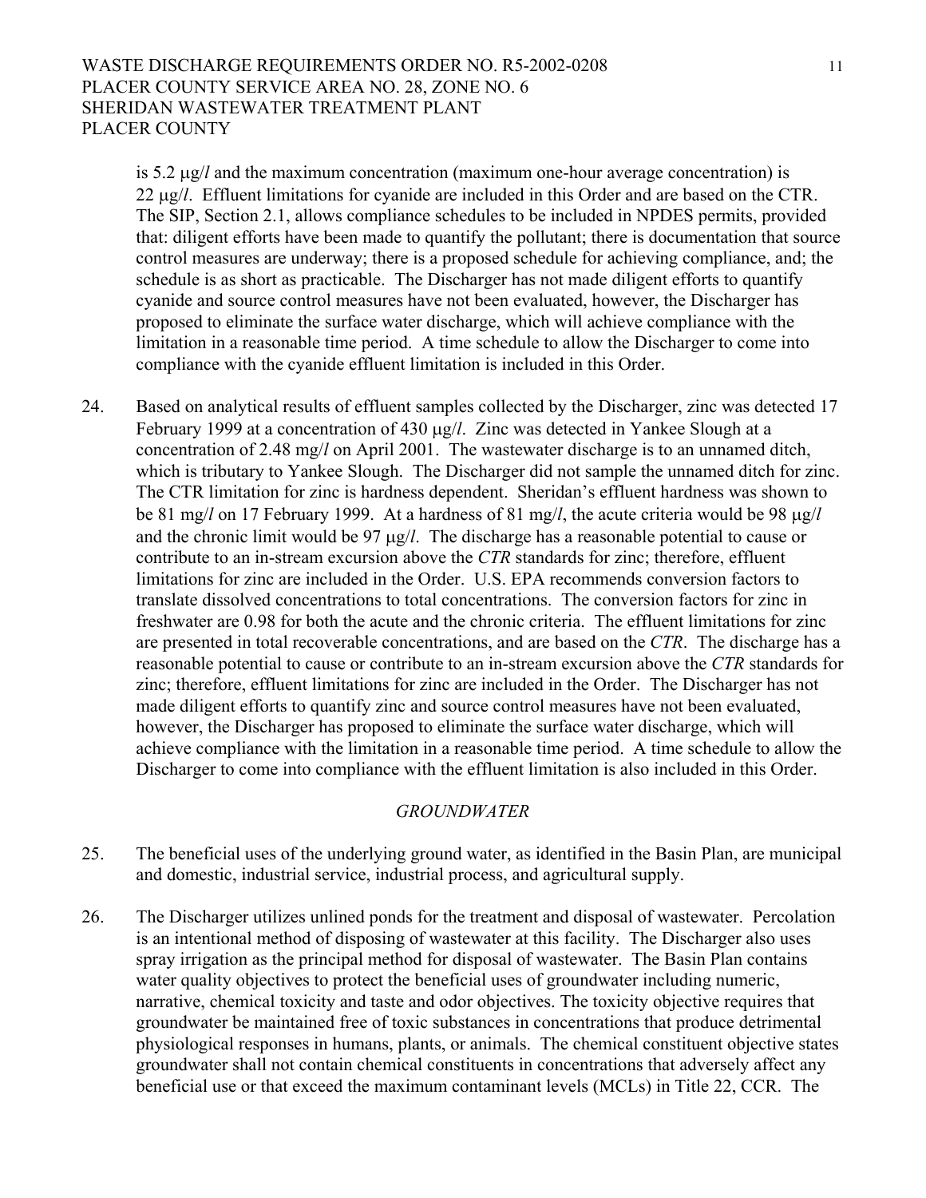is 5.2 μg/*l* and the maximum concentration (maximum one-hour average concentration) is 22 μg/*l*. Effluent limitations for cyanide are included in this Order and are based on the CTR. The SIP, Section 2.1, allows compliance schedules to be included in NPDES permits, provided that: diligent efforts have been made to quantify the pollutant; there is documentation that source control measures are underway; there is a proposed schedule for achieving compliance, and; the schedule is as short as practicable. The Discharger has not made diligent efforts to quantify cyanide and source control measures have not been evaluated, however, the Discharger has proposed to eliminate the surface water discharge, which will achieve compliance with the limitation in a reasonable time period. A time schedule to allow the Discharger to come into compliance with the cyanide effluent limitation is included in this Order.

24. Based on analytical results of effluent samples collected by the Discharger, zinc was detected 17 February 1999 at a concentration of 430 μg/*l*. Zinc was detected in Yankee Slough at a concentration of 2.48 mg/*l* on April 2001. The wastewater discharge is to an unnamed ditch, which is tributary to Yankee Slough. The Discharger did not sample the unnamed ditch for zinc. The CTR limitation for zinc is hardness dependent. Sheridan's effluent hardness was shown to be 81 mg/*l* on 17 February 1999. At a hardness of 81 mg/*l*, the acute criteria would be 98 μg/*l* and the chronic limit would be 97 μg/*l*. The discharge has a reasonable potential to cause or contribute to an in-stream excursion above the *CTR* standards for zinc; therefore, effluent limitations for zinc are included in the Order. U.S. EPA recommends conversion factors to translate dissolved concentrations to total concentrations. The conversion factors for zinc in freshwater are 0.98 for both the acute and the chronic criteria. The effluent limitations for zinc are presented in total recoverable concentrations, and are based on the *CTR*. The discharge has a reasonable potential to cause or contribute to an in-stream excursion above the *CTR* standards for zinc; therefore, effluent limitations for zinc are included in the Order. The Discharger has not made diligent efforts to quantify zinc and source control measures have not been evaluated, however, the Discharger has proposed to eliminate the surface water discharge, which will achieve compliance with the limitation in a reasonable time period. A time schedule to allow the Discharger to come into compliance with the effluent limitation is also included in this Order.

*GROUNDWATER*

25. The beneficial uses of the underlying ground water, as identified in the Basin Plan, are municipal and domestic, industrial service, industrial process, and agricultural supply.

26. The Discharger utilizes unlined ponds for the treatment and disposal of wastewater. Percolation is an intentional method of disposing of wastewater at this facility. The Discharger also uses spray irrigation as the principal method for disposal of wastewater. The Basin Plan contains water quality objectives to protect the beneficial uses of groundwater including numeric, narrative, chemical toxicity and taste and odor objectives. The toxicity objective requires that groundwater be maintained free of toxic substances in concentrations that produce detrimental physiological responses in humans, plants, or animals. The chemical constituent objective states groundwater shall not contain chemical constituents in concentrations that adversely affect any beneficial use or that exceed the maximum contaminant levels (MCLs) in Title 22, CCR. The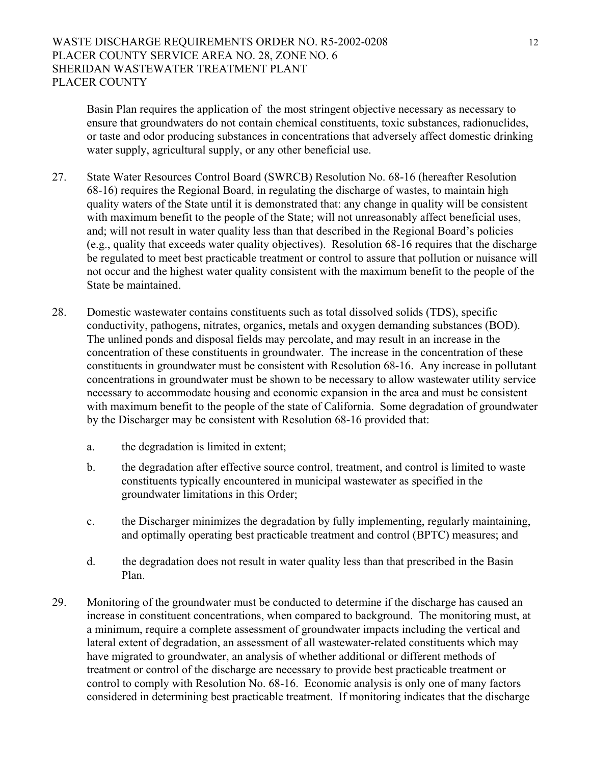Basin Plan requires the application of the most stringent objective necessary as necessary to ensure that groundwaters do not contain chemical constituents, toxic substances, radionuclides, or taste and odor producing substances in concentrations that adversely affect domestic drinking water supply, agricultural supply, or any other beneficial use.

27. State Water Resources Control Board (SWRCB) Resolution No. 68-16 (hereafter Resolution 68-16) requires the Regional Board, in regulating the discharge of wastes, to maintain high quality waters of the State until it is demonstrated that: any change in quality will be consistent with maximum benefit to the people of the State; will not unreasonably affect beneficial uses, and; will not result in water quality less than that described in the Regional Board's policies (e.g., quality that exceeds water quality objectives). Resolution 68-16 requires that the discharge be regulated to meet best practicable treatment or control to assure that pollution or nuisance will not occur and the highest water quality consistent with the maximum benefit to the people of the State be maintained.

28. Domestic wastewater contains constituents such as total dissolved solids (TDS), specific conductivity, pathogens, nitrates, organics, metals and oxygen demanding substances (BOD). The unlined ponds and disposal fields may percolate, and may result in an increase in the concentration of these constituents in groundwater. The increase in the concentration of these constituents in groundwater must be consistent with Resolution 68-16. Any increase in pollutant concentrations in groundwater must be shown to be necessary to allow wastewater utility service necessary to accommodate housing and economic expansion in the area and must be consistent with maximum benefit to the people of the state of California. Some degradation of groundwater by the Discharger may be consistent with Resolution 68-16 provided that:

    a. the degradation is limited in extent;

    b. the degradation after effective source control, treatment, and control is limited to waste constituents typically encountered in municipal wastewater as specified in the groundwater limitations in this Order;

    c. the Discharger minimizes the degradation by fully implementing, regularly maintaining, and optimally operating best practicable treatment and control (BPTC) measures; and

    d. the degradation does not result in water quality less than that prescribed in the Basin Plan.

29. Monitoring of the groundwater must be conducted to determine if the discharge has caused an increase in constituent concentrations, when compared to background. The monitoring must, at a minimum, require a complete assessment of groundwater impacts including the vertical and lateral extent of degradation, an assessment of all wastewater-related constituents which may have migrated to groundwater, an analysis of whether additional or different methods of treatment or control of the discharge are necessary to provide best practicable treatment or control to comply with Resolution No. 68-16. Economic analysis is only one of many factors considered in determining best practicable treatment. If monitoring indicates that the discharge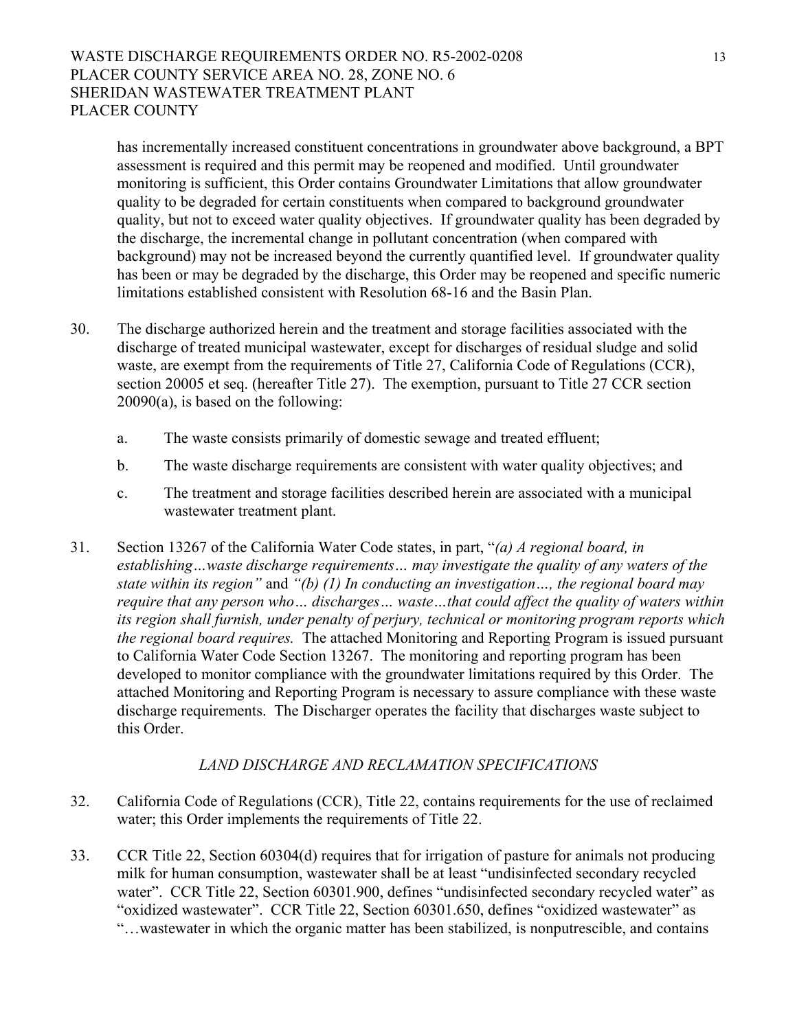has incrementally increased constituent concentrations in groundwater above background, a BPT assessment is required and this permit may be reopened and modified. Until groundwater monitoring is sufficient, this Order contains Groundwater Limitations that allow groundwater quality to be degraded for certain constituents when compared to background groundwater quality, but not to exceed water quality objectives. If groundwater quality has been degraded by the discharge, the incremental change in pollutant concentration (when compared with background) may not be increased beyond the currently quantified level. If groundwater quality has been or may be degraded by the discharge, this Order may be reopened and specific numeric limitations established consistent with Resolution 68-16 and the Basin Plan.

30. The discharge authorized herein and the treatment and storage facilities associated with the discharge of treated municipal wastewater, except for discharges of residual sludge and solid waste, are exempt from the requirements of Title 27, California Code of Regulations (CCR), section 20005 et seq. (hereafter Title 27). The exemption, pursuant to Title 27 CCR section 20090(a), is based on the following:

    a. The waste consists primarily of domestic sewage and treated effluent;

    b. The waste discharge requirements are consistent with water quality objectives; and

    c. The treatment and storage facilities described herein are associated with a municipal wastewater treatment plant.

31. Section 13267 of the California Water Code states, in part, "*(a) A regional board, in establishing…waste discharge requirements… may investigate the quality of any waters of the state within its region"* and *"(b) (1) In conducting an investigation…, the regional board may require that any person who… discharges… waste…that could affect the quality of waters within its region shall furnish, under penalty of perjury, technical or monitoring program reports which the regional board requires.* The attached Monitoring and Reporting Program is issued pursuant to California Water Code Section 13267. The monitoring and reporting program has been developed to monitor compliance with the groundwater limitations required by this Order. The attached Monitoring and Reporting Program is necessary to assure compliance with these waste discharge requirements. The Discharger operates the facility that discharges waste subject to this Order.

*LAND DISCHARGE AND RECLAMATION SPECIFICATIONS*

32. California Code of Regulations (CCR), Title 22, contains requirements for the use of reclaimed water; this Order implements the requirements of Title 22.

33. CCR Title 22, Section 60304(d) requires that for irrigation of pasture for animals not producing milk for human consumption, wastewater shall be at least "undisinfected secondary recycled water". CCR Title 22, Section 60301.900, defines "undisinfected secondary recycled water" as "oxidized wastewater". CCR Title 22, Section 60301.650, defines "oxidized wastewater" as "…wastewater in which the organic matter has been stabilized, is nonputrescible, and contains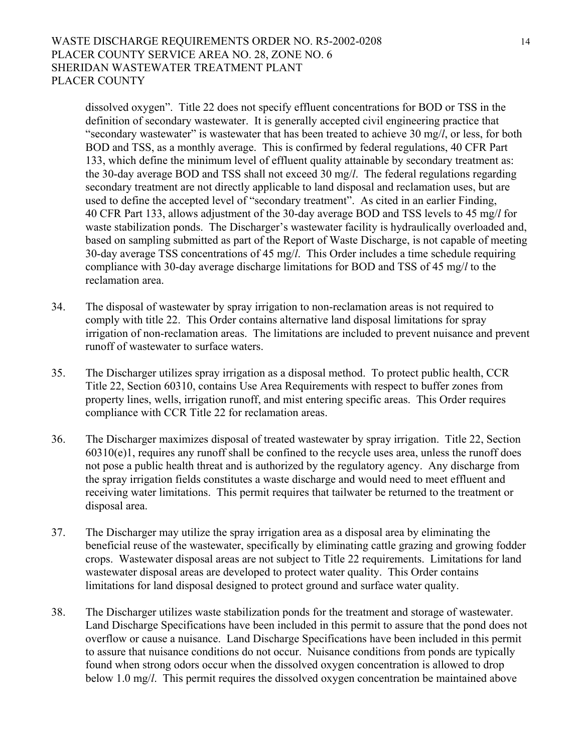dissolved oxygen". Title 22 does not specify effluent concentrations for BOD or TSS in the definition of secondary wastewater. It is generally accepted civil engineering practice that "secondary wastewater" is wastewater that has been treated to achieve 30 mg/*l*, or less, for both BOD and TSS, as a monthly average. This is confirmed by federal regulations, 40 CFR Part 133, which define the minimum level of effluent quality attainable by secondary treatment as: the 30-day average BOD and TSS shall not exceed 30 mg/*l*. The federal regulations regarding secondary treatment are not directly applicable to land disposal and reclamation uses, but are used to define the accepted level of "secondary treatment". As cited in an earlier Finding, 40 CFR Part 133, allows adjustment of the 30-day average BOD and TSS levels to 45 mg/*l* for waste stabilization ponds. The Discharger's wastewater facility is hydraulically overloaded and, based on sampling submitted as part of the Report of Waste Discharge, is not capable of meeting 30-day average TSS concentrations of 45 mg/*l*. This Order includes a time schedule requiring compliance with 30-day average discharge limitations for BOD and TSS of 45 mg/*l* to the reclamation area.

34. The disposal of wastewater by spray irrigation to non-reclamation areas is not required to comply with title 22. This Order contains alternative land disposal limitations for spray irrigation of non-reclamation areas. The limitations are included to prevent nuisance and prevent runoff of wastewater to surface waters.

35. The Discharger utilizes spray irrigation as a disposal method. To protect public health, CCR Title 22, Section 60310, contains Use Area Requirements with respect to buffer zones from property lines, wells, irrigation runoff, and mist entering specific areas. This Order requires compliance with CCR Title 22 for reclamation areas.

36. The Discharger maximizes disposal of treated wastewater by spray irrigation. Title 22, Section 60310(e)1, requires any runoff shall be confined to the recycle uses area, unless the runoff does not pose a public health threat and is authorized by the regulatory agency. Any discharge from the spray irrigation fields constitutes a waste discharge and would need to meet effluent and receiving water limitations. This permit requires that tailwater be returned to the treatment or disposal area.

37. The Discharger may utilize the spray irrigation area as a disposal area by eliminating the beneficial reuse of the wastewater, specifically by eliminating cattle grazing and growing fodder crops. Wastewater disposal areas are not subject to Title 22 requirements. Limitations for land wastewater disposal areas are developed to protect water quality. This Order contains limitations for land disposal designed to protect ground and surface water quality.

38. The Discharger utilizes waste stabilization ponds for the treatment and storage of wastewater. Land Discharge Specifications have been included in this permit to assure that the pond does not overflow or cause a nuisance. Land Discharge Specifications have been included in this permit to assure that nuisance conditions do not occur. Nuisance conditions from ponds are typically found when strong odors occur when the dissolved oxygen concentration is allowed to drop below 1.0 mg/*l*. This permit requires the dissolved oxygen concentration be maintained above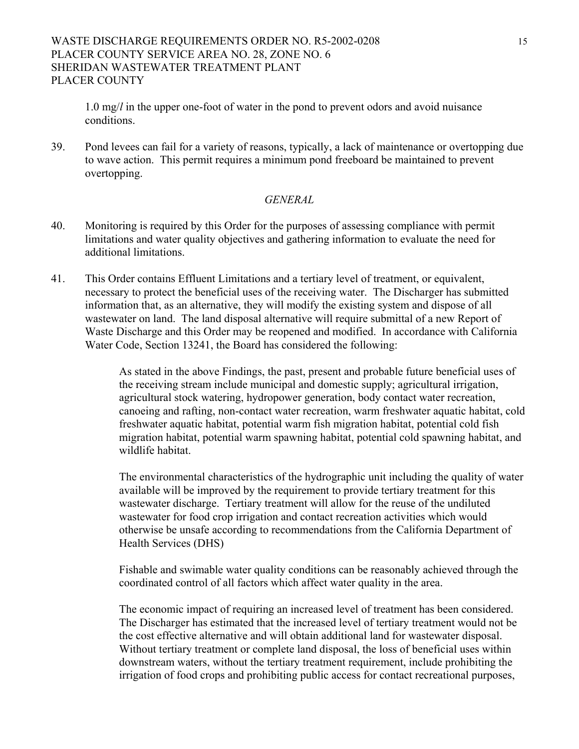1.0 mg/*l* in the upper one-foot of water in the pond to prevent odors and avoid nuisance conditions.

39. Pond levees can fail for a variety of reasons, typically, a lack of maintenance or overtopping due to wave action. This permit requires a minimum pond freeboard be maintained to prevent overtopping.

*GENERAL*

40. Monitoring is required by this Order for the purposes of assessing compliance with permit limitations and water quality objectives and gathering information to evaluate the need for additional limitations.

41. This Order contains Effluent Limitations and a tertiary level of treatment, or equivalent, necessary to protect the beneficial uses of the receiving water. The Discharger has submitted information that, as an alternative, they will modify the existing system and dispose of all wastewater on land. The land disposal alternative will require submittal of a new Report of Waste Discharge and this Order may be reopened and modified. In accordance with California Water Code, Section 13241, the Board has considered the following:

    As stated in the above Findings, the past, present and probable future beneficial uses of the receiving stream include municipal and domestic supply; agricultural irrigation, agricultural stock watering, hydropower generation, body contact water recreation, canoeing and rafting, non-contact water recreation, warm freshwater aquatic habitat, cold freshwater aquatic habitat, potential warm fish migration habitat, potential cold fish migration habitat, potential warm spawning habitat, potential cold spawning habitat, and wildlife habitat.

    The environmental characteristics of the hydrographic unit including the quality of water available will be improved by the requirement to provide tertiary treatment for this wastewater discharge. Tertiary treatment will allow for the reuse of the undiluted wastewater for food crop irrigation and contact recreation activities which would otherwise be unsafe according to recommendations from the California Department of Health Services (DHS)

    Fishable and swimable water quality conditions can be reasonably achieved through the coordinated control of all factors which affect water quality in the area.

    The economic impact of requiring an increased level of treatment has been considered. The Discharger has estimated that the increased level of tertiary treatment would not be the cost effective alternative and will obtain additional land for wastewater disposal. Without tertiary treatment or complete land disposal, the loss of beneficial uses within downstream waters, without the tertiary treatment requirement, include prohibiting the irrigation of food crops and prohibiting public access for contact recreational purposes,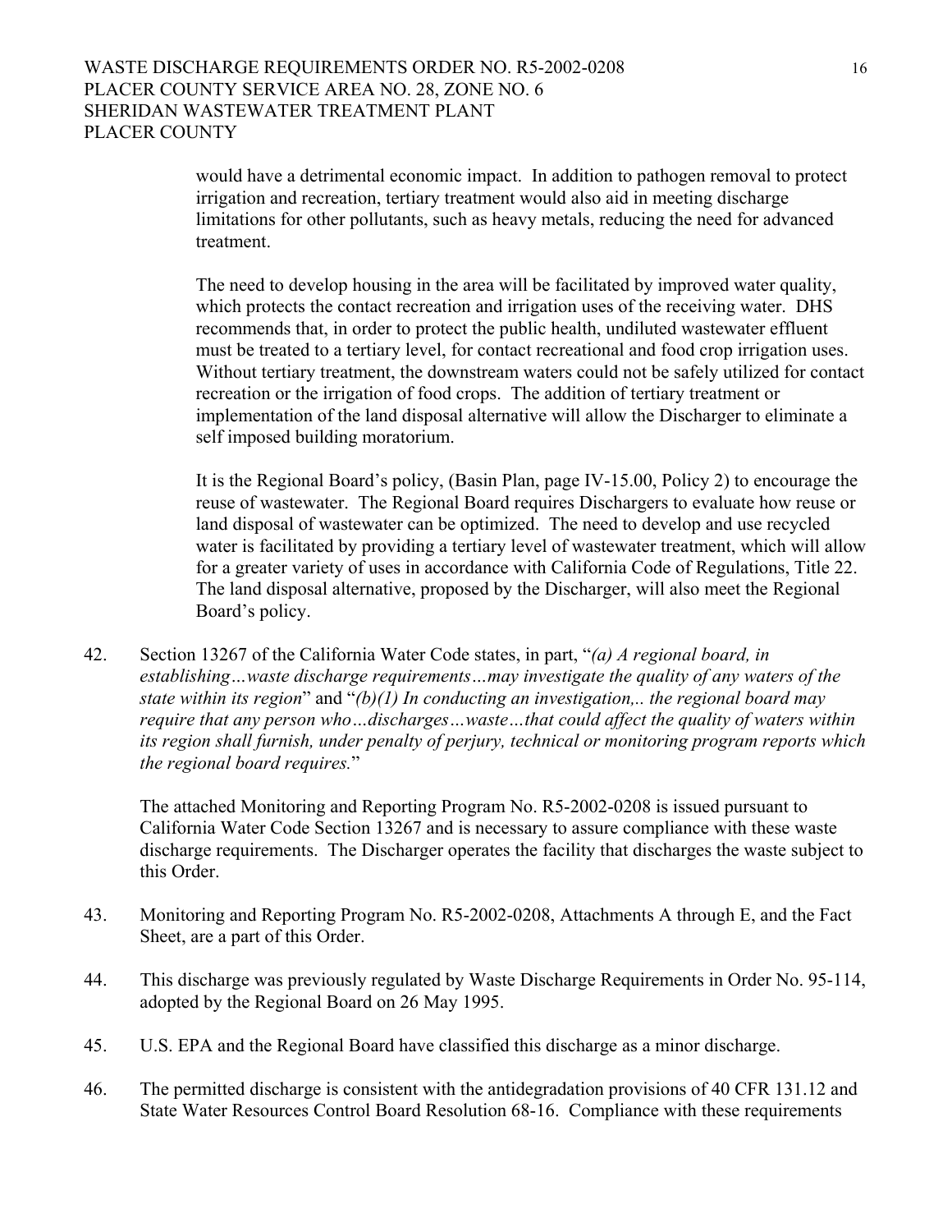would have a detrimental economic impact. In addition to pathogen removal to protect irrigation and recreation, tertiary treatment would also aid in meeting discharge limitations for other pollutants, such as heavy metals, reducing the need for advanced treatment.

The need to develop housing in the area will be facilitated by improved water quality, which protects the contact recreation and irrigation uses of the receiving water. DHS recommends that, in order to protect the public health, undiluted wastewater effluent must be treated to a tertiary level, for contact recreational and food crop irrigation uses. Without tertiary treatment, the downstream waters could not be safely utilized for contact recreation or the irrigation of food crops. The addition of tertiary treatment or implementation of the land disposal alternative will allow the Discharger to eliminate a self imposed building moratorium.

It is the Regional Board's policy, (Basin Plan, page IV-15.00, Policy 2) to encourage the reuse of wastewater. The Regional Board requires Dischargers to evaluate how reuse or land disposal of wastewater can be optimized. The need to develop and use recycled water is facilitated by providing a tertiary level of wastewater treatment, which will allow for a greater variety of uses in accordance with California Code of Regulations, Title 22. The land disposal alternative, proposed by the Discharger, will also meet the Regional Board's policy.

42. Section 13267 of the California Water Code states, in part, "*(a) A regional board, in establishing…waste discharge requirements…may investigate the quality of any waters of the state within its region*" and "*(b)(1) In conducting an investigation,.. the regional board may require that any person who…discharges…waste…that could affect the quality of waters within its region shall furnish, under penalty of perjury, technical or monitoring program reports which the regional board requires.*"

    The attached Monitoring and Reporting Program No. R5-2002-0208 is issued pursuant to California Water Code Section 13267 and is necessary to assure compliance with these waste discharge requirements. The Discharger operates the facility that discharges the waste subject to this Order.

43. Monitoring and Reporting Program No. R5-2002-0208, Attachments A through E, and the Fact Sheet, are a part of this Order.

44. This discharge was previously regulated by Waste Discharge Requirements in Order No. 95-114, adopted by the Regional Board on 26 May 1995.

45. U.S. EPA and the Regional Board have classified this discharge as a minor discharge.

46. The permitted discharge is consistent with the antidegradation provisions of 40 CFR 131.12 and State Water Resources Control Board Resolution 68-16. Compliance with these requirements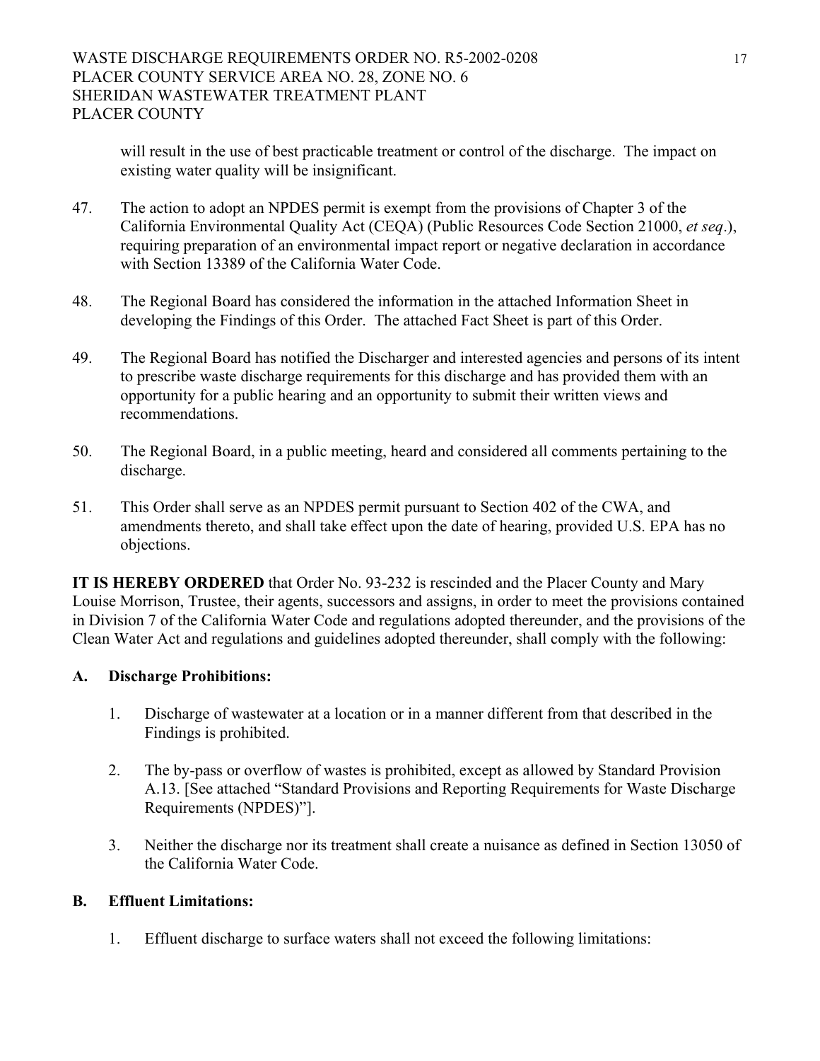will result in the use of best practicable treatment or control of the discharge. The impact on existing water quality will be insignificant.

47. The action to adopt an NPDES permit is exempt from the provisions of Chapter 3 of the California Environmental Quality Act (CEQA) (Public Resources Code Section 21000, *et seq*.), requiring preparation of an environmental impact report or negative declaration in accordance with Section 13389 of the California Water Code.

48. The Regional Board has considered the information in the attached Information Sheet in developing the Findings of this Order. The attached Fact Sheet is part of this Order.

49. The Regional Board has notified the Discharger and interested agencies and persons of its intent to prescribe waste discharge requirements for this discharge and has provided them with an opportunity for a public hearing and an opportunity to submit their written views and recommendations.

50. The Regional Board, in a public meeting, heard and considered all comments pertaining to the discharge.

51. This Order shall serve as an NPDES permit pursuant to Section 402 of the CWA, and amendments thereto, and shall take effect upon the date of hearing, provided U.S. EPA has no objections.

**IT IS HEREBY ORDERED** that Order No. 93-232 is rescinded and the Placer County and Mary Louise Morrison, Trustee, their agents, successors and assigns, in order to meet the provisions contained in Division 7 of the California Water Code and regulations adopted thereunder, and the provisions of the Clean Water Act and regulations and guidelines adopted thereunder, shall comply with the following:

**A. Discharge Prohibitions:**

1. Discharge of wastewater at a location or in a manner different from that described in the Findings is prohibited.

2. The by-pass or overflow of wastes is prohibited, except as allowed by Standard Provision A.13. [See attached "Standard Provisions and Reporting Requirements for Waste Discharge Requirements (NPDES)"].

3. Neither the discharge nor its treatment shall create a nuisance as defined in Section 13050 of the California Water Code.

**B. Effluent Limitations:**

1. Effluent discharge to surface waters shall not exceed the following limitations: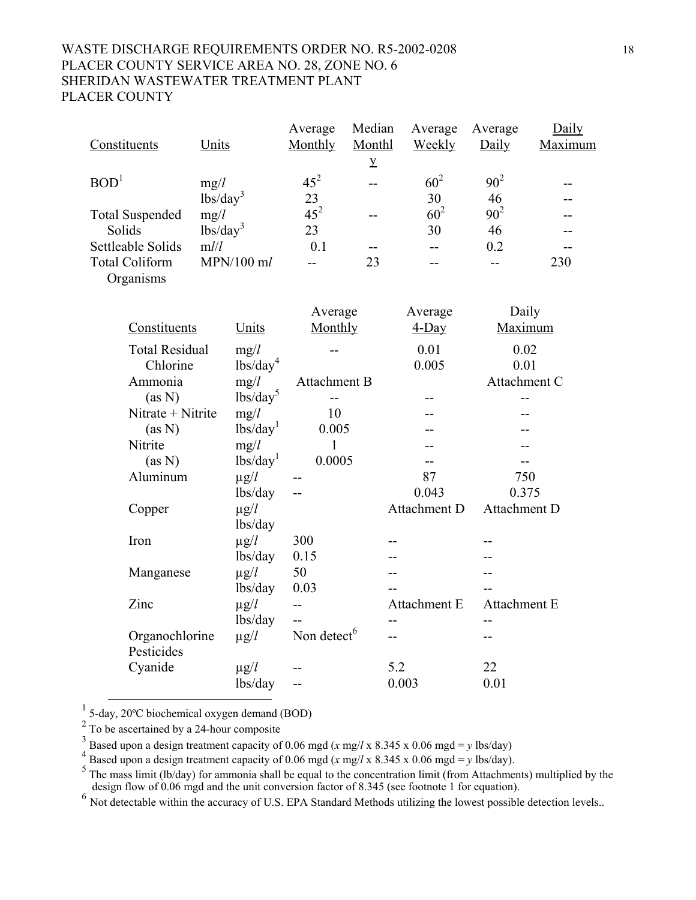| Constituents | Units | Average Monthly | Median Monthly | Average Weekly | Average Daily | Daily Maximum |
|---|---|---|---|---|---|---|
| BOD[1] | mg/l | 45[2] | -- | 60[2] | 90[2] | -- |
| | lbs/day[3] | 23 | | 30 | 46 | -- |
| Total Suspended Solids | mg/l | 45[2] | -- | 60[2] | 90[2] | -- |
| | lbs/day[3] | 23 | | 30 | 46 | -- |
| Settleable Solids | ml/l | 0.1 | -- | -- | 0.2 | -- |
| Total Coliform Organisms | MPN/100 ml | -- | 23 | -- | -- | 230 |

| Constituents | Units | Average Monthly | Average 4-Day | Daily Maximum |
|---|---|---|---|---|
| Total Residual Chlorine | mg/l | -- | 0.01 | 0.02 |
| | lbs/day[4] | | 0.005 | 0.01 |
| Ammonia (as N) | mg/l | Attachment B | | Attachment C |
| | lbs/day[5] | -- | -- | -- |
| Nitrate + Nitrite (as N) | mg/l | 10 | -- | -- |
| | lbs/day[1] | 0.005 | -- | -- |
| Nitrite (as N) | mg/l | 1 | -- | -- |
| | lbs/day[1] | 0.0005 | -- | -- |
| Aluminum | μg/l | -- | 87 | 750 |
| | lbs/day | -- | 0.043 | 0.375 |
| Copper | μg/l | | Attachment D | Attachment D |
| | lbs/day | | | |
| Iron | μg/l | 300 | -- | -- |
| | lbs/day | 0.15 | -- | -- |
| Manganese | μg/l | 50 | -- | -- |
| | lbs/day | 0.03 | -- | -- |
| Zinc | μg/l | -- | Attachment E | Attachment E |
| | lbs/day | -- | -- | -- |
| Organochlorine Pesticides | μg/l | Non detect[6] | -- | -- |
| Cyanide | μg/l | -- | 5.2 | 22 |
| | lbs/day | -- | 0.003 | 0.01 |

---

[1] 5-day, 20ºC biochemical oxygen demand (BOD)

[2] To be ascertained by a 24-hour composite

[3] Based upon a design treatment capacity of 0.06 mgd (*x* mg/*l* x 8.345 x 0.06 mgd = *y* lbs/day)

[4] Based upon a design treatment capacity of 0.06 mgd (*x* mg/*l* x 8.345 x 0.06 mgd = *y* lbs/day).

[5] The mass limit (lb/day) for ammonia shall be equal to the concentration limit (from Attachments) multiplied by the design flow of 0.06 mgd and the unit conversion factor of 8.345 (see footnote 1 for equation).

[6] Not detectable within the accuracy of U.S. EPA Standard Methods utilizing the lowest possible detection levels..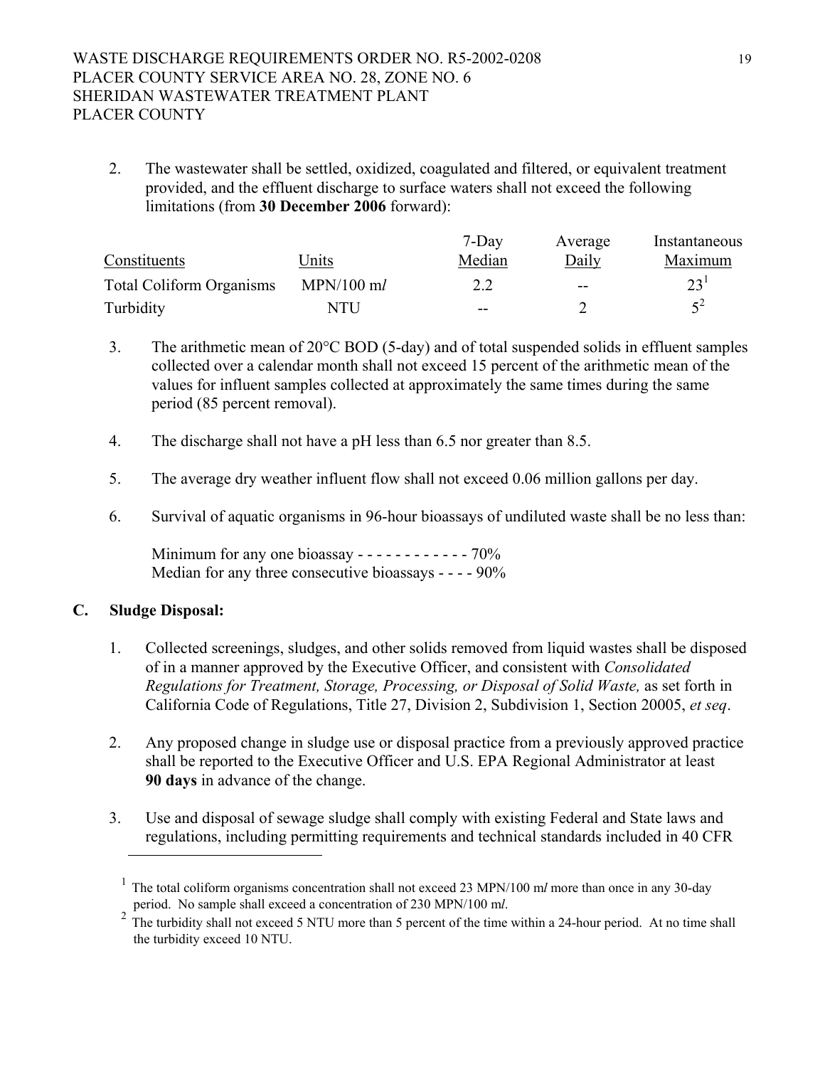2. The wastewater shall be settled, oxidized, coagulated and filtered, or equivalent treatment provided, and the effluent discharge to surface waters shall not exceed the following limitations (from **30 December 2006** forward):

| Constituents | Units | 7-Day Median | Average Daily | Instantaneous Maximum |
|---|---|---|---|---|
| Total Coliform Organisms | MPN/100 m*l* | 2.2 | -- | 23[1] |
| Turbidity | NTU | -- | 2 | 5[2] |

3. The arithmetic mean of 20°C BOD (5-day) and of total suspended solids in effluent samples collected over a calendar month shall not exceed 15 percent of the arithmetic mean of the values for influent samples collected at approximately the same times during the same period (85 percent removal).

4. The discharge shall not have a pH less than 6.5 nor greater than 8.5.

5. The average dry weather influent flow shall not exceed 0.06 million gallons per day.

6. Survival of aquatic organisms in 96-hour bioassays of undiluted waste shall be no less than:

   Minimum for any one bioassay - - - - - - - - - - - - 70%
   Median for any three consecutive bioassays - - - - 90%

**C. Sludge Disposal:**

1. Collected screenings, sludges, and other solids removed from liquid wastes shall be disposed of in a manner approved by the Executive Officer, and consistent with *Consolidated Regulations for Treatment, Storage, Processing, or Disposal of Solid Waste,* as set forth in California Code of Regulations, Title 27, Division 2, Subdivision 1, Section 20005, *et seq*.

2. Any proposed change in sludge use or disposal practice from a previously approved practice shall be reported to the Executive Officer and U.S. EPA Regional Administrator at least **90 days** in advance of the change.

3. Use and disposal of sewage sludge shall comply with existing Federal and State laws and regulations, including permitting requirements and technical standards included in 40 CFR

---

[1] The total coliform organisms concentration shall not exceed 23 MPN/100 m*l* more than once in any 30-day period. No sample shall exceed a concentration of 230 MPN/100 m*l*.

[2] The turbidity shall not exceed 5 NTU more than 5 percent of the time within a 24-hour period. At no time shall the turbidity exceed 10 NTU.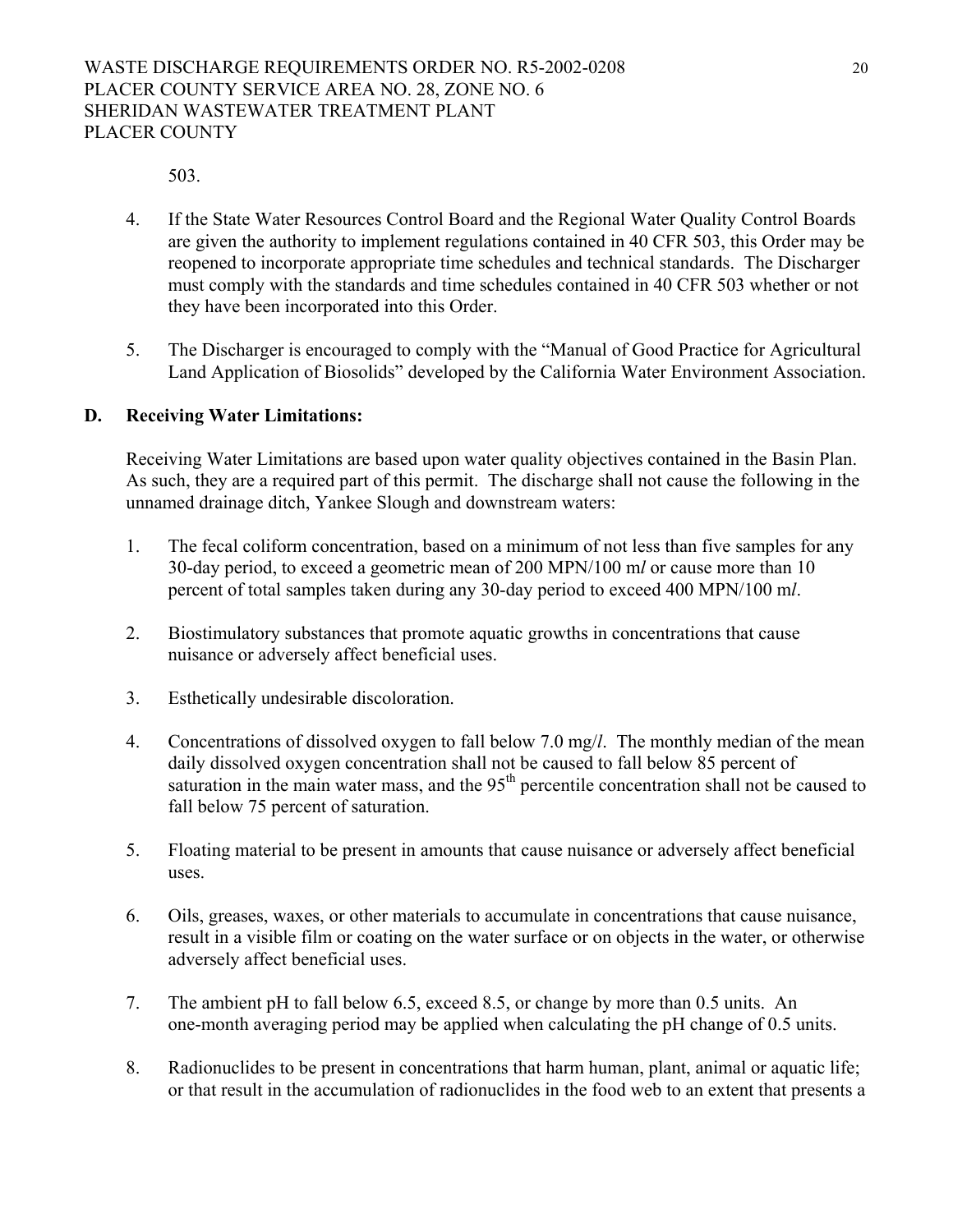503.

4. If the State Water Resources Control Board and the Regional Water Quality Control Boards are given the authority to implement regulations contained in 40 CFR 503, this Order may be reopened to incorporate appropriate time schedules and technical standards. The Discharger must comply with the standards and time schedules contained in 40 CFR 503 whether or not they have been incorporated into this Order.

5. The Discharger is encouraged to comply with the "Manual of Good Practice for Agricultural Land Application of Biosolids" developed by the California Water Environment Association.

**D. Receiving Water Limitations:**

Receiving Water Limitations are based upon water quality objectives contained in the Basin Plan. As such, they are a required part of this permit. The discharge shall not cause the following in the unnamed drainage ditch, Yankee Slough and downstream waters:

1. The fecal coliform concentration, based on a minimum of not less than five samples for any 30-day period, to exceed a geometric mean of 200 MPN/100 m*l* or cause more than 10 percent of total samples taken during any 30-day period to exceed 400 MPN/100 m*l*.

2. Biostimulatory substances that promote aquatic growths in concentrations that cause nuisance or adversely affect beneficial uses.

3. Esthetically undesirable discoloration.

4. Concentrations of dissolved oxygen to fall below 7.0 mg/*l*. The monthly median of the mean daily dissolved oxygen concentration shall not be caused to fall below 85 percent of saturation in the main water mass, and the $95^{th}$ percentile concentration shall not be caused to fall below 75 percent of saturation.

5. Floating material to be present in amounts that cause nuisance or adversely affect beneficial uses.

6. Oils, greases, waxes, or other materials to accumulate in concentrations that cause nuisance, result in a visible film or coating on the water surface or on objects in the water, or otherwise adversely affect beneficial uses.

7. The ambient pH to fall below 6.5, exceed 8.5, or change by more than 0.5 units. An one-month averaging period may be applied when calculating the pH change of 0.5 units.

8. Radionuclides to be present in concentrations that harm human, plant, animal or aquatic life; or that result in the accumulation of radionuclides in the food web to an extent that presents a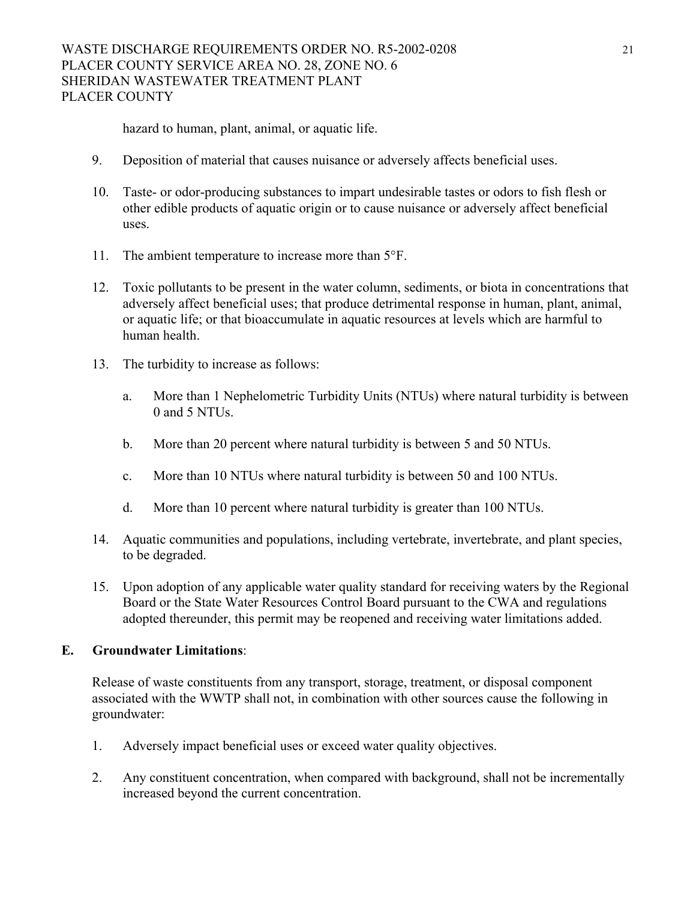hazard to human, plant, animal, or aquatic life.

9. Deposition of material that causes nuisance or adversely affects beneficial uses.

10. Taste- or odor-producing substances to impart undesirable tastes or odors to fish flesh or other edible products of aquatic origin or to cause nuisance or adversely affect beneficial uses.

11. The ambient temperature to increase more than 5°F.

12. Toxic pollutants to be present in the water column, sediments, or biota in concentrations that adversely affect beneficial uses; that produce detrimental response in human, plant, animal, or aquatic life; or that bioaccumulate in aquatic resources at levels which are harmful to human health.

13. The turbidity to increase as follows:

    a. More than 1 Nephelometric Turbidity Units (NTUs) where natural turbidity is between 0 and 5 NTUs.

    b. More than 20 percent where natural turbidity is between 5 and 50 NTUs.

    c. More than 10 NTUs where natural turbidity is between 50 and 100 NTUs.

    d. More than 10 percent where natural turbidity is greater than 100 NTUs.

14. Aquatic communities and populations, including vertebrate, invertebrate, and plant species, to be degraded.

15. Upon adoption of any applicable water quality standard for receiving waters by the Regional Board or the State Water Resources Control Board pursuant to the CWA and regulations adopted thereunder, this permit may be reopened and receiving water limitations added.

## E. Groundwater Limitations:

Release of waste constituents from any transport, storage, treatment, or disposal component associated with the WWTP shall not, in combination with other sources cause the following in groundwater:

1. Adversely impact beneficial uses or exceed water quality objectives.

2. Any constituent concentration, when compared with background, shall not be incrementally increased beyond the current concentration.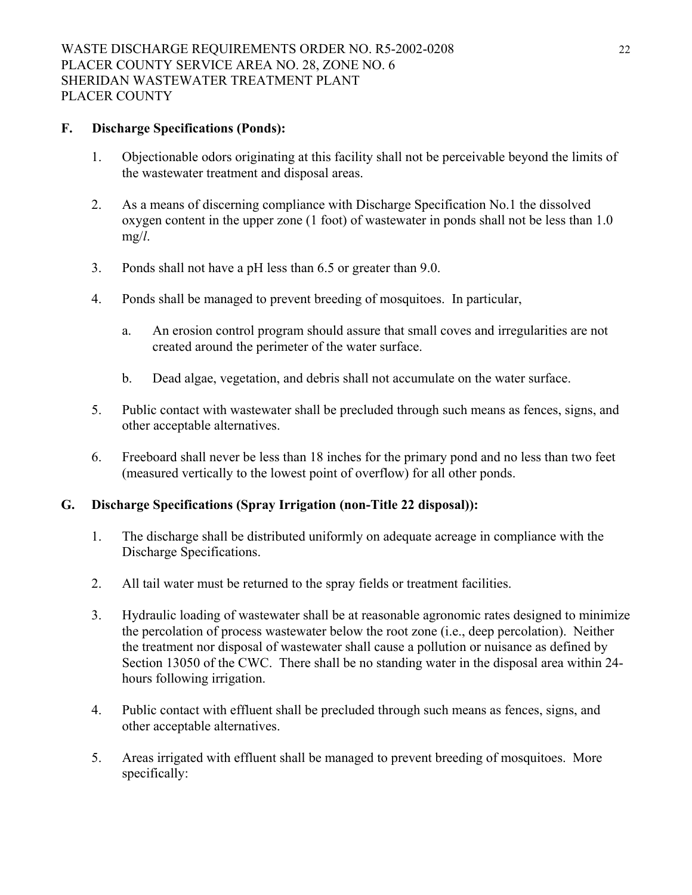**F. Discharge Specifications (Ponds):**

1. Objectionable odors originating at this facility shall not be perceivable beyond the limits of the wastewater treatment and disposal areas.

2. As a means of discerning compliance with Discharge Specification No.1 the dissolved oxygen content in the upper zone (1 foot) of wastewater in ponds shall not be less than 1.0 mg/*l*.

3. Ponds shall not have a pH less than 6.5 or greater than 9.0.

4. Ponds shall be managed to prevent breeding of mosquitoes. In particular,

   a. An erosion control program should assure that small coves and irregularities are not created around the perimeter of the water surface.

   b. Dead algae, vegetation, and debris shall not accumulate on the water surface.

5. Public contact with wastewater shall be precluded through such means as fences, signs, and other acceptable alternatives.

6. Freeboard shall never be less than 18 inches for the primary pond and no less than two feet (measured vertically to the lowest point of overflow) for all other ponds.

**G. Discharge Specifications (Spray Irrigation (non-Title 22 disposal)):**

1. The discharge shall be distributed uniformly on adequate acreage in compliance with the Discharge Specifications.

2. All tail water must be returned to the spray fields or treatment facilities.

3. Hydraulic loading of wastewater shall be at reasonable agronomic rates designed to minimize the percolation of process wastewater below the root zone (i.e., deep percolation). Neither the treatment nor disposal of wastewater shall cause a pollution or nuisance as defined by Section 13050 of the CWC. There shall be no standing water in the disposal area within 24-hours following irrigation.

4. Public contact with effluent shall be precluded through such means as fences, signs, and other acceptable alternatives.

5. Areas irrigated with effluent shall be managed to prevent breeding of mosquitoes. More specifically: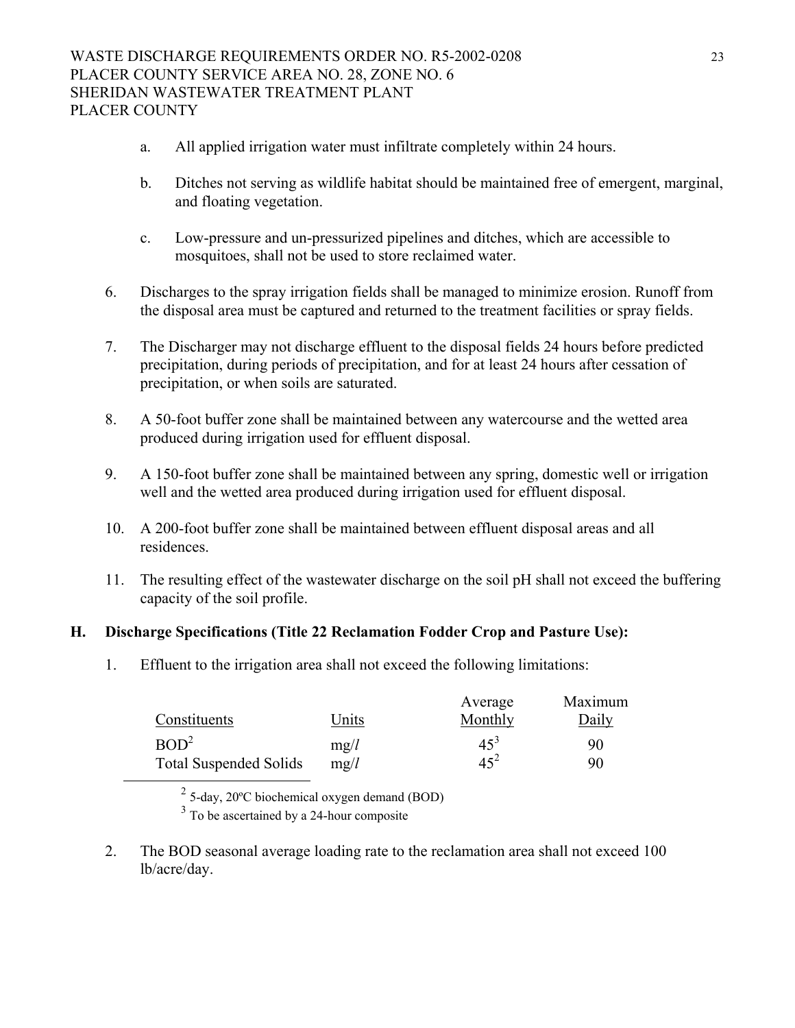a. All applied irrigation water must infiltrate completely within 24 hours.

b. Ditches not serving as wildlife habitat should be maintained free of emergent, marginal, and floating vegetation.

c. Low-pressure and un-pressurized pipelines and ditches, which are accessible to mosquitoes, shall not be used to store reclaimed water.

6. Discharges to the spray irrigation fields shall be managed to minimize erosion. Runoff from the disposal area must be captured and returned to the treatment facilities or spray fields.

7. The Discharger may not discharge effluent to the disposal fields 24 hours before predicted precipitation, during periods of precipitation, and for at least 24 hours after cessation of precipitation, or when soils are saturated.

8. A 50-foot buffer zone shall be maintained between any watercourse and the wetted area produced during irrigation used for effluent disposal.

9. A 150-foot buffer zone shall be maintained between any spring, domestic well or irrigation well and the wetted area produced during irrigation used for effluent disposal.

10. A 200-foot buffer zone shall be maintained between effluent disposal areas and all residences.

11. The resulting effect of the wastewater discharge on the soil pH shall not exceed the buffering capacity of the soil profile.

**H. Discharge Specifications (Title 22 Reclamation Fodder Crop and Pasture Use):**

1. Effluent to the irrigation area shall not exceed the following limitations:

| Constituents | Units | Average Monthly | Maximum Daily |
|---|---|---|---|
| BOD[2] | mg/*l* | 45[3] | 90 |
| Total Suspended Solids | mg/*l* | 45[2] | 90 |

[2] 5-day, 20ºC biochemical oxygen demand (BOD)

[3] To be ascertained by a 24-hour composite

2. The BOD seasonal average loading rate to the reclamation area shall not exceed 100 lb/acre/day.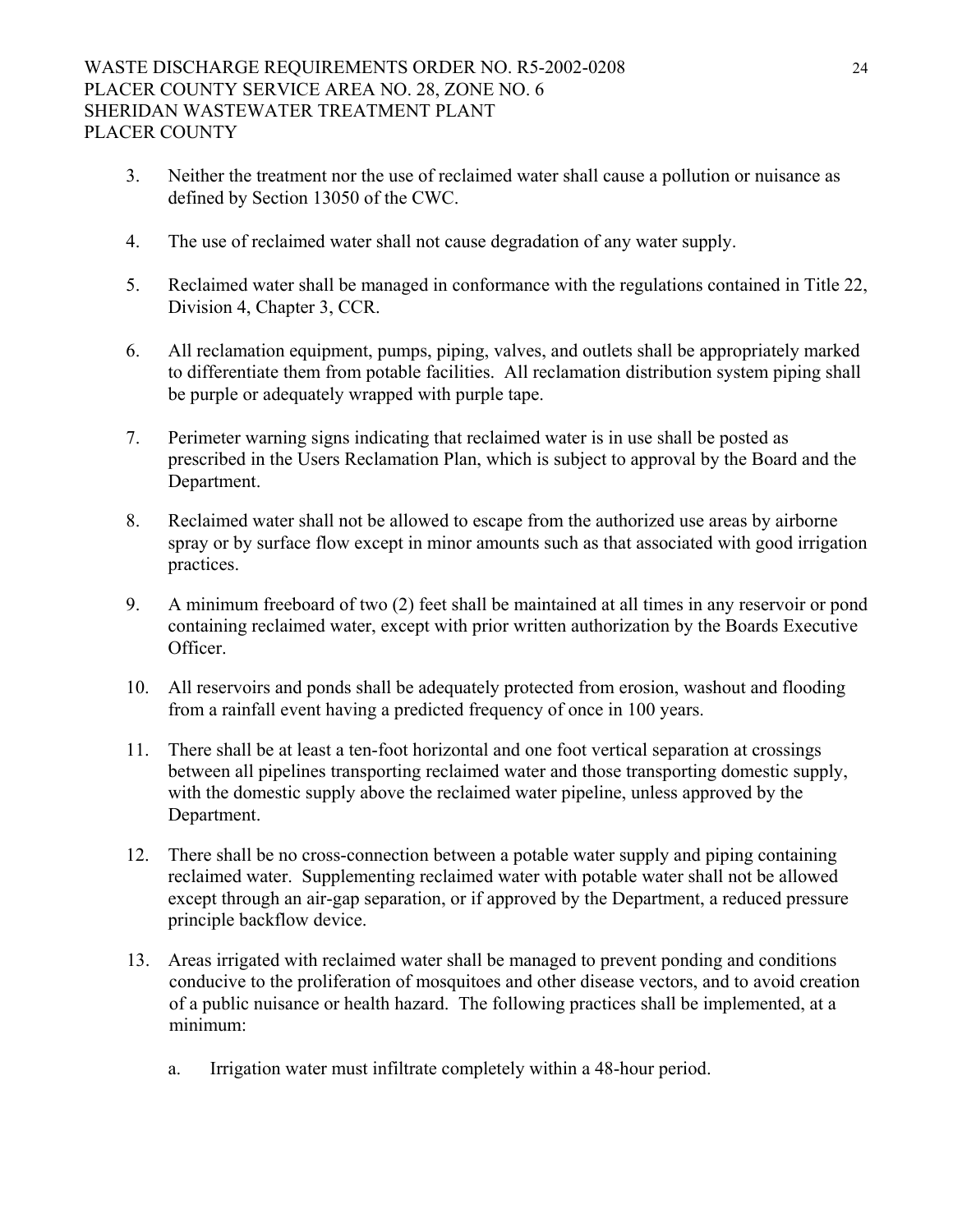3. Neither the treatment nor the use of reclaimed water shall cause a pollution or nuisance as defined by Section 13050 of the CWC.

4. The use of reclaimed water shall not cause degradation of any water supply.

5. Reclaimed water shall be managed in conformance with the regulations contained in Title 22, Division 4, Chapter 3, CCR.

6. All reclamation equipment, pumps, piping, valves, and outlets shall be appropriately marked to differentiate them from potable facilities. All reclamation distribution system piping shall be purple or adequately wrapped with purple tape.

7. Perimeter warning signs indicating that reclaimed water is in use shall be posted as prescribed in the Users Reclamation Plan, which is subject to approval by the Board and the Department.

8. Reclaimed water shall not be allowed to escape from the authorized use areas by airborne spray or by surface flow except in minor amounts such as that associated with good irrigation practices.

9. A minimum freeboard of two (2) feet shall be maintained at all times in any reservoir or pond containing reclaimed water, except with prior written authorization by the Boards Executive Officer.

10. All reservoirs and ponds shall be adequately protected from erosion, washout and flooding from a rainfall event having a predicted frequency of once in 100 years.

11. There shall be at least a ten-foot horizontal and one foot vertical separation at crossings between all pipelines transporting reclaimed water and those transporting domestic supply, with the domestic supply above the reclaimed water pipeline, unless approved by the Department.

12. There shall be no cross-connection between a potable water supply and piping containing reclaimed water. Supplementing reclaimed water with potable water shall not be allowed except through an air-gap separation, or if approved by the Department, a reduced pressure principle backflow device.

13. Areas irrigated with reclaimed water shall be managed to prevent ponding and conditions conducive to the proliferation of mosquitoes and other disease vectors, and to avoid creation of a public nuisance or health hazard. The following practices shall be implemented, at a minimum:

    a. Irrigation water must infiltrate completely within a 48-hour period.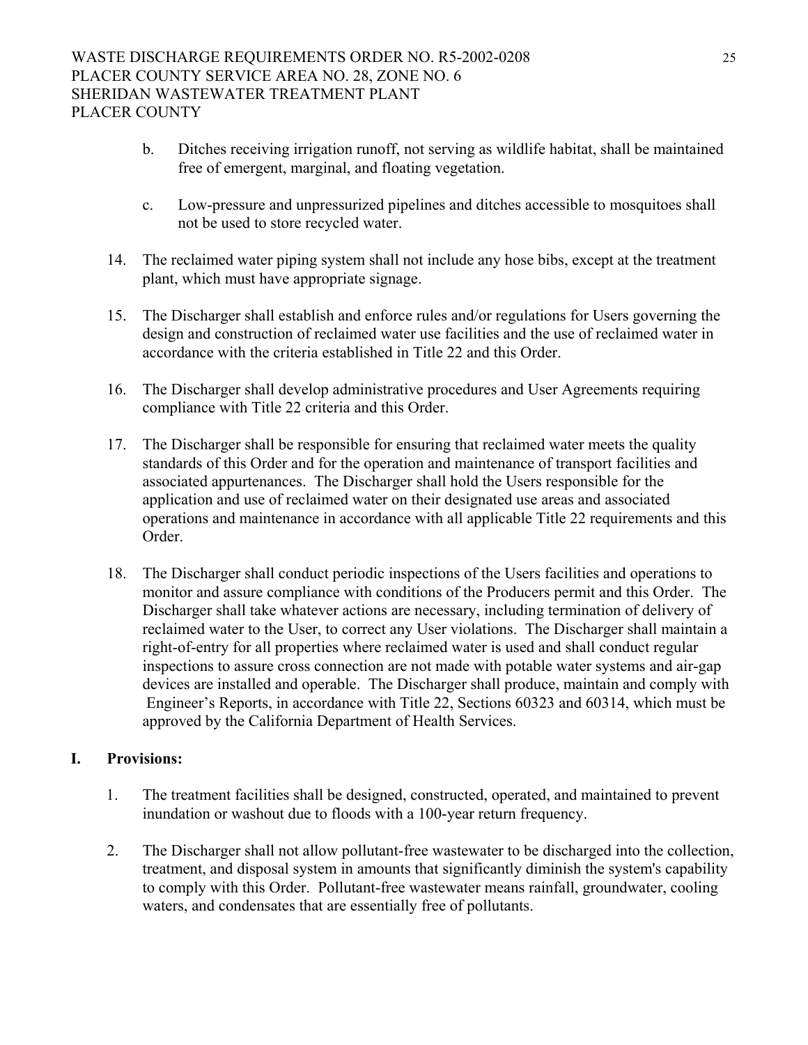b. Ditches receiving irrigation runoff, not serving as wildlife habitat, shall be maintained free of emergent, marginal, and floating vegetation.

c. Low-pressure and unpressurized pipelines and ditches accessible to mosquitoes shall not be used to store recycled water.

14. The reclaimed water piping system shall not include any hose bibs, except at the treatment plant, which must have appropriate signage.

15. The Discharger shall establish and enforce rules and/or regulations for Users governing the design and construction of reclaimed water use facilities and the use of reclaimed water in accordance with the criteria established in Title 22 and this Order.

16. The Discharger shall develop administrative procedures and User Agreements requiring compliance with Title 22 criteria and this Order.

17. The Discharger shall be responsible for ensuring that reclaimed water meets the quality standards of this Order and for the operation and maintenance of transport facilities and associated appurtenances. The Discharger shall hold the Users responsible for the application and use of reclaimed water on their designated use areas and associated operations and maintenance in accordance with all applicable Title 22 requirements and this Order.

18. The Discharger shall conduct periodic inspections of the Users facilities and operations to monitor and assure compliance with conditions of the Producers permit and this Order. The Discharger shall take whatever actions are necessary, including termination of delivery of reclaimed water to the User, to correct any User violations. The Discharger shall maintain a right-of-entry for all properties where reclaimed water is used and shall conduct regular inspections to assure cross connection are not made with potable water systems and air-gap devices are installed and operable. The Discharger shall produce, maintain and comply with Engineer's Reports, in accordance with Title 22, Sections 60323 and 60314, which must be approved by the California Department of Health Services.

## I. Provisions:

1. The treatment facilities shall be designed, constructed, operated, and maintained to prevent inundation or washout due to floods with a 100-year return frequency.

2. The Discharger shall not allow pollutant-free wastewater to be discharged into the collection, treatment, and disposal system in amounts that significantly diminish the system's capability to comply with this Order. Pollutant-free wastewater means rainfall, groundwater, cooling waters, and condensates that are essentially free of pollutants.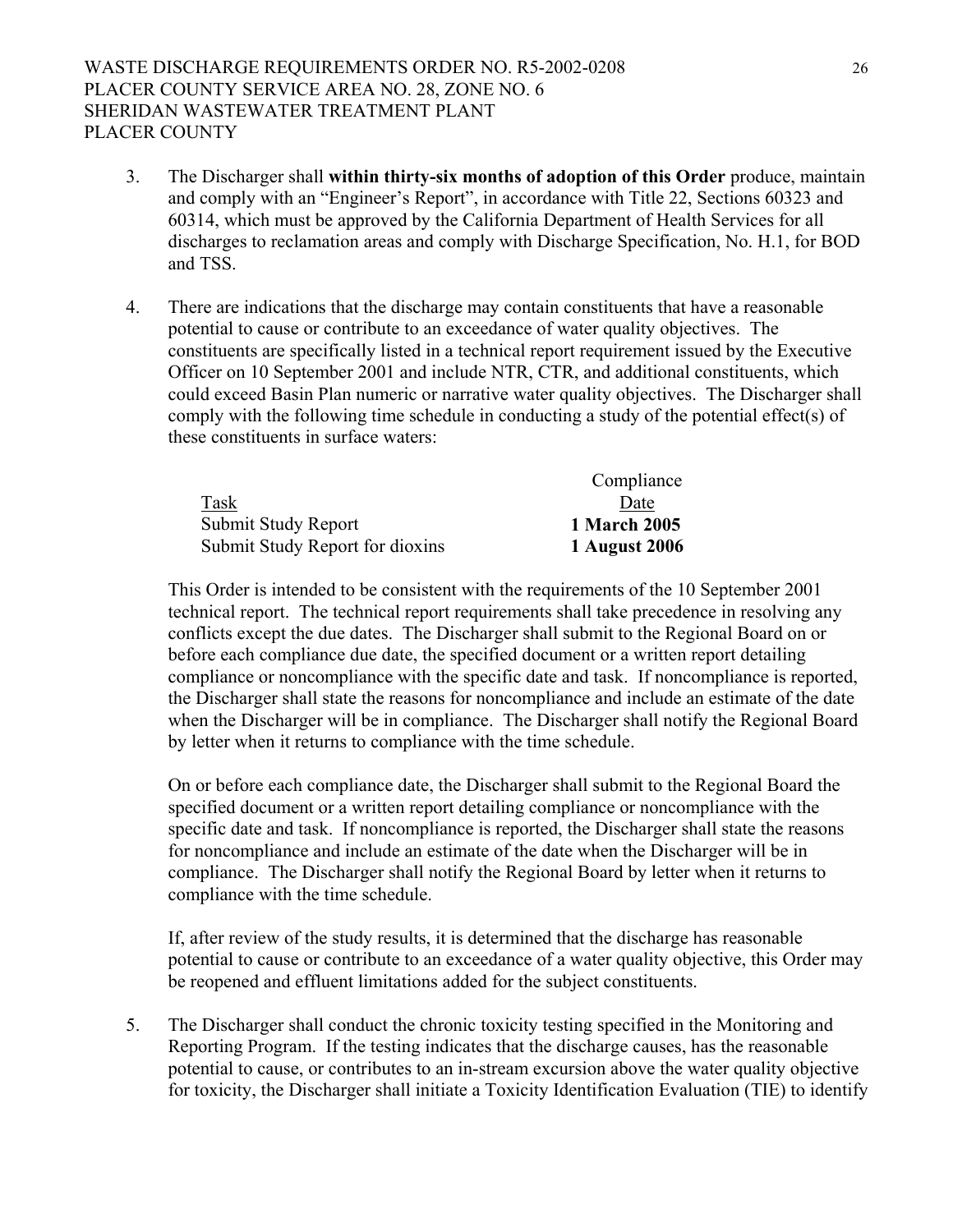3. The Discharger shall **within thirty-six months of adoption of this Order** produce, maintain and comply with an "Engineer's Report", in accordance with Title 22, Sections 60323 and 60314, which must be approved by the California Department of Health Services for all discharges to reclamation areas and comply with Discharge Specification, No. H.1, for BOD and TSS.

4. There are indications that the discharge may contain constituents that have a reasonable potential to cause or contribute to an exceedance of water quality objectives. The constituents are specifically listed in a technical report requirement issued by the Executive Officer on 10 September 2001 and include NTR, CTR, and additional constituents, which could exceed Basin Plan numeric or narrative water quality objectives. The Discharger shall comply with the following time schedule in conducting a study of the potential effect(s) of these constituents in surface waters:

| Task | Compliance Date |
|---|---|
| Submit Study Report | **1 March 2005** |
| Submit Study Report for dioxins | **1 August 2006** |

This Order is intended to be consistent with the requirements of the 10 September 2001 technical report. The technical report requirements shall take precedence in resolving any conflicts except the due dates. The Discharger shall submit to the Regional Board on or before each compliance due date, the specified document or a written report detailing compliance or noncompliance with the specific date and task. If noncompliance is reported, the Discharger shall state the reasons for noncompliance and include an estimate of the date when the Discharger will be in compliance. The Discharger shall notify the Regional Board by letter when it returns to compliance with the time schedule.

On or before each compliance date, the Discharger shall submit to the Regional Board the specified document or a written report detailing compliance or noncompliance with the specific date and task. If noncompliance is reported, the Discharger shall state the reasons for noncompliance and include an estimate of the date when the Discharger will be in compliance. The Discharger shall notify the Regional Board by letter when it returns to compliance with the time schedule.

If, after review of the study results, it is determined that the discharge has reasonable potential to cause or contribute to an exceedance of a water quality objective, this Order may be reopened and effluent limitations added for the subject constituents.

5. The Discharger shall conduct the chronic toxicity testing specified in the Monitoring and Reporting Program. If the testing indicates that the discharge causes, has the reasonable potential to cause, or contributes to an in-stream excursion above the water quality objective for toxicity, the Discharger shall initiate a Toxicity Identification Evaluation (TIE) to identify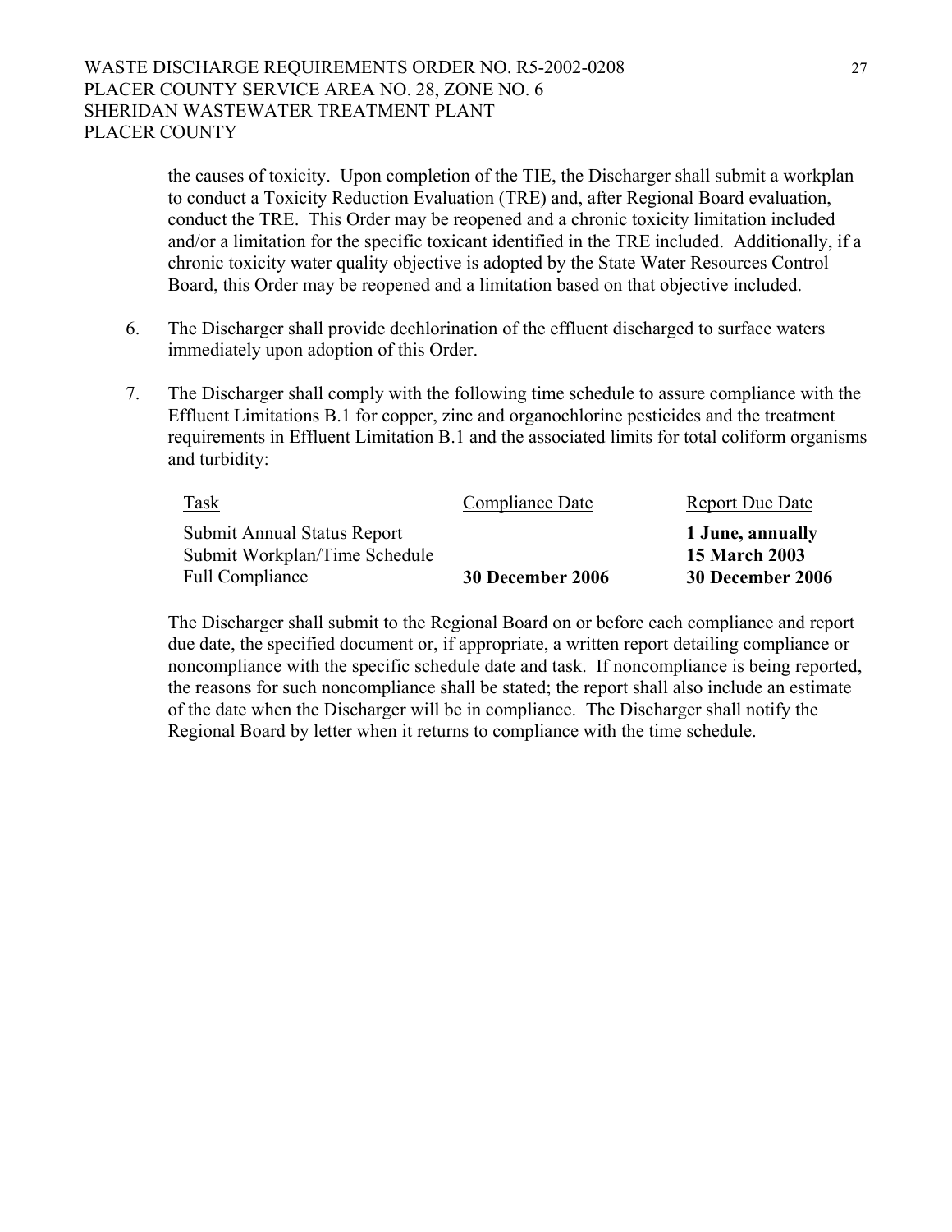the causes of toxicity. Upon completion of the TIE, the Discharger shall submit a workplan to conduct a Toxicity Reduction Evaluation (TRE) and, after Regional Board evaluation, conduct the TRE. This Order may be reopened and a chronic toxicity limitation included and/or a limitation for the specific toxicant identified in the TRE included. Additionally, if a chronic toxicity water quality objective is adopted by the State Water Resources Control Board, this Order may be reopened and a limitation based on that objective included.

6. The Discharger shall provide dechlorination of the effluent discharged to surface waters immediately upon adoption of this Order.

7. The Discharger shall comply with the following time schedule to assure compliance with the Effluent Limitations B.1 for copper, zinc and organochlorine pesticides and the treatment requirements in Effluent Limitation B.1 and the associated limits for total coliform organisms and turbidity:

| Task | Compliance Date | Report Due Date |
|---|---|---|
| Submit Annual Status Report | | **1 June, annually** |
| Submit Workplan/Time Schedule | | **15 March 2003** |
| Full Compliance | **30 December 2006** | **30 December 2006** |

The Discharger shall submit to the Regional Board on or before each compliance and report due date, the specified document or, if appropriate, a written report detailing compliance or noncompliance with the specific schedule date and task. If noncompliance is being reported, the reasons for such noncompliance shall be stated; the report shall also include an estimate of the date when the Discharger will be in compliance. The Discharger shall notify the Regional Board by letter when it returns to compliance with the time schedule.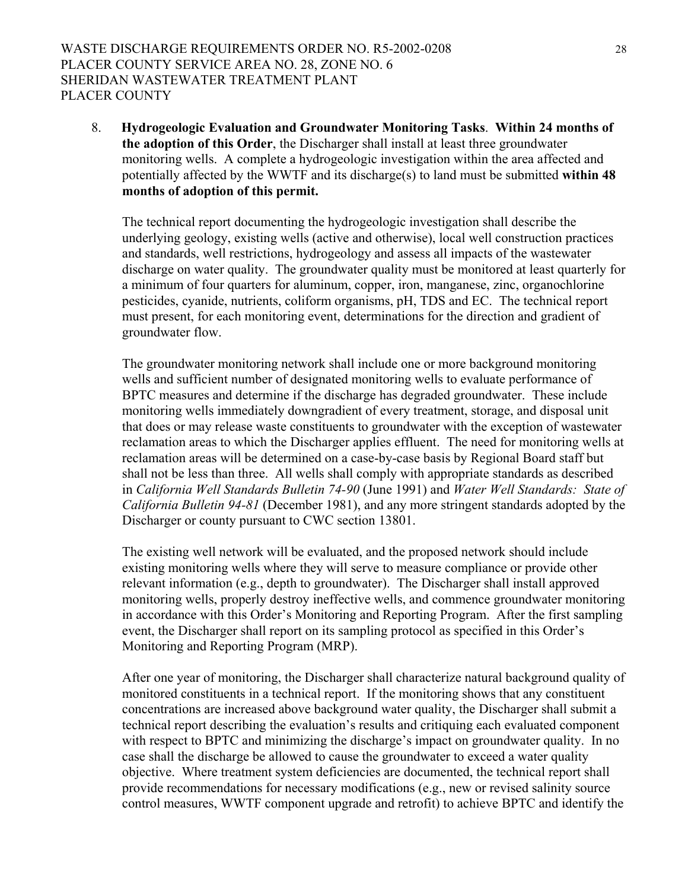8. **Hydrogeologic Evaluation and Groundwater Monitoring Tasks**. **Within 24 months of the adoption of this Order**, the Discharger shall install at least three groundwater monitoring wells. A complete a hydrogeologic investigation within the area affected and potentially affected by the WWTF and its discharge(s) to land must be submitted **within 48 months of adoption of this permit.**

   The technical report documenting the hydrogeologic investigation shall describe the underlying geology, existing wells (active and otherwise), local well construction practices and standards, well restrictions, hydrogeology and assess all impacts of the wastewater discharge on water quality. The groundwater quality must be monitored at least quarterly for a minimum of four quarters for aluminum, copper, iron, manganese, zinc, organochlorine pesticides, cyanide, nutrients, coliform organisms, pH, TDS and EC. The technical report must present, for each monitoring event, determinations for the direction and gradient of groundwater flow.

   The groundwater monitoring network shall include one or more background monitoring wells and sufficient number of designated monitoring wells to evaluate performance of BPTC measures and determine if the discharge has degraded groundwater. These include monitoring wells immediately downgradient of every treatment, storage, and disposal unit that does or may release waste constituents to groundwater with the exception of wastewater reclamation areas to which the Discharger applies effluent. The need for monitoring wells at reclamation areas will be determined on a case-by-case basis by Regional Board staff but shall not be less than three. All wells shall comply with appropriate standards as described in *California Well Standards Bulletin 74-90* (June 1991) and *Water Well Standards: State of California Bulletin 94-81* (December 1981), and any more stringent standards adopted by the Discharger or county pursuant to CWC section 13801.

   The existing well network will be evaluated, and the proposed network should include existing monitoring wells where they will serve to measure compliance or provide other relevant information (e.g., depth to groundwater). The Discharger shall install approved monitoring wells, properly destroy ineffective wells, and commence groundwater monitoring in accordance with this Order's Monitoring and Reporting Program. After the first sampling event, the Discharger shall report on its sampling protocol as specified in this Order's Monitoring and Reporting Program (MRP).

   After one year of monitoring, the Discharger shall characterize natural background quality of monitored constituents in a technical report. If the monitoring shows that any constituent concentrations are increased above background water quality, the Discharger shall submit a technical report describing the evaluation's results and critiquing each evaluated component with respect to BPTC and minimizing the discharge's impact on groundwater quality. In no case shall the discharge be allowed to cause the groundwater to exceed a water quality objective. Where treatment system deficiencies are documented, the technical report shall provide recommendations for necessary modifications (e.g., new or revised salinity source control measures, WWTF component upgrade and retrofit) to achieve BPTC and identify the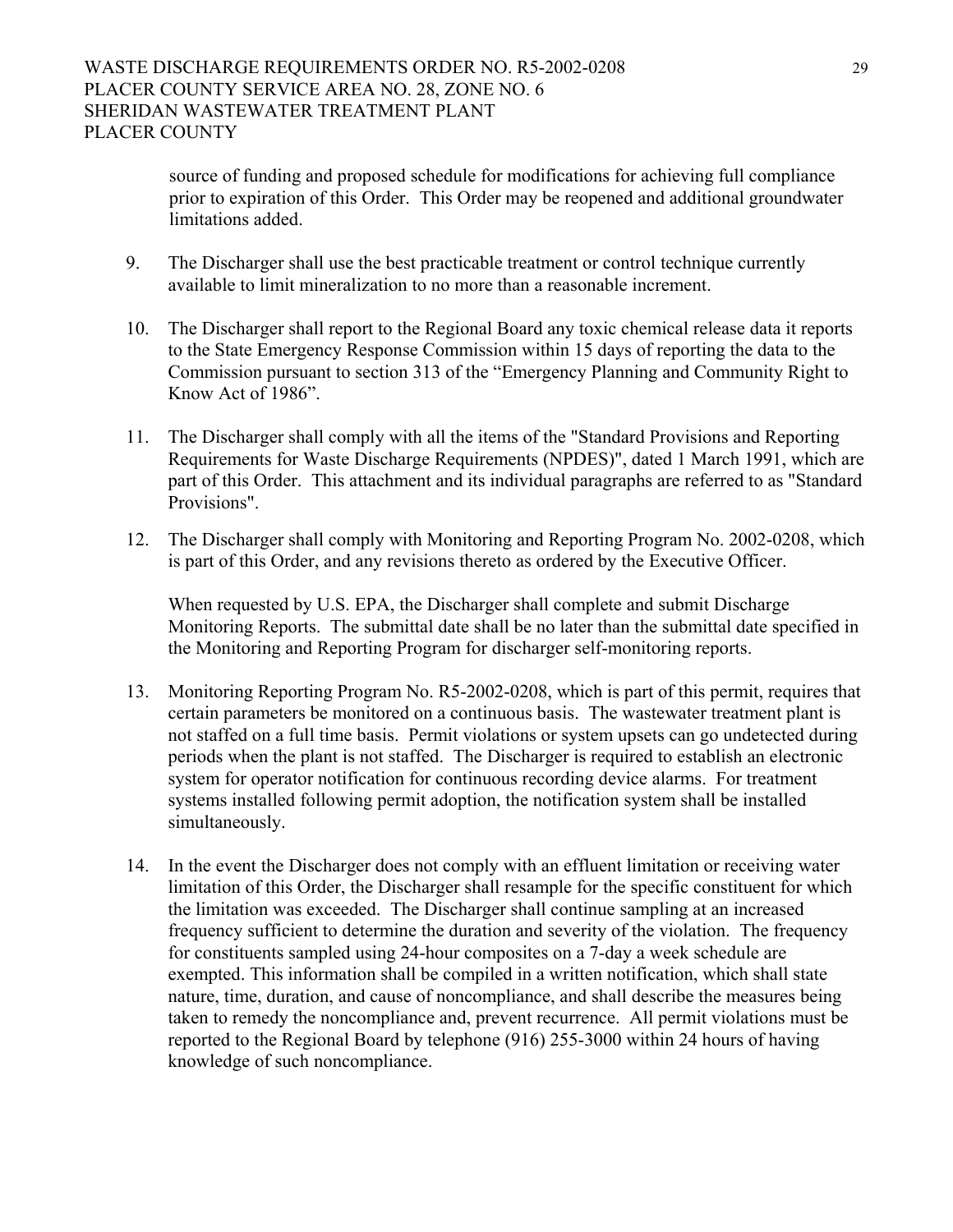source of funding and proposed schedule for modifications for achieving full compliance prior to expiration of this Order. This Order may be reopened and additional groundwater limitations added.

9. The Discharger shall use the best practicable treatment or control technique currently available to limit mineralization to no more than a reasonable increment.

10. The Discharger shall report to the Regional Board any toxic chemical release data it reports to the State Emergency Response Commission within 15 days of reporting the data to the Commission pursuant to section 313 of the "Emergency Planning and Community Right to Know Act of 1986".

11. The Discharger shall comply with all the items of the "Standard Provisions and Reporting Requirements for Waste Discharge Requirements (NPDES)", dated 1 March 1991, which are part of this Order. This attachment and its individual paragraphs are referred to as "Standard Provisions".

12. The Discharger shall comply with Monitoring and Reporting Program No. 2002-0208, which is part of this Order, and any revisions thereto as ordered by the Executive Officer.

    When requested by U.S. EPA, the Discharger shall complete and submit Discharge Monitoring Reports. The submittal date shall be no later than the submittal date specified in the Monitoring and Reporting Program for discharger self-monitoring reports.

13. Monitoring Reporting Program No. R5-2002-0208, which is part of this permit, requires that certain parameters be monitored on a continuous basis. The wastewater treatment plant is not staffed on a full time basis. Permit violations or system upsets can go undetected during periods when the plant is not staffed. The Discharger is required to establish an electronic system for operator notification for continuous recording device alarms. For treatment systems installed following permit adoption, the notification system shall be installed simultaneously.

14. In the event the Discharger does not comply with an effluent limitation or receiving water limitation of this Order, the Discharger shall resample for the specific constituent for which the limitation was exceeded. The Discharger shall continue sampling at an increased frequency sufficient to determine the duration and severity of the violation. The frequency for constituents sampled using 24-hour composites on a 7-day a week schedule are exempted. This information shall be compiled in a written notification, which shall state nature, time, duration, and cause of noncompliance, and shall describe the measures being taken to remedy the noncompliance and, prevent recurrence. All permit violations must be reported to the Regional Board by telephone (916) 255-3000 within 24 hours of having knowledge of such noncompliance.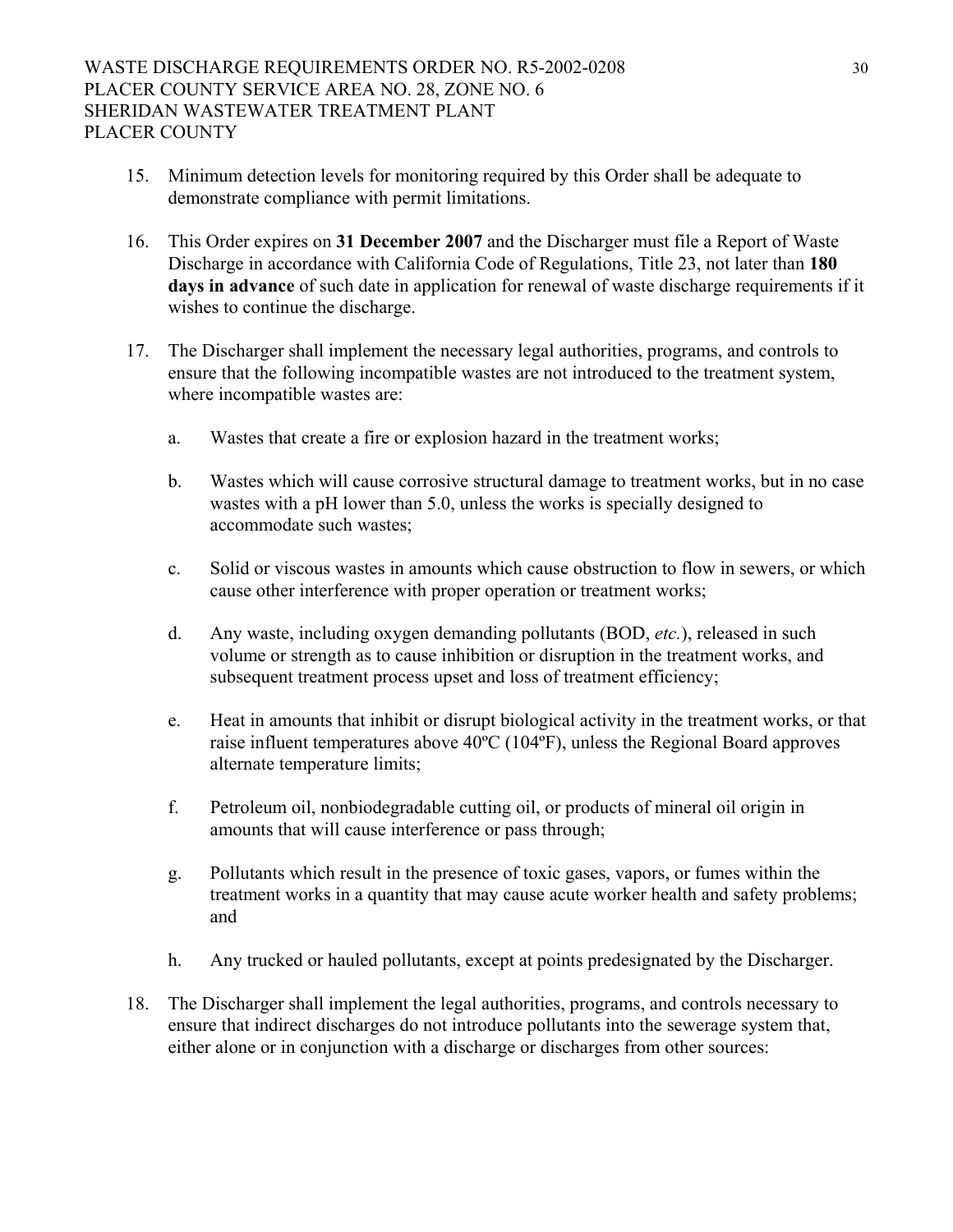15. Minimum detection levels for monitoring required by this Order shall be adequate to demonstrate compliance with permit limitations.

16. This Order expires on **31 December 2007** and the Discharger must file a Report of Waste Discharge in accordance with California Code of Regulations, Title 23, not later than **180 days in advance** of such date in application for renewal of waste discharge requirements if it wishes to continue the discharge.

17. The Discharger shall implement the necessary legal authorities, programs, and controls to ensure that the following incompatible wastes are not introduced to the treatment system, where incompatible wastes are:

    a. Wastes that create a fire or explosion hazard in the treatment works;

    b. Wastes which will cause corrosive structural damage to treatment works, but in no case wastes with a pH lower than 5.0, unless the works is specially designed to accommodate such wastes;

    c. Solid or viscous wastes in amounts which cause obstruction to flow in sewers, or which cause other interference with proper operation or treatment works;

    d. Any waste, including oxygen demanding pollutants (BOD, *etc.*), released in such volume or strength as to cause inhibition or disruption in the treatment works, and subsequent treatment process upset and loss of treatment efficiency;

    e. Heat in amounts that inhibit or disrupt biological activity in the treatment works, or that raise influent temperatures above 40ºC (104ºF), unless the Regional Board approves alternate temperature limits;

    f. Petroleum oil, nonbiodegradable cutting oil, or products of mineral oil origin in amounts that will cause interference or pass through;

    g. Pollutants which result in the presence of toxic gases, vapors, or fumes within the treatment works in a quantity that may cause acute worker health and safety problems; and

    h. Any trucked or hauled pollutants, except at points predesignated by the Discharger.

18. The Discharger shall implement the legal authorities, programs, and controls necessary to ensure that indirect discharges do not introduce pollutants into the sewerage system that, either alone or in conjunction with a discharge or discharges from other sources: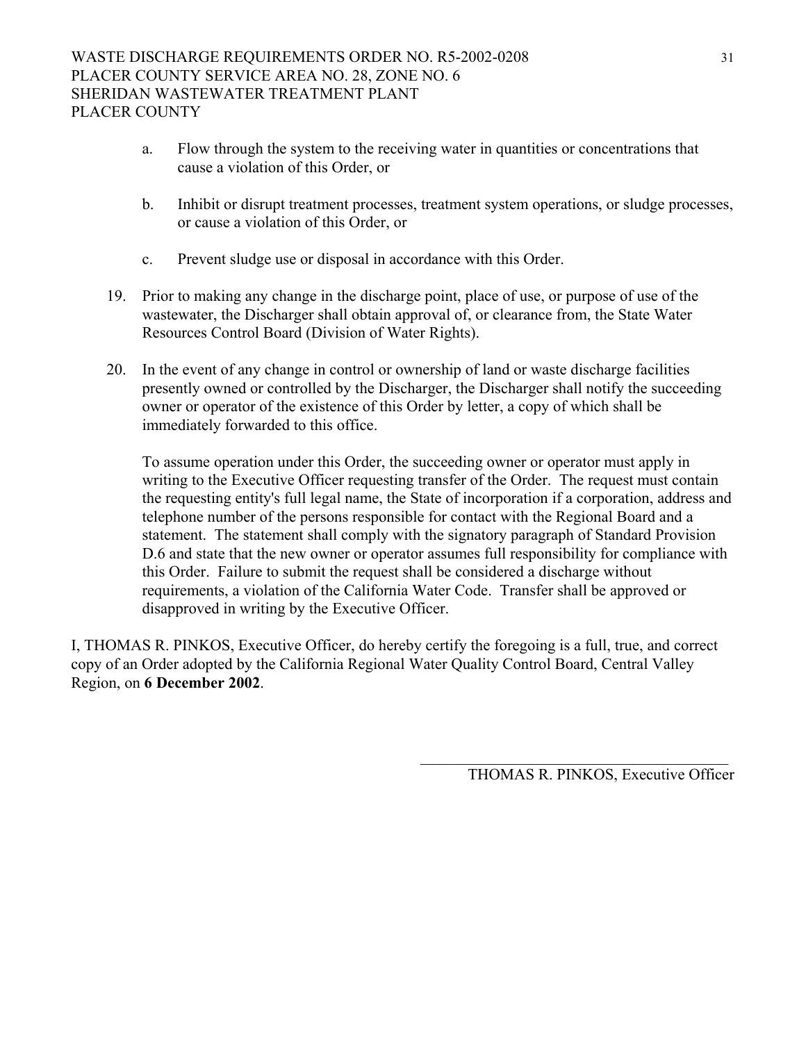a. Flow through the system to the receiving water in quantities or concentrations that cause a violation of this Order, or

b. Inhibit or disrupt treatment processes, treatment system operations, or sludge processes, or cause a violation of this Order, or

c. Prevent sludge use or disposal in accordance with this Order.

19. Prior to making any change in the discharge point, place of use, or purpose of use of the wastewater, the Discharger shall obtain approval of, or clearance from, the State Water Resources Control Board (Division of Water Rights).

20. In the event of any change in control or ownership of land or waste discharge facilities presently owned or controlled by the Discharger, the Discharger shall notify the succeeding owner or operator of the existence of this Order by letter, a copy of which shall be immediately forwarded to this office.

    To assume operation under this Order, the succeeding owner or operator must apply in writing to the Executive Officer requesting transfer of the Order. The request must contain the requesting entity's full legal name, the State of incorporation if a corporation, address and telephone number of the persons responsible for contact with the Regional Board and a statement. The statement shall comply with the signatory paragraph of Standard Provision D.6 and state that the new owner or operator assumes full responsibility for compliance with this Order. Failure to submit the request shall be considered a discharge without requirements, a violation of the California Water Code. Transfer shall be approved or disapproved in writing by the Executive Officer.

I, THOMAS R. PINKOS, Executive Officer, do hereby certify the foregoing is a full, true, and correct copy of an Order adopted by the California Regional Water Quality Control Board, Central Valley Region, on **6 December 2002**.

\_\_\_\_\_\_\_\_\_\_\_\_\_\_\_\_\_\_\_\_\_\_\_\_\_\_\_\_\_\_\_\_\_\_\_\_\_\_\_\_

THOMAS R. PINKOS, Executive Officer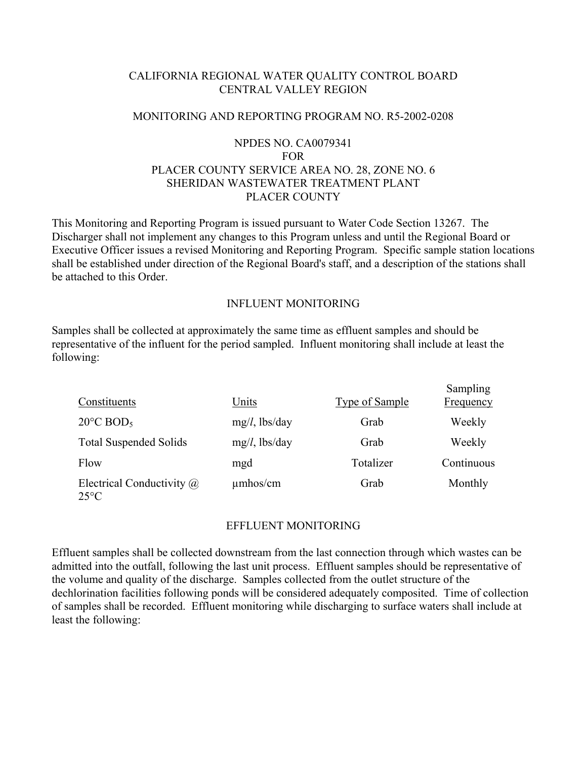CALIFORNIA REGIONAL WATER QUALITY CONTROL BOARD
CENTRAL VALLEY REGION

MONITORING AND REPORTING PROGRAM NO. R5-2002-0208

NPDES NO. CA0079341
FOR
PLACER COUNTY SERVICE AREA NO. 28, ZONE NO. 6
SHERIDAN WASTEWATER TREATMENT PLANT
PLACER COUNTY

This Monitoring and Reporting Program is issued pursuant to Water Code Section 13267. The Discharger shall not implement any changes to this Program unless and until the Regional Board or Executive Officer issues a revised Monitoring and Reporting Program. Specific sample station locations shall be established under direction of the Regional Board's staff, and a description of the stations shall be attached to this Order.

## INFLUENT MONITORING

Samples shall be collected at approximately the same time as effluent samples and should be representative of the influent for the period sampled. Influent monitoring shall include at least the following:

| Constituents | Units | Type of Sample | Sampling Frequency |
|---|---|---|---|
| 20°C $BOD_5$ | mg/*l*, lbs/day | Grab | Weekly |
| Total Suspended Solids | mg/*l*, lbs/day | Grab | Weekly |
| Flow | mgd | Totalizer | Continuous |
| Electrical Conductivity @ 25°C | µmhos/cm | Grab | Monthly |

## EFFLUENT MONITORING

Effluent samples shall be collected downstream from the last connection through which wastes can be admitted into the outfall, following the last unit process. Effluent samples should be representative of the volume and quality of the discharge. Samples collected from the outlet structure of the dechlorination facilities following ponds will be considered adequately composited. Time of collection of samples shall be recorded. Effluent monitoring while discharging to surface waters shall include at least the following: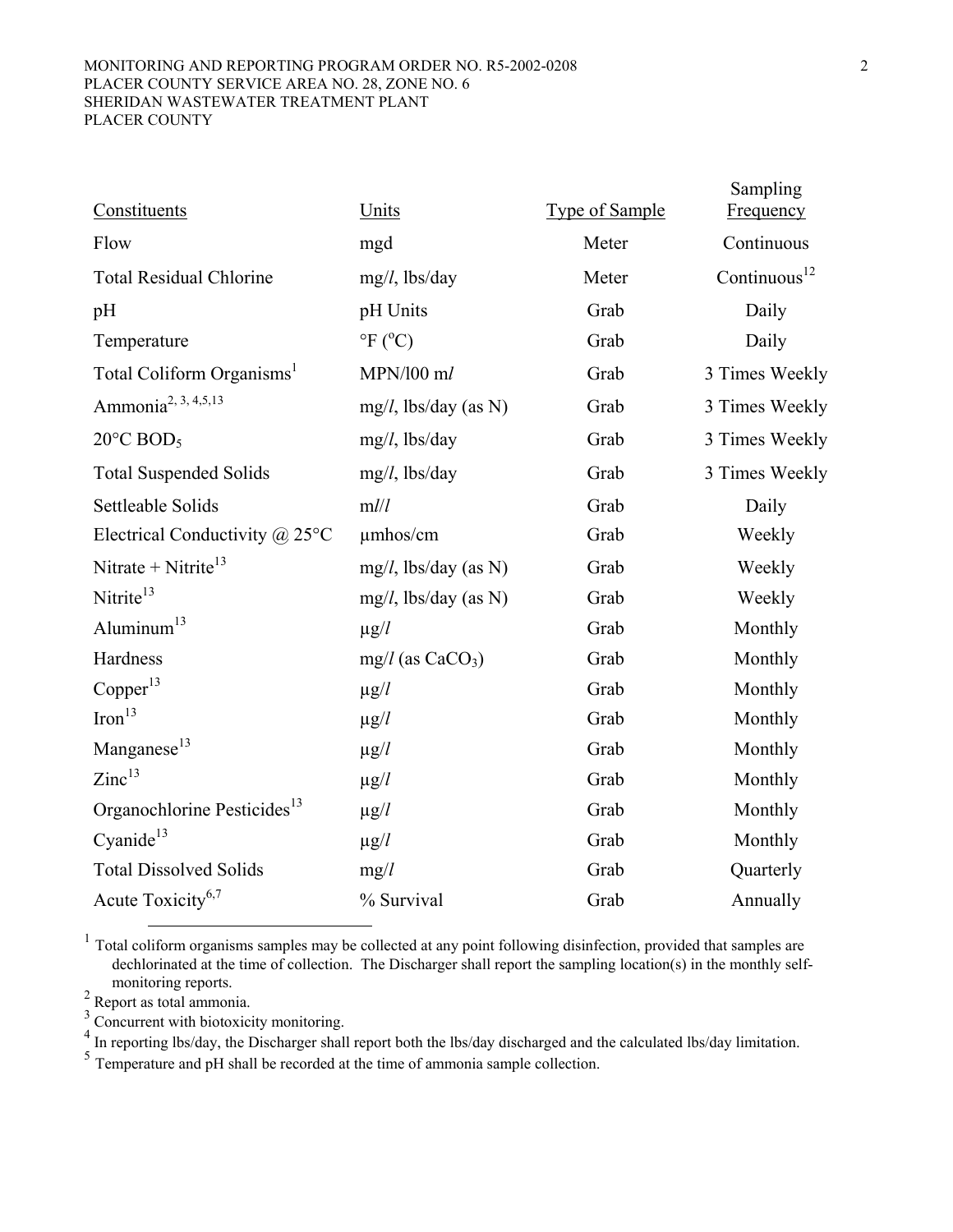| Constituents | Units | Type of Sample | Sampling Frequency |
|---|---|---|---|
| Flow | mgd | Meter | Continuous |
| Total Residual Chlorine | mg/*l*, lbs/day | Meter | Continuous[12] |
| pH | pH Units | Grab | Daily |
| Temperature | °F (°C) | Grab | Daily |
| Total Coliform Organisms[1] | MPN/100 m*l* | Grab | 3 Times Weekly |
| Ammonia[2, 3, 4,5,13] | mg/*l*, lbs/day (as N) | Grab | 3 Times Weekly |
| 20°C $BOD_5$ | mg/*l*, lbs/day | Grab | 3 Times Weekly |
| Total Suspended Solids | mg/*l*, lbs/day | Grab | 3 Times Weekly |
| Settleable Solids | m*l*/*l* | Grab | Daily |
| Electrical Conductivity @ 25°C | µmhos/cm | Grab | Weekly |
| Nitrate + Nitrite[13] | mg/*l*, lbs/day (as N) | Grab | Weekly |
| Nitrite[13] | mg/*l*, lbs/day (as N) | Grab | Weekly |
| Aluminum[13] | µg/*l* | Grab | Monthly |
| Hardness | mg/*l* (as $CaCO_3$) | Grab | Monthly |
| Copper[13] | µg/*l* | Grab | Monthly |
| Iron[13] | µg/*l* | Grab | Monthly |
| Manganese[13] | µg/*l* | Grab | Monthly |
| Zinc[13] | µg/*l* | Grab | Monthly |
| Organochlorine Pesticides[13] | µg/*l* | Grab | Monthly |
| Cyanide[13] | µg/*l* | Grab | Monthly |
| Total Dissolved Solids | mg/*l* | Grab | Quarterly |
| Acute Toxicity[6,7] | % Survival | Grab | Annually |

[1] Total coliform organisms samples may be collected at any point following disinfection, provided that samples are dechlorinated at the time of collection. The Discharger shall report the sampling location(s) in the monthly self-monitoring reports.

[2] Report as total ammonia.

[3] Concurrent with biotoxicity monitoring.

[4] In reporting lbs/day, the Discharger shall report both the lbs/day discharged and the calculated lbs/day limitation.

[5] Temperature and pH shall be recorded at the time of ammonia sample collection.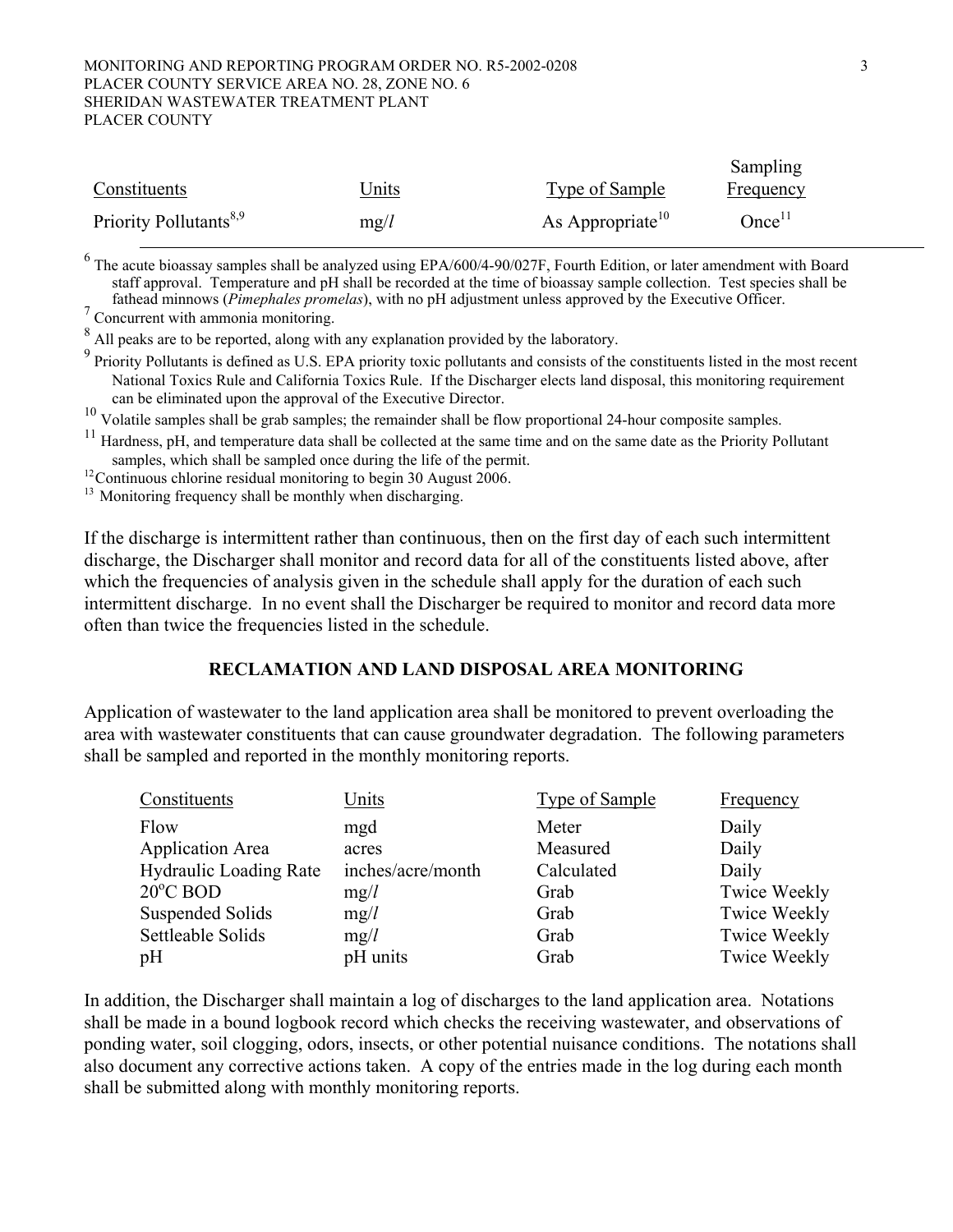| Constituents | Units | Type of Sample | Sampling Frequency |
|---|---|---|---|
| Priority Pollutants[8,9] | mg/*l* | As Appropriate[10] | Once[11] |

[6] The acute bioassay samples shall be analyzed using EPA/600/4-90/027F, Fourth Edition, or later amendment with Board staff approval. Temperature and pH shall be recorded at the time of bioassay sample collection. Test species shall be fathead minnows (*Pimephales promelas*), with no pH adjustment unless approved by the Executive Officer.

[7] Concurrent with ammonia monitoring.

[8] All peaks are to be reported, along with any explanation provided by the laboratory.

[9] Priority Pollutants is defined as U.S. EPA priority toxic pollutants and consists of the constituents listed in the most recent National Toxics Rule and California Toxics Rule. If the Discharger elects land disposal, this monitoring requirement can be eliminated upon the approval of the Executive Director.

[10] Volatile samples shall be grab samples; the remainder shall be flow proportional 24-hour composite samples.

[11] Hardness, pH, and temperature data shall be collected at the same time and on the same date as the Priority Pollutant samples, which shall be sampled once during the life of the permit.

[12] Continuous chlorine residual monitoring to begin 30 August 2006.

[13] Monitoring frequency shall be monthly when discharging.

If the discharge is intermittent rather than continuous, then on the first day of each such intermittent discharge, the Discharger shall monitor and record data for all of the constituents listed above, after which the frequencies of analysis given in the schedule shall apply for the duration of each such intermittent discharge. In no event shall the Discharger be required to monitor and record data more often than twice the frequencies listed in the schedule.

## RECLAMATION AND LAND DISPOSAL AREA MONITORING

Application of wastewater to the land application area shall be monitored to prevent overloading the area with wastewater constituents that can cause groundwater degradation. The following parameters shall be sampled and reported in the monthly monitoring reports.

| Constituents | Units | Type of Sample | Frequency |
|---|---|---|---|
| Flow | mgd | Meter | Daily |
| Application Area | acres | Measured | Daily |
| Hydraulic Loading Rate | inches/acre/month | Calculated | Daily |
| 20°C BOD | mg/*l* | Grab | Twice Weekly |
| Suspended Solids | mg/*l* | Grab | Twice Weekly |
| Settleable Solids | mg/*l* | Grab | Twice Weekly |
| pH | pH units | Grab | Twice Weekly |

In addition, the Discharger shall maintain a log of discharges to the land application area. Notations shall be made in a bound logbook record which checks the receiving wastewater, and observations of ponding water, soil clogging, odors, insects, or other potential nuisance conditions. The notations shall also document any corrective actions taken. A copy of the entries made in the log during each month shall be submitted along with monthly monitoring reports.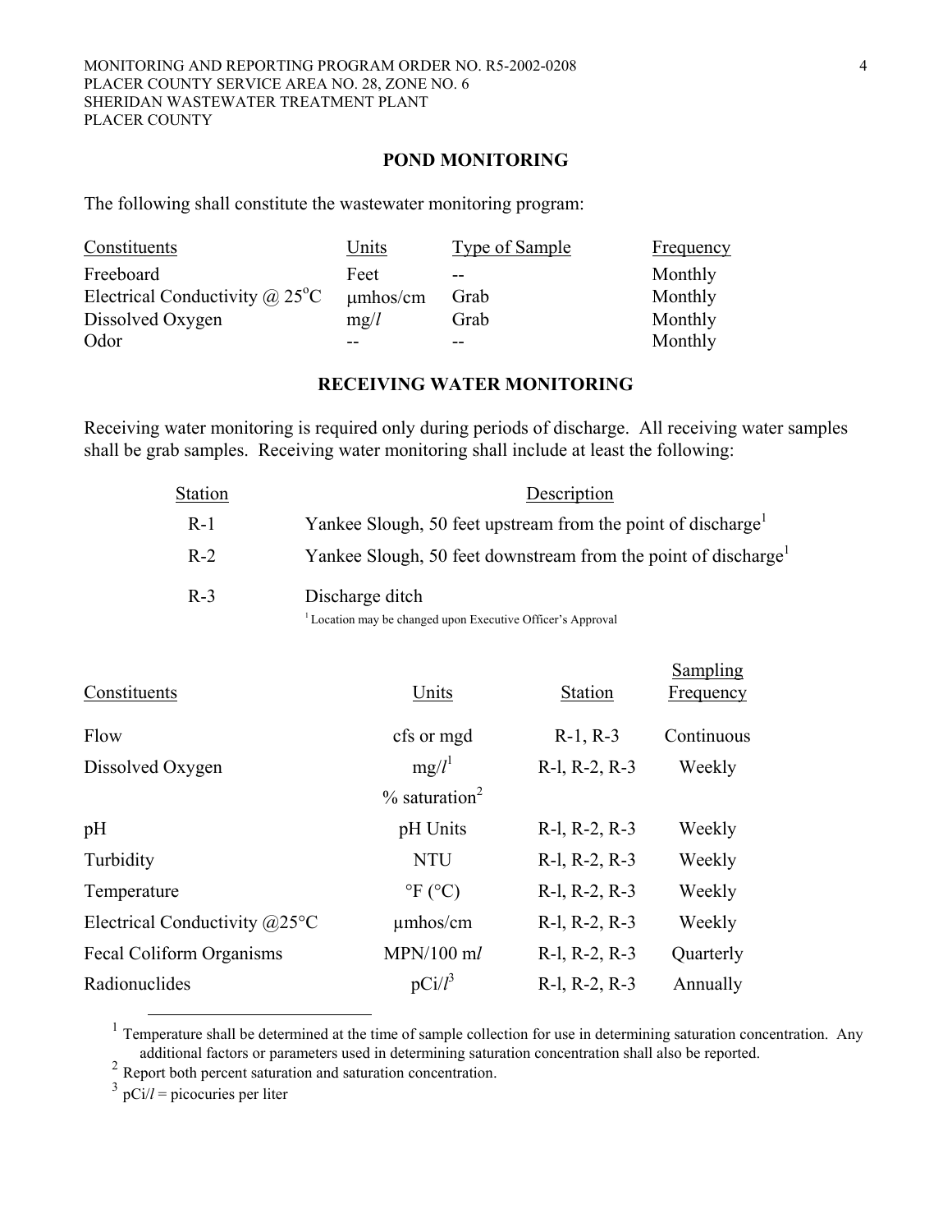## POND MONITORING

The following shall constitute the wastewater monitoring program:

| Constituents | Units | Type of Sample | Frequency |
|---|---|---|---|
| Freeboard | Feet | -- | Monthly |
| Electrical Conductivity @ 25°C | μmhos/cm | Grab | Monthly |
| Dissolved Oxygen | mg/*l* | Grab | Monthly |
| Odor | -- | -- | Monthly |

## RECEIVING WATER MONITORING

Receiving water monitoring is required only during periods of discharge. All receiving water samples shall be grab samples. Receiving water monitoring shall include at least the following:

| Station | Description |
|---|---|
| R-1 | Yankee Slough, 50 feet upstream from the point of discharge[1] |
| R-2 | Yankee Slough, 50 feet downstream from the point of discharge[1] |
| R-3 | Discharge ditch |

[1] Location may be changed upon Executive Officer's Approval

| Constituents | Units | Station | Sampling Frequency |
|---|---|---|---|
| Flow | cfs or mgd | R-1, R-3 | Continuous |
| Dissolved Oxygen | mg/*l*[1] | R-l, R-2, R-3 | Weekly |
| | % saturation[2] | | |
| pH | pH Units | R-l, R-2, R-3 | Weekly |
| Turbidity | NTU | R-l, R-2, R-3 | Weekly |
| Temperature | °F (°C) | R-l, R-2, R-3 | Weekly |
| Electrical Conductivity @25°C | μmhos/cm | R-l, R-2, R-3 | Weekly |
| Fecal Coliform Organisms | MPN/100 m*l* | R-l, R-2, R-3 | Quarterly |
| Radionuclides | pCi/*l*[3] | R-l, R-2, R-3 | Annually |

[1] Temperature shall be determined at the time of sample collection for use in determining saturation concentration. Any additional factors or parameters used in determining saturation concentration shall also be reported.

[2] Report both percent saturation and saturation concentration.

[3] pCi/*l* = picocuries per liter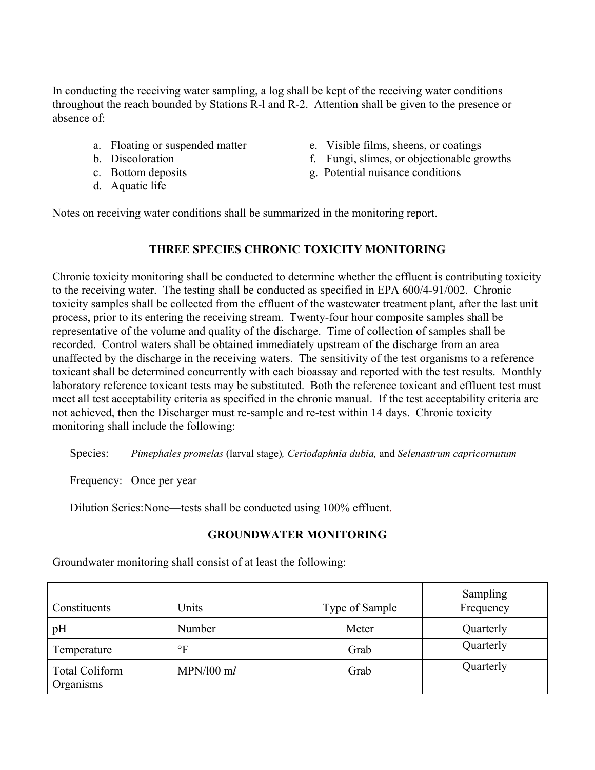In conducting the receiving water sampling, a log shall be kept of the receiving water conditions throughout the reach bounded by Stations R-l and R-2. Attention shall be given to the presence or absence of:

a. Floating or suspended matter
b. Discoloration
c. Bottom deposits
d. Aquatic life
e. Visible films, sheens, or coatings
f. Fungi, slimes, or objectionable growths
g. Potential nuisance conditions

Notes on receiving water conditions shall be summarized in the monitoring report.

## THREE SPECIES CHRONIC TOXICITY MONITORING

Chronic toxicity monitoring shall be conducted to determine whether the effluent is contributing toxicity to the receiving water. The testing shall be conducted as specified in EPA 600/4-91/002. Chronic toxicity samples shall be collected from the effluent of the wastewater treatment plant, after the last unit process, prior to its entering the receiving stream. Twenty-four hour composite samples shall be representative of the volume and quality of the discharge. Time of collection of samples shall be recorded. Control waters shall be obtained immediately upstream of the discharge from an area unaffected by the discharge in the receiving waters. The sensitivity of the test organisms to a reference toxicant shall be determined concurrently with each bioassay and reported with the test results. Monthly laboratory reference toxicant tests may be substituted. Both the reference toxicant and effluent test must meet all test acceptability criteria as specified in the chronic manual. If the test acceptability criteria are not achieved, then the Discharger must re-sample and re-test within 14 days. Chronic toxicity monitoring shall include the following:

Species: *Pimephales promelas* (larval stage), *Ceriodaphnia dubia,* and *Selenastrum capricornutum*

Frequency: Once per year

Dilution Series: None—tests shall be conducted using 100% effluent.

## GROUNDWATER MONITORING

Groundwater monitoring shall consist of at least the following:

| Constituents | Units | Type of Sample | Sampling Frequency |
|---|---|---|---|
| pH | Number | Meter | Quarterly |
| Temperature | °F | Grab | Quarterly |
| Total Coliform Organisms | MPN/100 m*l* | Grab | Quarterly |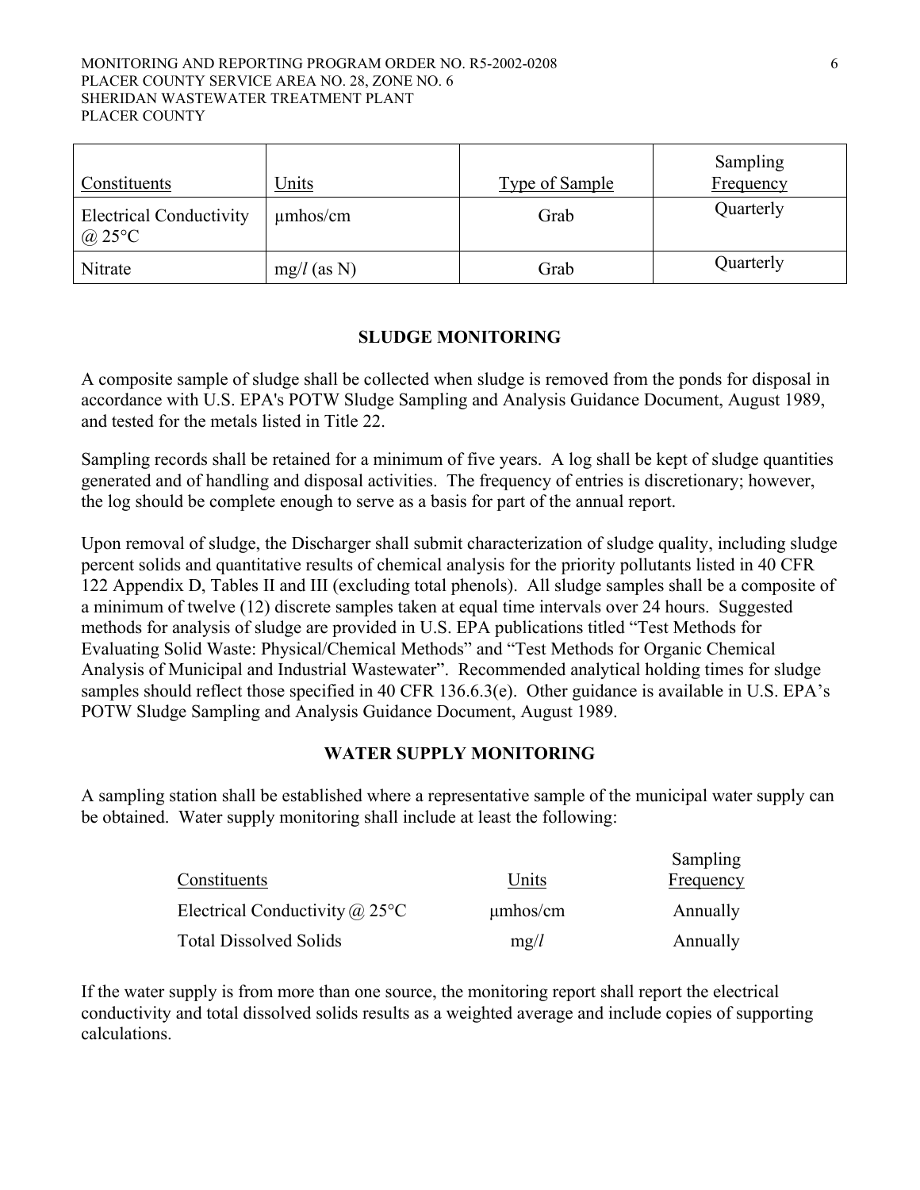| Constituents | Units | Type of Sample | Sampling Frequency |
|---|---|---|---|
| Electrical Conductivity @ 25°C | μmhos/cm | Grab | Quarterly |
| Nitrate | mg/*l* (as N) | Grab | Quarterly |

## SLUDGE MONITORING

A composite sample of sludge shall be collected when sludge is removed from the ponds for disposal in accordance with U.S. EPA's POTW Sludge Sampling and Analysis Guidance Document, August 1989, and tested for the metals listed in Title 22.

Sampling records shall be retained for a minimum of five years. A log shall be kept of sludge quantities generated and of handling and disposal activities. The frequency of entries is discretionary; however, the log should be complete enough to serve as a basis for part of the annual report.

Upon removal of sludge, the Discharger shall submit characterization of sludge quality, including sludge percent solids and quantitative results of chemical analysis for the priority pollutants listed in 40 CFR 122 Appendix D, Tables II and III (excluding total phenols). All sludge samples shall be a composite of a minimum of twelve (12) discrete samples taken at equal time intervals over 24 hours. Suggested methods for analysis of sludge are provided in U.S. EPA publications titled "Test Methods for Evaluating Solid Waste: Physical/Chemical Methods" and "Test Methods for Organic Chemical Analysis of Municipal and Industrial Wastewater". Recommended analytical holding times for sludge samples should reflect those specified in 40 CFR 136.6.3(e). Other guidance is available in U.S. EPA's POTW Sludge Sampling and Analysis Guidance Document, August 1989.

## WATER SUPPLY MONITORING

A sampling station shall be established where a representative sample of the municipal water supply can be obtained. Water supply monitoring shall include at least the following:

| Constituents | Units | Sampling Frequency |
|---|---|---|
| Electrical Conductivity @ 25°C | μmhos/cm | Annually |
| Total Dissolved Solids | mg/*l* | Annually |

If the water supply is from more than one source, the monitoring report shall report the electrical conductivity and total dissolved solids results as a weighted average and include copies of supporting calculations.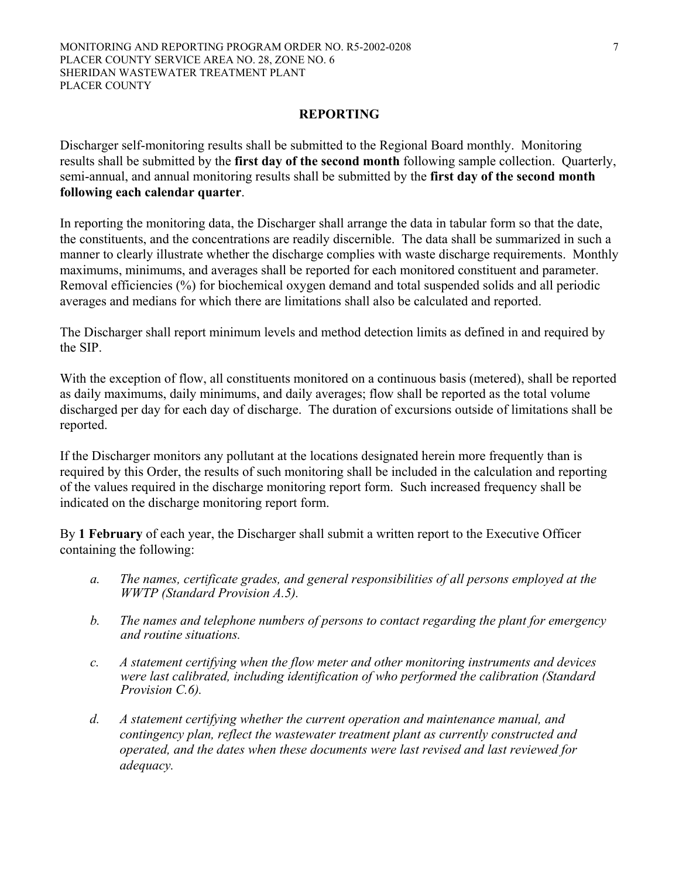## REPORTING

Discharger self-monitoring results shall be submitted to the Regional Board monthly. Monitoring results shall be submitted by the **first day of the second month** following sample collection. Quarterly, semi-annual, and annual monitoring results shall be submitted by the **first day of the second month following each calendar quarter**.

In reporting the monitoring data, the Discharger shall arrange the data in tabular form so that the date, the constituents, and the concentrations are readily discernible. The data shall be summarized in such a manner to clearly illustrate whether the discharge complies with waste discharge requirements. Monthly maximums, minimums, and averages shall be reported for each monitored constituent and parameter. Removal efficiencies (%) for biochemical oxygen demand and total suspended solids and all periodic averages and medians for which there are limitations shall also be calculated and reported.

The Discharger shall report minimum levels and method detection limits as defined in and required by the SIP.

With the exception of flow, all constituents monitored on a continuous basis (metered), shall be reported as daily maximums, daily minimums, and daily averages; flow shall be reported as the total volume discharged per day for each day of discharge. The duration of excursions outside of limitations shall be reported.

If the Discharger monitors any pollutant at the locations designated herein more frequently than is required by this Order, the results of such monitoring shall be included in the calculation and reporting of the values required in the discharge monitoring report form. Such increased frequency shall be indicated on the discharge monitoring report form.

By **1 February** of each year, the Discharger shall submit a written report to the Executive Officer containing the following:

a. *The names, certificate grades, and general responsibilities of all persons employed at the WWTP (Standard Provision A.5).*

b. *The names and telephone numbers of persons to contact regarding the plant for emergency and routine situations.*

c. *A statement certifying when the flow meter and other monitoring instruments and devices were last calibrated, including identification of who performed the calibration (Standard Provision C.6).*

d. *A statement certifying whether the current operation and maintenance manual, and contingency plan, reflect the wastewater treatment plant as currently constructed and operated, and the dates when these documents were last revised and last reviewed for adequacy.*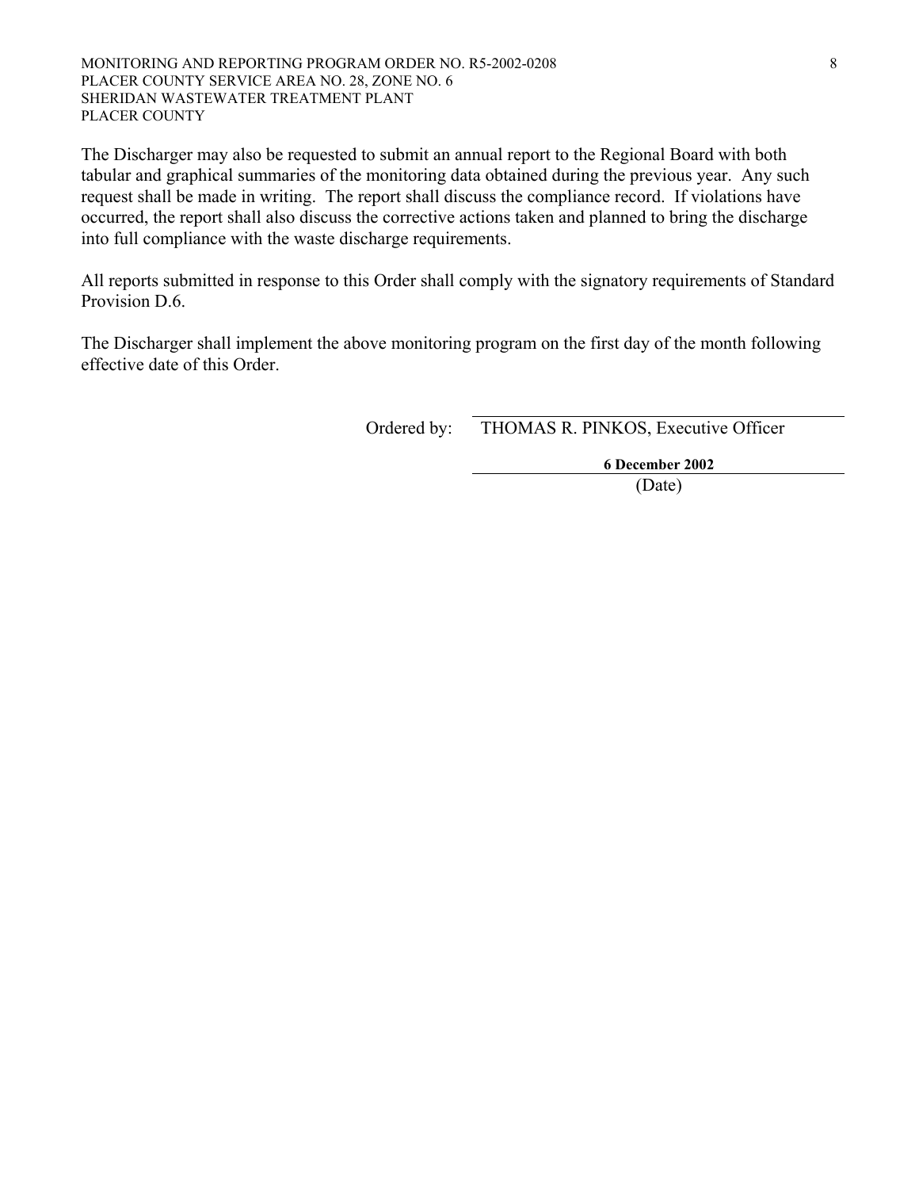The Discharger may also be requested to submit an annual report to the Regional Board with both tabular and graphical summaries of the monitoring data obtained during the previous year. Any such request shall be made in writing. The report shall discuss the compliance record. If violations have occurred, the report shall also discuss the corrective actions taken and planned to bring the discharge into full compliance with the waste discharge requirements.

All reports submitted in response to this Order shall comply with the signatory requirements of Standard Provision D.6.

The Discharger shall implement the above monitoring program on the first day of the month following effective date of this Order.

Ordered by: THOMAS R. PINKOS, Executive Officer

**6 December 2002**
(Date)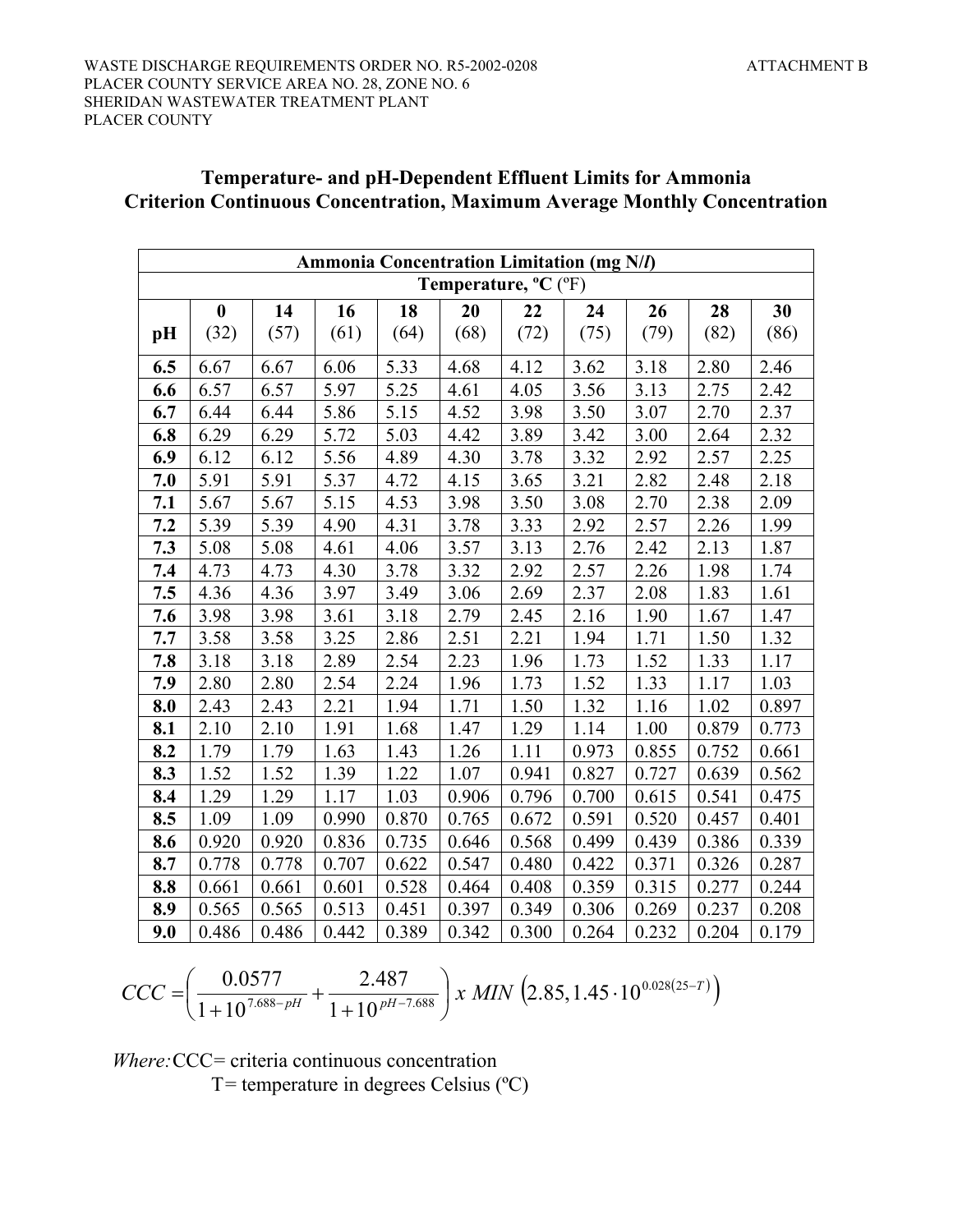## Temperature- and pH-Dependent Effluent Limits for Ammonia Criterion Continuous Concentration, Maximum Average Monthly Concentration

| Ammonia Concentration Limitation (mg N/*l*) | | | | | | | | | | |
|---|---|---|---|---|---|---|---|---|---|---|
| | Temperature, ºC (ºF) | | | | | | | | | |
| **pH** | **0** (32) | **14** (57) | **16** (61) | **18** (64) | **20** (68) | **22** (72) | **24** (75) | **26** (79) | **28** (82) | **30** (86) |
| **6.5** | 6.67 | 6.67 | 6.06 | 5.33 | 4.68 | 4.12 | 3.62 | 3.18 | 2.80 | 2.46 |
| **6.6** | 6.57 | 6.57 | 5.97 | 5.25 | 4.61 | 4.05 | 3.56 | 3.13 | 2.75 | 2.42 |
| **6.7** | 6.44 | 6.44 | 5.86 | 5.15 | 4.52 | 3.98 | 3.50 | 3.07 | 2.70 | 2.37 |
| **6.8** | 6.29 | 6.29 | 5.72 | 5.03 | 4.42 | 3.89 | 3.42 | 3.00 | 2.64 | 2.32 |
| **6.9** | 6.12 | 6.12 | 5.56 | 4.89 | 4.30 | 3.78 | 3.32 | 2.92 | 2.57 | 2.25 |
| **7.0** | 5.91 | 5.91 | 5.37 | 4.72 | 4.15 | 3.65 | 3.21 | 2.82 | 2.48 | 2.18 |
| **7.1** | 5.67 | 5.67 | 5.15 | 4.53 | 3.98 | 3.50 | 3.08 | 2.70 | 2.38 | 2.09 |
| **7.2** | 5.39 | 5.39 | 4.90 | 4.31 | 3.78 | 3.33 | 2.92 | 2.57 | 2.26 | 1.99 |
| **7.3** | 5.08 | 5.08 | 4.61 | 4.06 | 3.57 | 3.13 | 2.76 | 2.42 | 2.13 | 1.87 |
| **7.4** | 4.73 | 4.73 | 4.30 | 3.78 | 3.32 | 2.92 | 2.57 | 2.26 | 1.98 | 1.74 |
| **7.5** | 4.36 | 4.36 | 3.97 | 3.49 | 3.06 | 2.69 | 2.37 | 2.08 | 1.83 | 1.61 |
| **7.6** | 3.98 | 3.98 | 3.61 | 3.18 | 2.79 | 2.45 | 2.16 | 1.90 | 1.67 | 1.47 |
| **7.7** | 3.58 | 3.58 | 3.25 | 2.86 | 2.51 | 2.21 | 1.94 | 1.71 | 1.50 | 1.32 |
| **7.8** | 3.18 | 3.18 | 2.89 | 2.54 | 2.23 | 1.96 | 1.73 | 1.52 | 1.33 | 1.17 |
| **7.9** | 2.80 | 2.80 | 2.54 | 2.24 | 1.96 | 1.73 | 1.52 | 1.33 | 1.17 | 1.03 |
| **8.0** | 2.43 | 2.43 | 2.21 | 1.94 | 1.71 | 1.50 | 1.32 | 1.16 | 1.02 | 0.897 |
| **8.1** | 2.10 | 2.10 | 1.91 | 1.68 | 1.47 | 1.29 | 1.14 | 1.00 | 0.879 | 0.773 |
| **8.2** | 1.79 | 1.79 | 1.63 | 1.43 | 1.26 | 1.11 | 0.973 | 0.855 | 0.752 | 0.661 |
| **8.3** | 1.52 | 1.52 | 1.39 | 1.22 | 1.07 | 0.941 | 0.827 | 0.727 | 0.639 | 0.562 |
| **8.4** | 1.29 | 1.29 | 1.17 | 1.03 | 0.906 | 0.796 | 0.700 | 0.615 | 0.541 | 0.475 |
| **8.5** | 1.09 | 1.09 | 0.990 | 0.870 | 0.765 | 0.672 | 0.591 | 0.520 | 0.457 | 0.401 |
| **8.6** | 0.920 | 0.920 | 0.836 | 0.735 | 0.646 | 0.568 | 0.499 | 0.439 | 0.386 | 0.339 |
| **8.7** | 0.778 | 0.778 | 0.707 | 0.622 | 0.547 | 0.480 | 0.422 | 0.371 | 0.326 | 0.287 |
| **8.8** | 0.661 | 0.661 | 0.601 | 0.528 | 0.464 | 0.408 | 0.359 | 0.315 | 0.277 | 0.244 |
| **8.9** | 0.565 | 0.565 | 0.513 | 0.451 | 0.397 | 0.349 | 0.306 | 0.269 | 0.237 | 0.208 |
| **9.0** | 0.486 | 0.486 | 0.442 | 0.389 | 0.342 | 0.300 | 0.264 | 0.232 | 0.204 | 0.179 |

$$CCC = \left( \frac{0.0577}{1+10^{7.688-pH}} + \frac{2.487}{1+10^{pH-7.688}} \right) x\ MIN\ \left(2.85, 1.45 \cdot 10^{0.028(25-T)}\right)$$

*Where:* CCC= criteria continuous concentration
T= temperature in degrees Celsius (ºC)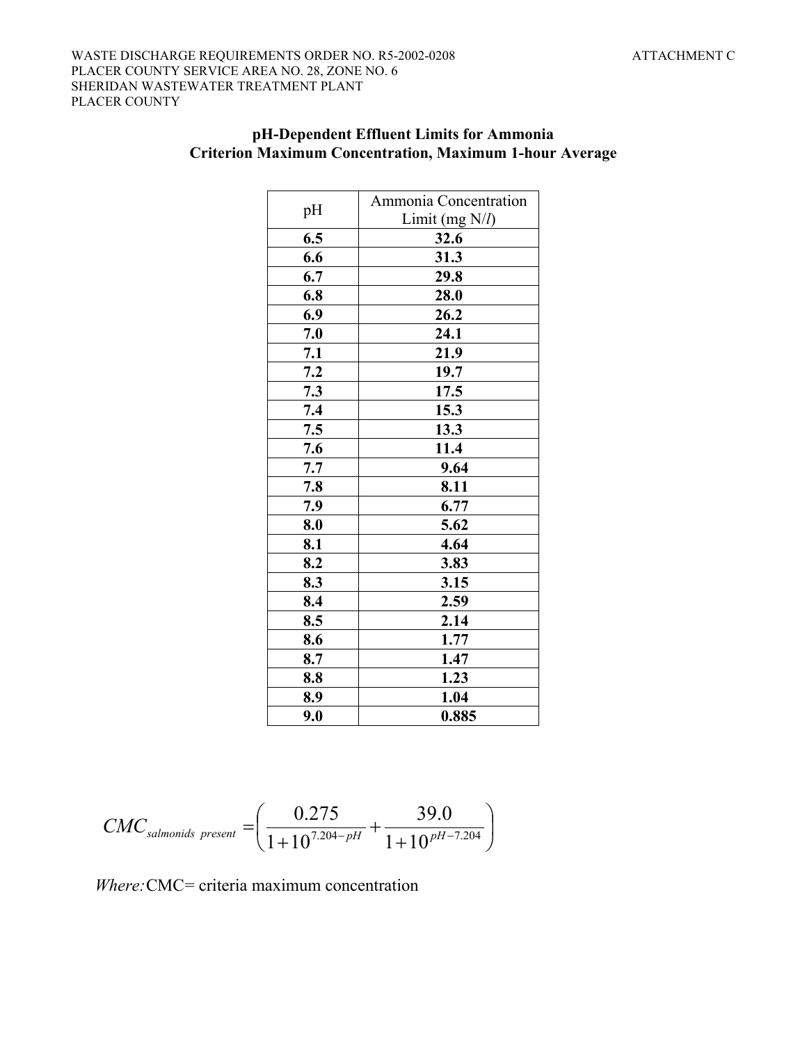## pH-Dependent Effluent Limits for Ammonia
## Criterion Maximum Concentration, Maximum 1-hour Average

| pH | Ammonia Concentration Limit (mg N/*l*) |
|---|---|
| **6.5** | **32.6** |
| **6.6** | **31.3** |
| **6.7** | **29.8** |
| **6.8** | **28.0** |
| **6.9** | **26.2** |
| **7.0** | **24.1** |
| **7.1** | **21.9** |
| **7.2** | **19.7** |
| **7.3** | **17.5** |
| **7.4** | **15.3** |
| **7.5** | **13.3** |
| **7.6** | **11.4** |
| **7.7** | **9.64** |
| **7.8** | **8.11** |
| **7.9** | **6.77** |
| **8.0** | **5.62** |
| **8.1** | **4.64** |
| **8.2** | **3.83** |
| **8.3** | **3.15** |
| **8.4** | **2.59** |
| **8.5** | **2.14** |
| **8.6** | **1.77** |
| **8.7** | **1.47** |
| **8.8** | **1.23** |
| **8.9** | **1.04** |
| **9.0** | **0.885** |

$$CMC_{salmonids\ present} = \left( \frac{0.275}{1+10^{7.204-pH}} + \frac{39.0}{1+10^{pH-7.204}} \right)$$

*Where:* CMC= criteria maximum concentration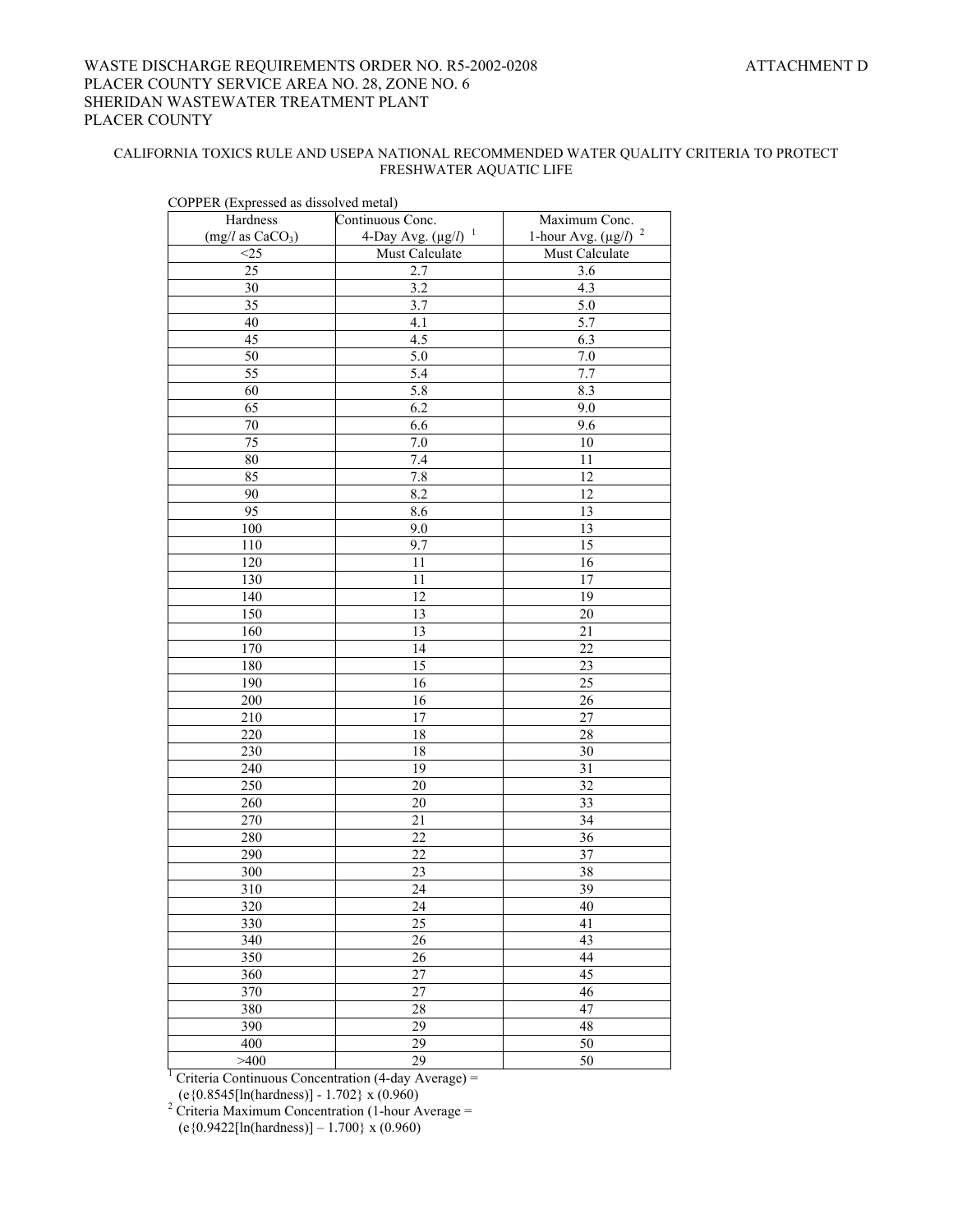WASTE DISCHARGE REQUIREMENTS ORDER NO. R5-2002-0208
PLACER COUNTY SERVICE AREA NO. 28, ZONE NO. 6
SHERIDAN WASTEWATER TREATMENT PLANT
PLACER COUNTY

ATTACHMENT D

CALIFORNIA TOXICS RULE AND USEPA NATIONAL RECOMMENDED WATER QUALITY CRITERIA TO PROTECT FRESHWATER AQUATIC LIFE

COPPER (Expressed as dissolved metal)

| Hardness (mg/*l* as $CaCO_3$) | Continuous Conc. 4-Day Avg. (µg/*l*) [1] | Maximum Conc. 1-hour Avg. (µg/*l*) [2] |
|---|---|---|
| <25 | Must Calculate | Must Calculate |
| 25 | 2.7 | 3.6 |
| 30 | 3.2 | 4.3 |
| 35 | 3.7 | 5.0 |
| 40 | 4.1 | 5.7 |
| 45 | 4.5 | 6.3 |
| 50 | 5.0 | 7.0 |
| 55 | 5.4 | 7.7 |
| 60 | 5.8 | 8.3 |
| 65 | 6.2 | 9.0 |
| 70 | 6.6 | 9.6 |
| 75 | 7.0 | 10 |
| 80 | 7.4 | 11 |
| 85 | 7.8 | 12 |
| 90 | 8.2 | 12 |
| 95 | 8.6 | 13 |
| 100 | 9.0 | 13 |
| 110 | 9.7 | 15 |
| 120 | 11 | 16 |
| 130 | 11 | 17 |
| 140 | 12 | 19 |
| 150 | 13 | 20 |
| 160 | 13 | 21 |
| 170 | 14 | 22 |
| 180 | 15 | 23 |
| 190 | 16 | 25 |
| 200 | 16 | 26 |
| 210 | 17 | 27 |
| 220 | 18 | 28 |
| 230 | 18 | 30 |
| 240 | 19 | 31 |
| 250 | 20 | 32 |
| 260 | 20 | 33 |
| 270 | 21 | 34 |
| 280 | 22 | 36 |
| 290 | 22 | 37 |
| 300 | 23 | 38 |
| 310 | 24 | 39 |
| 320 | 24 | 40 |
| 330 | 25 | 41 |
| 340 | 26 | 43 |
| 350 | 26 | 44 |
| 360 | 27 | 45 |
| 370 | 27 | 46 |
| 380 | 28 | 47 |
| 390 | 29 | 48 |
| 400 | 29 | 50 |
| >400 | 29 | 50 |

[1] Criteria Continuous Concentration (4-day Average) = $(e\{0.8545[\ln(\text{hardness})] - 1.702\} \times (0.960)$

[2] Criteria Maximum Concentration (1-hour Average = $(e\{0.9422[\ln(\text{hardness})] - 1.700\} \times (0.960)$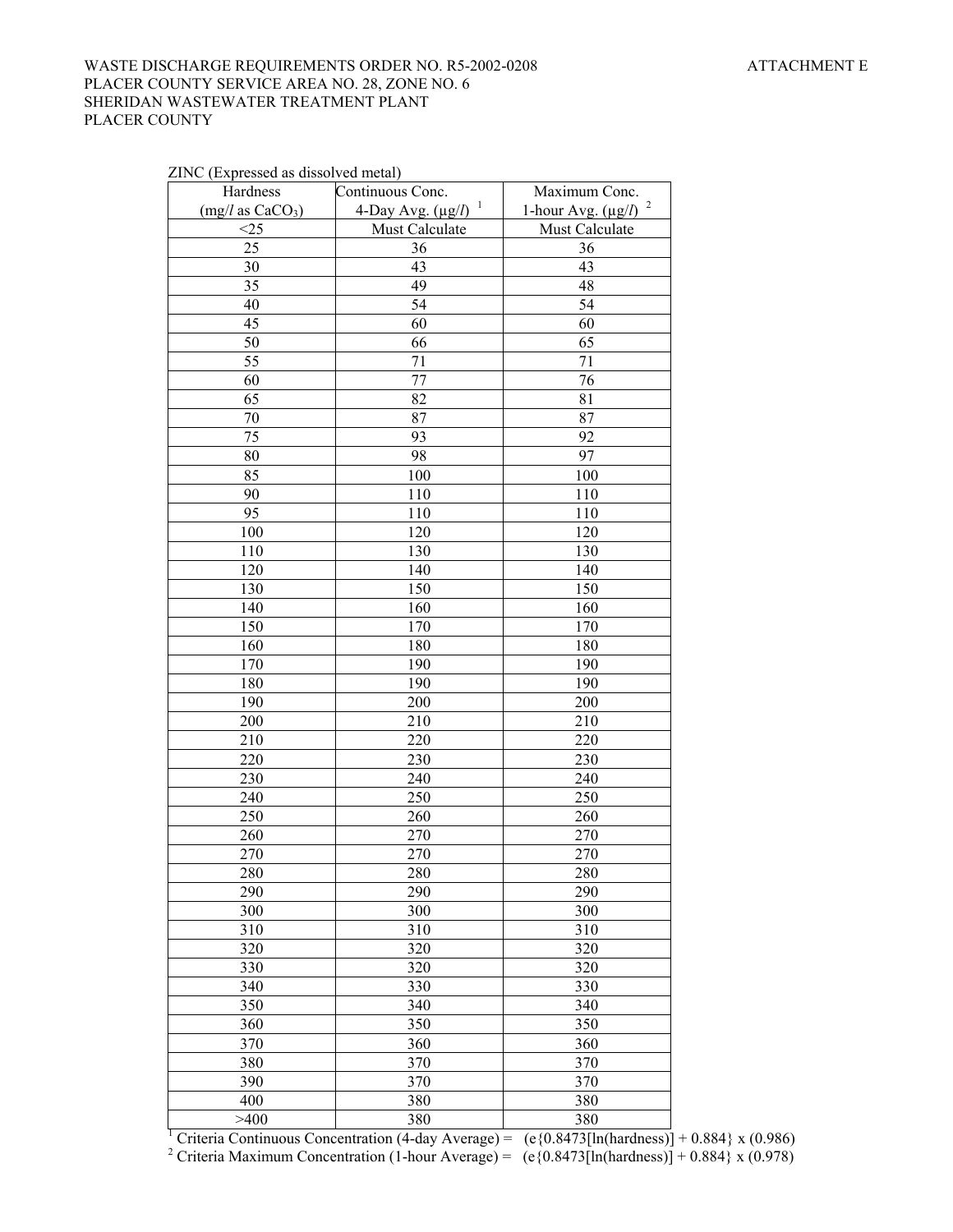ZINC (Expressed as dissolved metal)

| Hardness ($mg/l$ as $CaCO_3$) | Continuous Conc. 4-Day Avg. ($\mu g/l$) [1] | Maximum Conc. 1-hour Avg. ($\mu g/l$) [2] |
|---|---|---|
| <25 | Must Calculate | Must Calculate |
| 25 | 36 | 36 |
| 30 | 43 | 43 |
| 35 | 49 | 48 |
| 40 | 54 | 54 |
| 45 | 60 | 60 |
| 50 | 66 | 65 |
| 55 | 71 | 71 |
| 60 | 77 | 76 |
| 65 | 82 | 81 |
| 70 | 87 | 87 |
| 75 | 93 | 92 |
| 80 | 98 | 97 |
| 85 | 100 | 100 |
| 90 | 110 | 110 |
| 95 | 110 | 110 |
| 100 | 120 | 120 |
| 110 | 130 | 130 |
| 120 | 140 | 140 |
| 130 | 150 | 150 |
| 140 | 160 | 160 |
| 150 | 170 | 170 |
| 160 | 180 | 180 |
| 170 | 190 | 190 |
| 180 | 190 | 190 |
| 190 | 200 | 200 |
| 200 | 210 | 210 |
| 210 | 220 | 220 |
| 220 | 230 | 230 |
| 230 | 240 | 240 |
| 240 | 250 | 250 |
| 250 | 260 | 260 |
| 260 | 270 | 270 |
| 270 | 270 | 270 |
| 280 | 280 | 280 |
| 290 | 290 | 290 |
| 300 | 300 | 300 |
| 310 | 310 | 310 |
| 320 | 320 | 320 |
| 330 | 320 | 320 |
| 340 | 330 | 330 |
| 350 | 340 | 340 |
| 360 | 350 | 350 |
| 370 | 360 | 360 |
| 380 | 370 | 370 |
| 390 | 370 | 370 |
| 400 | 380 | 380 |
| >400 | 380 | 380 |

[1] Criteria Continuous Concentration (4-day Average) = $(e\{0.8473[\ln(\text{hardness})] + 0.884\} \times (0.986)$

[2] Criteria Maximum Concentration (1-hour Average) = $(e\{0.8473[\ln(\text{hardness})] + 0.884\} \times (0.978)$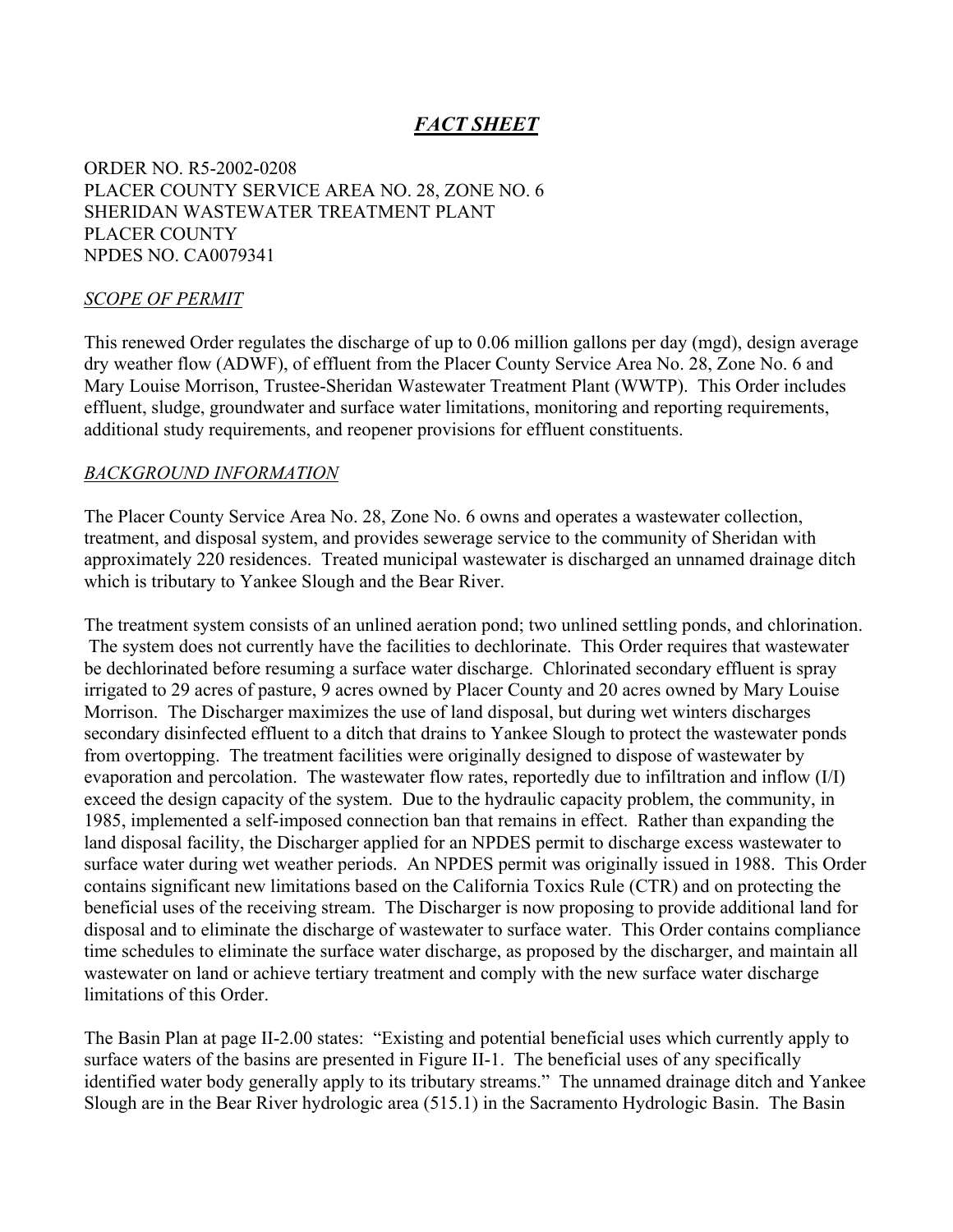# *FACT SHEET*

ORDER NO. R5-2002-0208
PLACER COUNTY SERVICE AREA NO. 28, ZONE NO. 6
SHERIDAN WASTEWATER TREATMENT PLANT
PLACER COUNTY
NPDES NO. CA0079341

## *SCOPE OF PERMIT*

This renewed Order regulates the discharge of up to 0.06 million gallons per day (mgd), design average dry weather flow (ADWF), of effluent from the Placer County Service Area No. 28, Zone No. 6 and Mary Louise Morrison, Trustee-Sheridan Wastewater Treatment Plant (WWTP). This Order includes effluent, sludge, groundwater and surface water limitations, monitoring and reporting requirements, additional study requirements, and reopener provisions for effluent constituents.

## *BACKGROUND INFORMATION*

The Placer County Service Area No. 28, Zone No. 6 owns and operates a wastewater collection, treatment, and disposal system, and provides sewerage service to the community of Sheridan with approximately 220 residences. Treated municipal wastewater is discharged an unnamed drainage ditch which is tributary to Yankee Slough and the Bear River.

The treatment system consists of an unlined aeration pond; two unlined settling ponds, and chlorination. The system does not currently have the facilities to dechlorinate. This Order requires that wastewater be dechlorinated before resuming a surface water discharge. Chlorinated secondary effluent is spray irrigated to 29 acres of pasture, 9 acres owned by Placer County and 20 acres owned by Mary Louise Morrison. The Discharger maximizes the use of land disposal, but during wet winters discharges secondary disinfected effluent to a ditch that drains to Yankee Slough to protect the wastewater ponds from overtopping. The treatment facilities were originally designed to dispose of wastewater by evaporation and percolation. The wastewater flow rates, reportedly due to infiltration and inflow (I/I) exceed the design capacity of the system. Due to the hydraulic capacity problem, the community, in 1985, implemented a self-imposed connection ban that remains in effect. Rather than expanding the land disposal facility, the Discharger applied for an NPDES permit to discharge excess wastewater to surface water during wet weather periods. An NPDES permit was originally issued in 1988. This Order contains significant new limitations based on the California Toxics Rule (CTR) and on protecting the beneficial uses of the receiving stream. The Discharger is now proposing to provide additional land for disposal and to eliminate the discharge of wastewater to surface water. This Order contains compliance time schedules to eliminate the surface water discharge, as proposed by the discharger, and maintain all wastewater on land or achieve tertiary treatment and comply with the new surface water discharge limitations of this Order.

The Basin Plan at page II-2.00 states: "Existing and potential beneficial uses which currently apply to surface waters of the basins are presented in Figure II-1. The beneficial uses of any specifically identified water body generally apply to its tributary streams." The unnamed drainage ditch and Yankee Slough are in the Bear River hydrologic area (515.1) in the Sacramento Hydrologic Basin. The Basin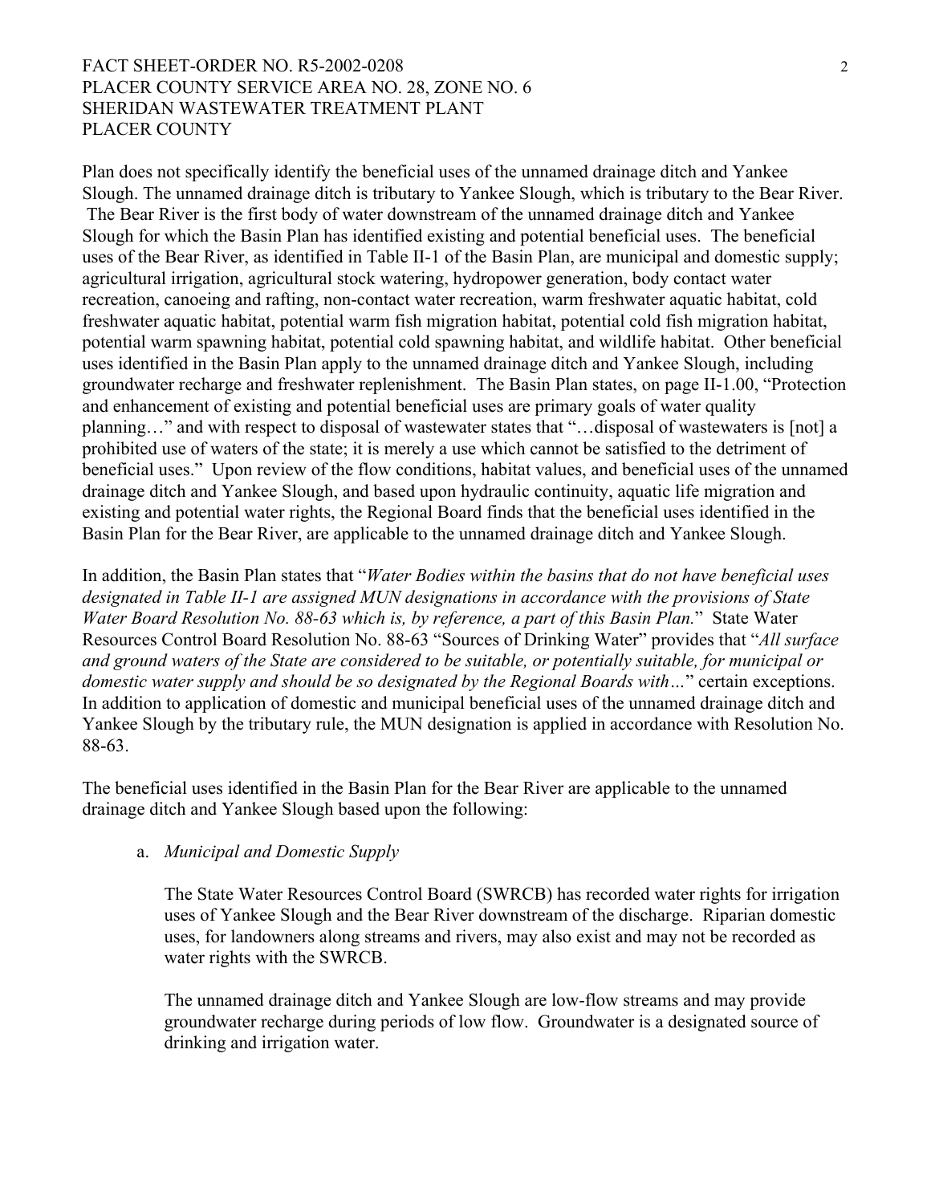Plan does not specifically identify the beneficial uses of the unnamed drainage ditch and Yankee Slough. The unnamed drainage ditch is tributary to Yankee Slough, which is tributary to the Bear River. The Bear River is the first body of water downstream of the unnamed drainage ditch and Yankee Slough for which the Basin Plan has identified existing and potential beneficial uses. The beneficial uses of the Bear River, as identified in Table II-1 of the Basin Plan, are municipal and domestic supply; agricultural irrigation, agricultural stock watering, hydropower generation, body contact water recreation, canoeing and rafting, non-contact water recreation, warm freshwater aquatic habitat, cold freshwater aquatic habitat, potential warm fish migration habitat, potential cold fish migration habitat, potential warm spawning habitat, potential cold spawning habitat, and wildlife habitat. Other beneficial uses identified in the Basin Plan apply to the unnamed drainage ditch and Yankee Slough, including groundwater recharge and freshwater replenishment. The Basin Plan states, on page II-1.00, "Protection and enhancement of existing and potential beneficial uses are primary goals of water quality planning…" and with respect to disposal of wastewater states that "…disposal of wastewaters is [not] a prohibited use of waters of the state; it is merely a use which cannot be satisfied to the detriment of beneficial uses." Upon review of the flow conditions, habitat values, and beneficial uses of the unnamed drainage ditch and Yankee Slough, and based upon hydraulic continuity, aquatic life migration and existing and potential water rights, the Regional Board finds that the beneficial uses identified in the Basin Plan for the Bear River, are applicable to the unnamed drainage ditch and Yankee Slough.

In addition, the Basin Plan states that "*Water Bodies within the basins that do not have beneficial uses designated in Table II-1 are assigned MUN designations in accordance with the provisions of State Water Board Resolution No. 88-63 which is, by reference, a part of this Basin Plan.*" State Water Resources Control Board Resolution No. 88-63 "Sources of Drinking Water" provides that "*All surface and ground waters of the State are considered to be suitable, or potentially suitable, for municipal or domestic water supply and should be so designated by the Regional Boards with…*" certain exceptions. In addition to application of domestic and municipal beneficial uses of the unnamed drainage ditch and Yankee Slough by the tributary rule, the MUN designation is applied in accordance with Resolution No. 88-63.

The beneficial uses identified in the Basin Plan for the Bear River are applicable to the unnamed drainage ditch and Yankee Slough based upon the following:

a. *Municipal and Domestic Supply*

   The State Water Resources Control Board (SWRCB) has recorded water rights for irrigation uses of Yankee Slough and the Bear River downstream of the discharge. Riparian domestic uses, for landowners along streams and rivers, may also exist and may not be recorded as water rights with the SWRCB.

   The unnamed drainage ditch and Yankee Slough are low-flow streams and may provide groundwater recharge during periods of low flow. Groundwater is a designated source of drinking and irrigation water.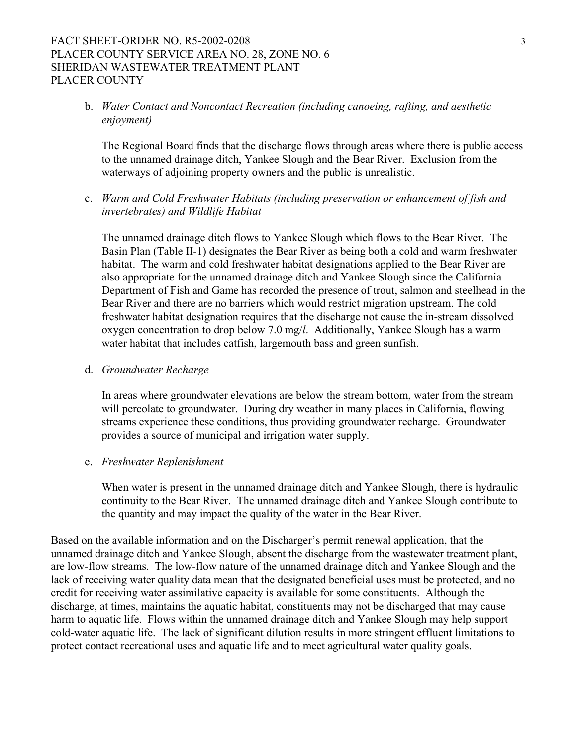b. *Water Contact and Noncontact Recreation (including canoeing, rafting, and aesthetic enjoyment)*

   The Regional Board finds that the discharge flows through areas where there is public access to the unnamed drainage ditch, Yankee Slough and the Bear River. Exclusion from the waterways of adjoining property owners and the public is unrealistic.

c. *Warm and Cold Freshwater Habitats (including preservation or enhancement of fish and invertebrates) and Wildlife Habitat*

   The unnamed drainage ditch flows to Yankee Slough which flows to the Bear River. The Basin Plan (Table II-1) designates the Bear River as being both a cold and warm freshwater habitat. The warm and cold freshwater habitat designations applied to the Bear River are also appropriate for the unnamed drainage ditch and Yankee Slough since the California Department of Fish and Game has recorded the presence of trout, salmon and steelhead in the Bear River and there are no barriers which would restrict migration upstream. The cold freshwater habitat designation requires that the discharge not cause the in-stream dissolved oxygen concentration to drop below 7.0 mg/*l*. Additionally, Yankee Slough has a warm water habitat that includes catfish, largemouth bass and green sunfish.

d. *Groundwater Recharge*

   In areas where groundwater elevations are below the stream bottom, water from the stream will percolate to groundwater. During dry weather in many places in California, flowing streams experience these conditions, thus providing groundwater recharge. Groundwater provides a source of municipal and irrigation water supply.

e. *Freshwater Replenishment*

   When water is present in the unnamed drainage ditch and Yankee Slough, there is hydraulic continuity to the Bear River. The unnamed drainage ditch and Yankee Slough contribute to the quantity and may impact the quality of the water in the Bear River.

Based on the available information and on the Discharger's permit renewal application, that the unnamed drainage ditch and Yankee Slough, absent the discharge from the wastewater treatment plant, are low-flow streams. The low-flow nature of the unnamed drainage ditch and Yankee Slough and the lack of receiving water quality data mean that the designated beneficial uses must be protected, and no credit for receiving water assimilative capacity is available for some constituents. Although the discharge, at times, maintains the aquatic habitat, constituents may not be discharged that may cause harm to aquatic life. Flows within the unnamed drainage ditch and Yankee Slough may help support cold-water aquatic life. The lack of significant dilution results in more stringent effluent limitations to protect contact recreational uses and aquatic life and to meet agricultural water quality goals.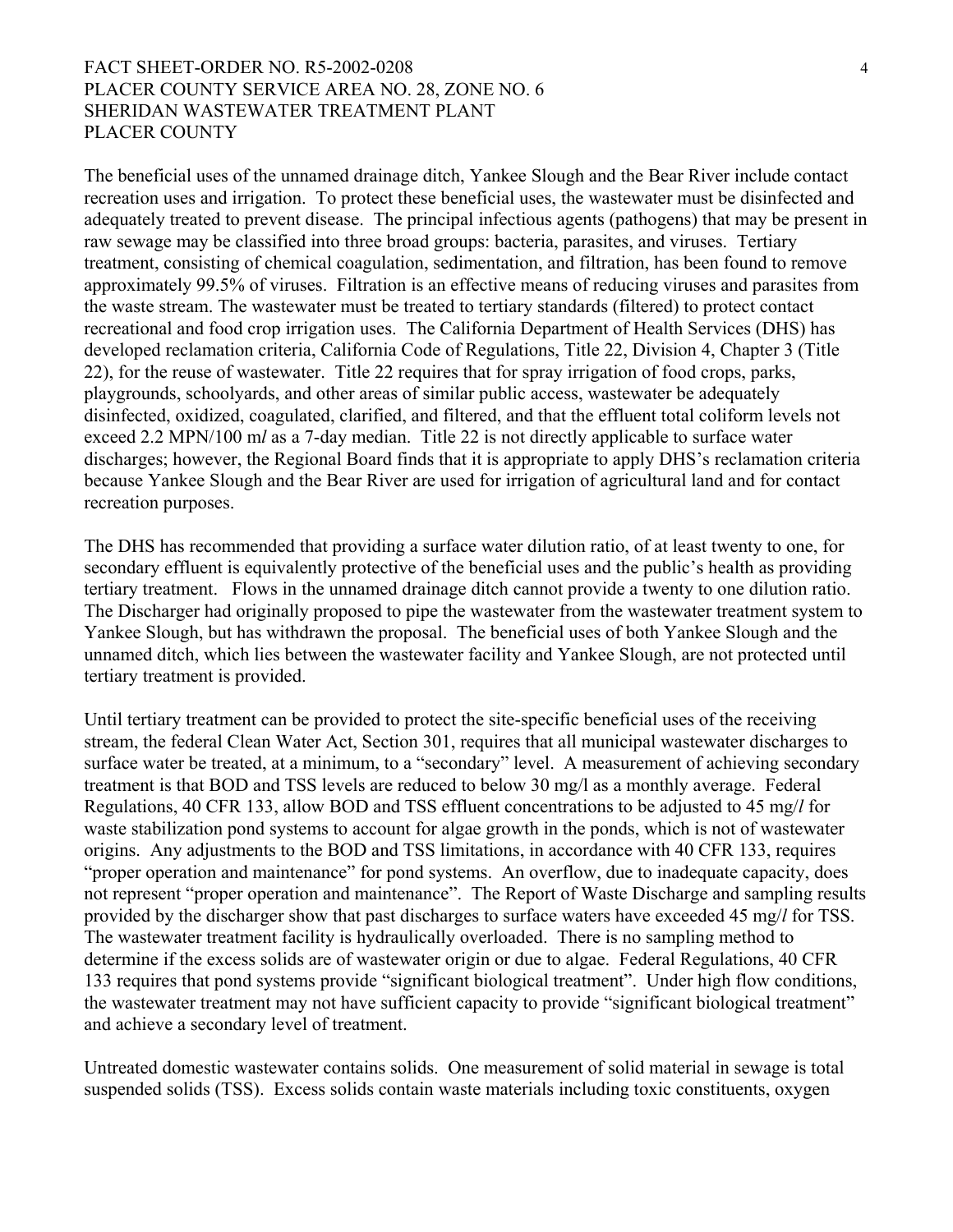The beneficial uses of the unnamed drainage ditch, Yankee Slough and the Bear River include contact recreation uses and irrigation. To protect these beneficial uses, the wastewater must be disinfected and adequately treated to prevent disease. The principal infectious agents (pathogens) that may be present in raw sewage may be classified into three broad groups: bacteria, parasites, and viruses. Tertiary treatment, consisting of chemical coagulation, sedimentation, and filtration, has been found to remove approximately 99.5% of viruses. Filtration is an effective means of reducing viruses and parasites from the waste stream. The wastewater must be treated to tertiary standards (filtered) to protect contact recreational and food crop irrigation uses. The California Department of Health Services (DHS) has developed reclamation criteria, California Code of Regulations, Title 22, Division 4, Chapter 3 (Title 22), for the reuse of wastewater. Title 22 requires that for spray irrigation of food crops, parks, playgrounds, schoolyards, and other areas of similar public access, wastewater be adequately disinfected, oxidized, coagulated, clarified, and filtered, and that the effluent total coliform levels not exceed 2.2 MPN/100 m*l* as a 7-day median. Title 22 is not directly applicable to surface water discharges; however, the Regional Board finds that it is appropriate to apply DHS's reclamation criteria because Yankee Slough and the Bear River are used for irrigation of agricultural land and for contact recreation purposes.

The DHS has recommended that providing a surface water dilution ratio, of at least twenty to one, for secondary effluent is equivalently protective of the beneficial uses and the public's health as providing tertiary treatment. Flows in the unnamed drainage ditch cannot provide a twenty to one dilution ratio. The Discharger had originally proposed to pipe the wastewater from the wastewater treatment system to Yankee Slough, but has withdrawn the proposal. The beneficial uses of both Yankee Slough and the unnamed ditch, which lies between the wastewater facility and Yankee Slough, are not protected until tertiary treatment is provided.

Until tertiary treatment can be provided to protect the site-specific beneficial uses of the receiving stream, the federal Clean Water Act, Section 301, requires that all municipal wastewater discharges to surface water be treated, at a minimum, to a "secondary" level. A measurement of achieving secondary treatment is that BOD and TSS levels are reduced to below 30 mg/l as a monthly average. Federal Regulations, 40 CFR 133, allow BOD and TSS effluent concentrations to be adjusted to 45 mg/*l* for waste stabilization pond systems to account for algae growth in the ponds, which is not of wastewater origins. Any adjustments to the BOD and TSS limitations, in accordance with 40 CFR 133, requires "proper operation and maintenance" for pond systems. An overflow, due to inadequate capacity, does not represent "proper operation and maintenance". The Report of Waste Discharge and sampling results provided by the discharger show that past discharges to surface waters have exceeded 45 mg/*l* for TSS. The wastewater treatment facility is hydraulically overloaded. There is no sampling method to determine if the excess solids are of wastewater origin or due to algae. Federal Regulations, 40 CFR 133 requires that pond systems provide "significant biological treatment". Under high flow conditions, the wastewater treatment may not have sufficient capacity to provide "significant biological treatment" and achieve a secondary level of treatment.

Untreated domestic wastewater contains solids. One measurement of solid material in sewage is total suspended solids (TSS). Excess solids contain waste materials including toxic constituents, oxygen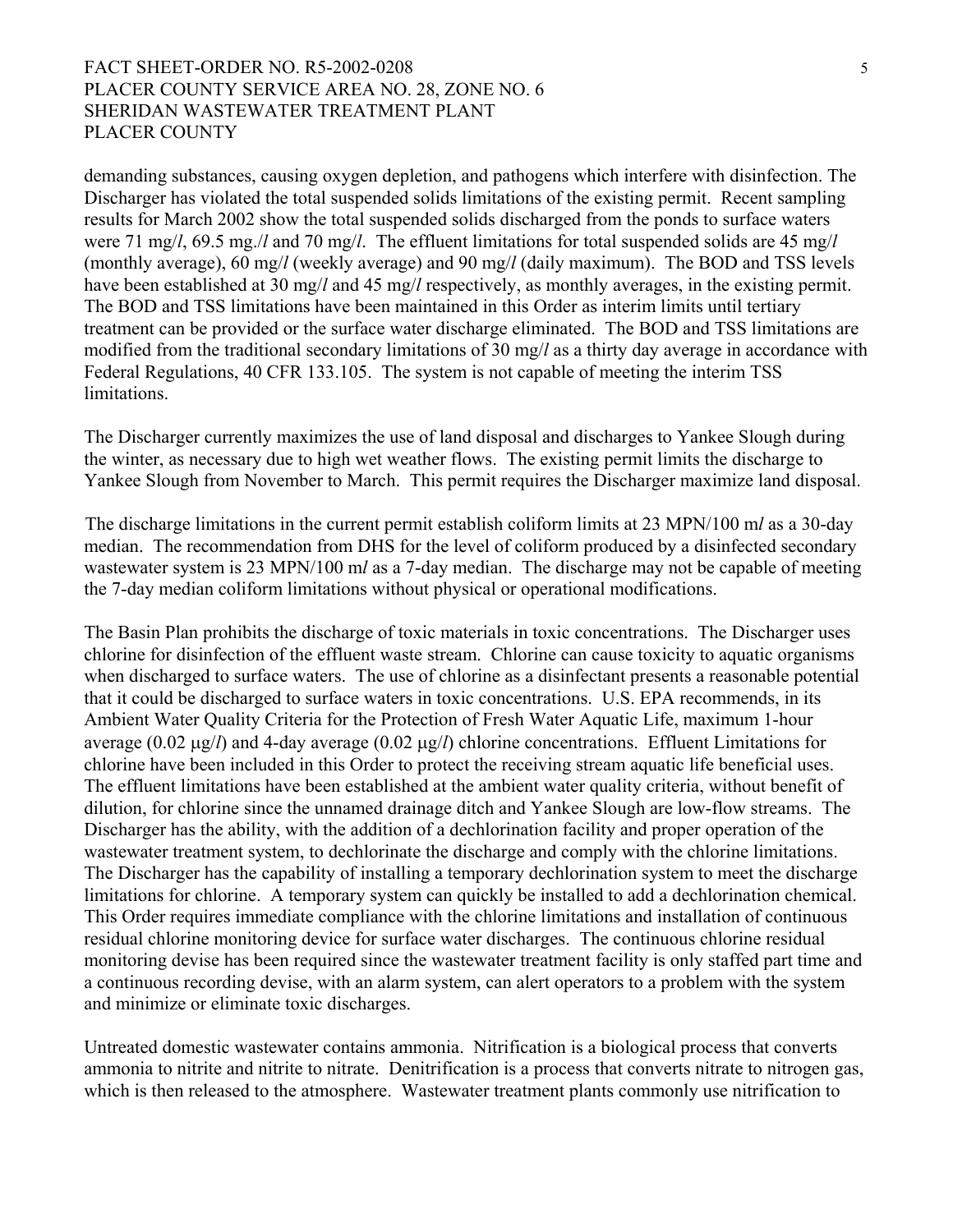demanding substances, causing oxygen depletion, and pathogens which interfere with disinfection. The Discharger has violated the total suspended solids limitations of the existing permit. Recent sampling results for March 2002 show the total suspended solids discharged from the ponds to surface waters were 71 mg/*l*, 69.5 mg./*l* and 70 mg/*l*. The effluent limitations for total suspended solids are 45 mg/*l* (monthly average), 60 mg/*l* (weekly average) and 90 mg/*l* (daily maximum). The BOD and TSS levels have been established at 30 mg/*l* and 45 mg/*l* respectively, as monthly averages, in the existing permit. The BOD and TSS limitations have been maintained in this Order as interim limits until tertiary treatment can be provided or the surface water discharge eliminated. The BOD and TSS limitations are modified from the traditional secondary limitations of 30 mg/*l* as a thirty day average in accordance with Federal Regulations, 40 CFR 133.105. The system is not capable of meeting the interim TSS limitations.

The Discharger currently maximizes the use of land disposal and discharges to Yankee Slough during the winter, as necessary due to high wet weather flows. The existing permit limits the discharge to Yankee Slough from November to March. This permit requires the Discharger maximize land disposal.

The discharge limitations in the current permit establish coliform limits at 23 MPN/100 m*l* as a 30-day median. The recommendation from DHS for the level of coliform produced by a disinfected secondary wastewater system is 23 MPN/100 m*l* as a 7-day median. The discharge may not be capable of meeting the 7-day median coliform limitations without physical or operational modifications.

The Basin Plan prohibits the discharge of toxic materials in toxic concentrations. The Discharger uses chlorine for disinfection of the effluent waste stream. Chlorine can cause toxicity to aquatic organisms when discharged to surface waters. The use of chlorine as a disinfectant presents a reasonable potential that it could be discharged to surface waters in toxic concentrations. U.S. EPA recommends, in its Ambient Water Quality Criteria for the Protection of Fresh Water Aquatic Life, maximum 1-hour average (0.02 µg/*l*) and 4-day average (0.02 µg/*l*) chlorine concentrations. Effluent Limitations for chlorine have been included in this Order to protect the receiving stream aquatic life beneficial uses. The effluent limitations have been established at the ambient water quality criteria, without benefit of dilution, for chlorine since the unnamed drainage ditch and Yankee Slough are low-flow streams. The Discharger has the ability, with the addition of a dechlorination facility and proper operation of the wastewater treatment system, to dechlorinate the discharge and comply with the chlorine limitations. The Discharger has the capability of installing a temporary dechlorination system to meet the discharge limitations for chlorine. A temporary system can quickly be installed to add a dechlorination chemical. This Order requires immediate compliance with the chlorine limitations and installation of continuous residual chlorine monitoring device for surface water discharges. The continuous chlorine residual monitoring devise has been required since the wastewater treatment facility is only staffed part time and a continuous recording devise, with an alarm system, can alert operators to a problem with the system and minimize or eliminate toxic discharges.

Untreated domestic wastewater contains ammonia. Nitrification is a biological process that converts ammonia to nitrite and nitrite to nitrate. Denitrification is a process that converts nitrate to nitrogen gas, which is then released to the atmosphere. Wastewater treatment plants commonly use nitrification to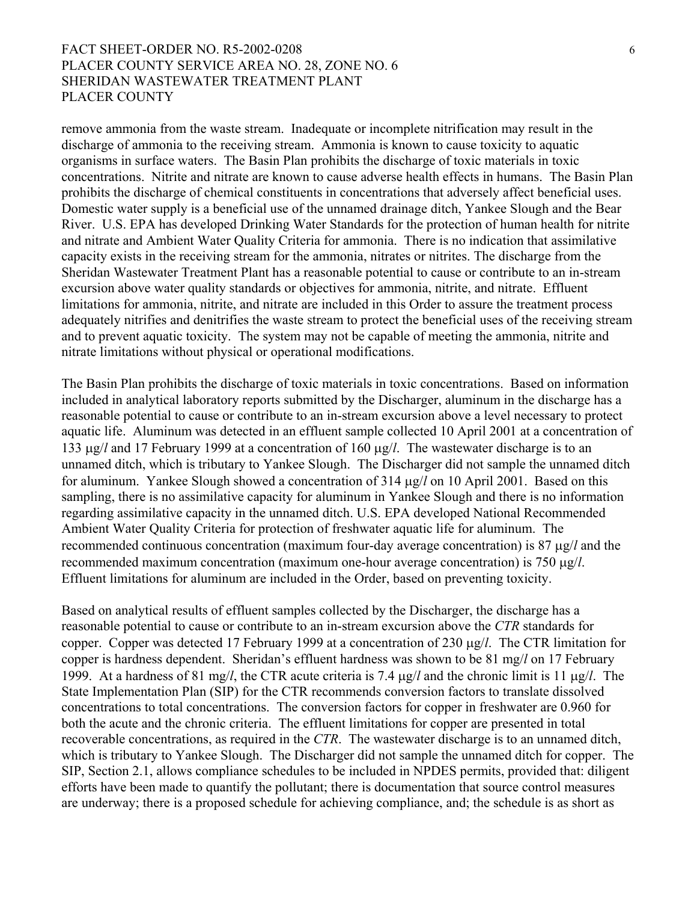remove ammonia from the waste stream. Inadequate or incomplete nitrification may result in the discharge of ammonia to the receiving stream. Ammonia is known to cause toxicity to aquatic organisms in surface waters. The Basin Plan prohibits the discharge of toxic materials in toxic concentrations. Nitrite and nitrate are known to cause adverse health effects in humans. The Basin Plan prohibits the discharge of chemical constituents in concentrations that adversely affect beneficial uses. Domestic water supply is a beneficial use of the unnamed drainage ditch, Yankee Slough and the Bear River. U.S. EPA has developed Drinking Water Standards for the protection of human health for nitrite and nitrate and Ambient Water Quality Criteria for ammonia. There is no indication that assimilative capacity exists in the receiving stream for the ammonia, nitrates or nitrites. The discharge from the Sheridan Wastewater Treatment Plant has a reasonable potential to cause or contribute to an in-stream excursion above water quality standards or objectives for ammonia, nitrite, and nitrate. Effluent limitations for ammonia, nitrite, and nitrate are included in this Order to assure the treatment process adequately nitrifies and denitrifies the waste stream to protect the beneficial uses of the receiving stream and to prevent aquatic toxicity. The system may not be capable of meeting the ammonia, nitrite and nitrate limitations without physical or operational modifications.

The Basin Plan prohibits the discharge of toxic materials in toxic concentrations. Based on information included in analytical laboratory reports submitted by the Discharger, aluminum in the discharge has a reasonable potential to cause or contribute to an in-stream excursion above a level necessary to protect aquatic life. Aluminum was detected in an effluent sample collected 10 April 2001 at a concentration of 133 μg/*l* and 17 February 1999 at a concentration of 160 μg/*l*. The wastewater discharge is to an unnamed ditch, which is tributary to Yankee Slough. The Discharger did not sample the unnamed ditch for aluminum. Yankee Slough showed a concentration of 314 μg/*l* on 10 April 2001. Based on this sampling, there is no assimilative capacity for aluminum in Yankee Slough and there is no information regarding assimilative capacity in the unnamed ditch. U.S. EPA developed National Recommended Ambient Water Quality Criteria for protection of freshwater aquatic life for aluminum. The recommended continuous concentration (maximum four-day average concentration) is 87 μg/*l* and the recommended maximum concentration (maximum one-hour average concentration) is 750 μg/*l*. Effluent limitations for aluminum are included in the Order, based on preventing toxicity.

Based on analytical results of effluent samples collected by the Discharger, the discharge has a reasonable potential to cause or contribute to an in-stream excursion above the *CTR* standards for copper. Copper was detected 17 February 1999 at a concentration of 230 μg/*l*. The CTR limitation for copper is hardness dependent. Sheridan's effluent hardness was shown to be 81 mg/*l* on 17 February 1999. At a hardness of 81 mg/*l*, the CTR acute criteria is 7.4 μg/*l* and the chronic limit is 11 μg/*l*. The State Implementation Plan (SIP) for the CTR recommends conversion factors to translate dissolved concentrations to total concentrations. The conversion factors for copper in freshwater are 0.960 for both the acute and the chronic criteria. The effluent limitations for copper are presented in total recoverable concentrations, as required in the *CTR*. The wastewater discharge is to an unnamed ditch, which is tributary to Yankee Slough. The Discharger did not sample the unnamed ditch for copper. The SIP, Section 2.1, allows compliance schedules to be included in NPDES permits, provided that: diligent efforts have been made to quantify the pollutant; there is documentation that source control measures are underway; there is a proposed schedule for achieving compliance, and; the schedule is as short as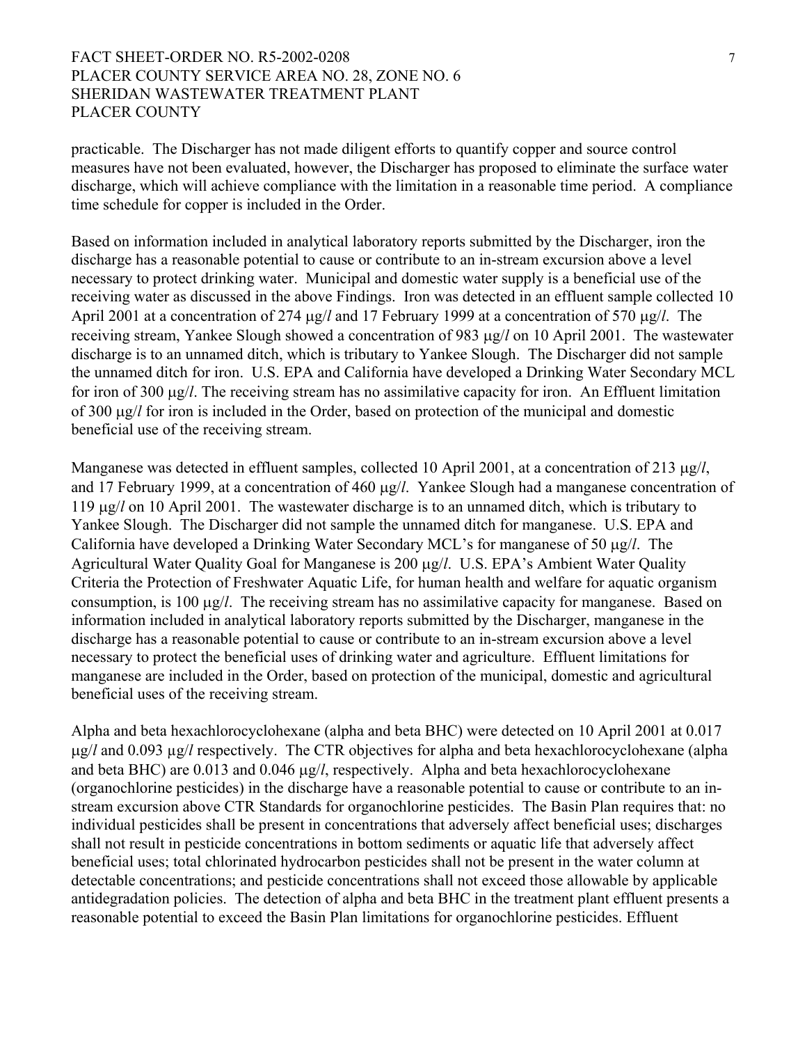practicable. The Discharger has not made diligent efforts to quantify copper and source control measures have not been evaluated, however, the Discharger has proposed to eliminate the surface water discharge, which will achieve compliance with the limitation in a reasonable time period. A compliance time schedule for copper is included in the Order.

Based on information included in analytical laboratory reports submitted by the Discharger, iron the discharge has a reasonable potential to cause or contribute to an in-stream excursion above a level necessary to protect drinking water. Municipal and domestic water supply is a beneficial use of the receiving water as discussed in the above Findings. Iron was detected in an effluent sample collected 10 April 2001 at a concentration of 274 μg/*l* and 17 February 1999 at a concentration of 570 μg/*l*. The receiving stream, Yankee Slough showed a concentration of 983 μg/*l* on 10 April 2001. The wastewater discharge is to an unnamed ditch, which is tributary to Yankee Slough. The Discharger did not sample the unnamed ditch for iron. U.S. EPA and California have developed a Drinking Water Secondary MCL for iron of 300 μg/*l*. The receiving stream has no assimilative capacity for iron. An Effluent limitation of 300 μg/*l* for iron is included in the Order, based on protection of the municipal and domestic beneficial use of the receiving stream.

Manganese was detected in effluent samples, collected 10 April 2001, at a concentration of 213 μg/*l*, and 17 February 1999, at a concentration of 460 μg/*l*. Yankee Slough had a manganese concentration of 119 μg/*l* on 10 April 2001. The wastewater discharge is to an unnamed ditch, which is tributary to Yankee Slough. The Discharger did not sample the unnamed ditch for manganese. U.S. EPA and California have developed a Drinking Water Secondary MCL's for manganese of 50 μg/*l*. The Agricultural Water Quality Goal for Manganese is 200 μg/*l*. U.S. EPA's Ambient Water Quality Criteria the Protection of Freshwater Aquatic Life, for human health and welfare for aquatic organism consumption, is 100 μg/*l*. The receiving stream has no assimilative capacity for manganese. Based on information included in analytical laboratory reports submitted by the Discharger, manganese in the discharge has a reasonable potential to cause or contribute to an in-stream excursion above a level necessary to protect the beneficial uses of drinking water and agriculture. Effluent limitations for manganese are included in the Order, based on protection of the municipal, domestic and agricultural beneficial uses of the receiving stream.

Alpha and beta hexachlorocyclohexane (alpha and beta BHC) were detected on 10 April 2001 at 0.017 μg/*l* and 0.093 μg/*l* respectively. The CTR objectives for alpha and beta hexachlorocyclohexane (alpha and beta BHC) are 0.013 and 0.046 μg/*l*, respectively. Alpha and beta hexachlorocyclohexane (organochlorine pesticides) in the discharge have a reasonable potential to cause or contribute to an in-stream excursion above CTR Standards for organochlorine pesticides. The Basin Plan requires that: no individual pesticides shall be present in concentrations that adversely affect beneficial uses; discharges shall not result in pesticide concentrations in bottom sediments or aquatic life that adversely affect beneficial uses; total chlorinated hydrocarbon pesticides shall not be present in the water column at detectable concentrations; and pesticide concentrations shall not exceed those allowable by applicable antidegradation policies. The detection of alpha and beta BHC in the treatment plant effluent presents a reasonable potential to exceed the Basin Plan limitations for organochlorine pesticides. Effluent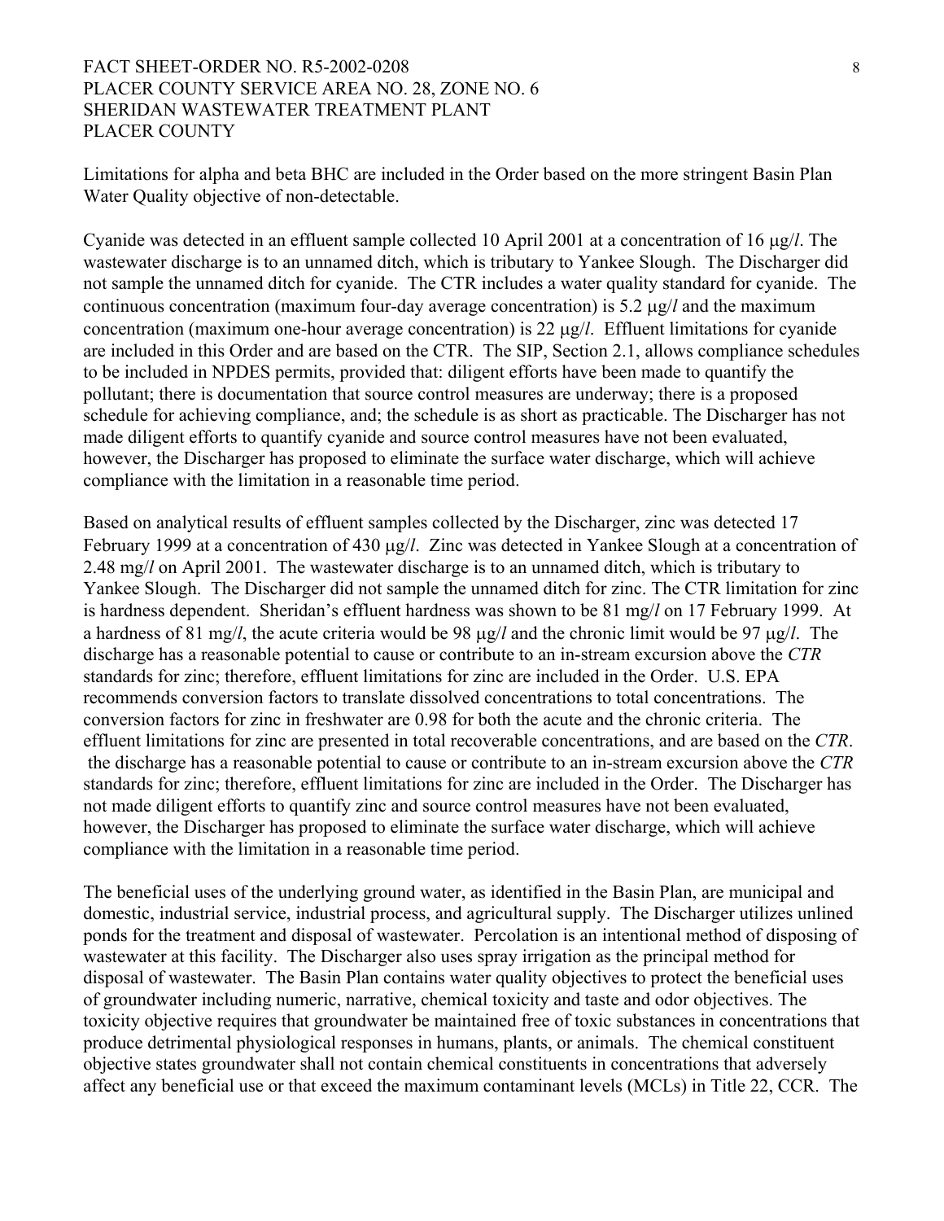Limitations for alpha and beta BHC are included in the Order based on the more stringent Basin Plan Water Quality objective of non-detectable.

Cyanide was detected in an effluent sample collected 10 April 2001 at a concentration of 16 μg/*l*. The wastewater discharge is to an unnamed ditch, which is tributary to Yankee Slough. The Discharger did not sample the unnamed ditch for cyanide. The CTR includes a water quality standard for cyanide. The continuous concentration (maximum four-day average concentration) is 5.2 μg/*l* and the maximum concentration (maximum one-hour average concentration) is 22 μg/*l*. Effluent limitations for cyanide are included in this Order and are based on the CTR. The SIP, Section 2.1, allows compliance schedules to be included in NPDES permits, provided that: diligent efforts have been made to quantify the pollutant; there is documentation that source control measures are underway; there is a proposed schedule for achieving compliance, and; the schedule is as short as practicable. The Discharger has not made diligent efforts to quantify cyanide and source control measures have not been evaluated, however, the Discharger has proposed to eliminate the surface water discharge, which will achieve compliance with the limitation in a reasonable time period.

Based on analytical results of effluent samples collected by the Discharger, zinc was detected 17 February 1999 at a concentration of 430 μg/*l*. Zinc was detected in Yankee Slough at a concentration of 2.48 mg/*l* on April 2001. The wastewater discharge is to an unnamed ditch, which is tributary to Yankee Slough. The Discharger did not sample the unnamed ditch for zinc. The CTR limitation for zinc is hardness dependent. Sheridan's effluent hardness was shown to be 81 mg/*l* on 17 February 1999. At a hardness of 81 mg/*l*, the acute criteria would be 98 μg/*l* and the chronic limit would be 97 μg/*l*. The discharge has a reasonable potential to cause or contribute to an in-stream excursion above the *CTR* standards for zinc; therefore, effluent limitations for zinc are included in the Order. U.S. EPA recommends conversion factors to translate dissolved concentrations to total concentrations. The conversion factors for zinc in freshwater are 0.98 for both the acute and the chronic criteria. The effluent limitations for zinc are presented in total recoverable concentrations, and are based on the *CTR*. the discharge has a reasonable potential to cause or contribute to an in-stream excursion above the *CTR* standards for zinc; therefore, effluent limitations for zinc are included in the Order. The Discharger has not made diligent efforts to quantify zinc and source control measures have not been evaluated, however, the Discharger has proposed to eliminate the surface water discharge, which will achieve compliance with the limitation in a reasonable time period.

The beneficial uses of the underlying ground water, as identified in the Basin Plan, are municipal and domestic, industrial service, industrial process, and agricultural supply. The Discharger utilizes unlined ponds for the treatment and disposal of wastewater. Percolation is an intentional method of disposing of wastewater at this facility. The Discharger also uses spray irrigation as the principal method for disposal of wastewater. The Basin Plan contains water quality objectives to protect the beneficial uses of groundwater including numeric, narrative, chemical toxicity and taste and odor objectives. The toxicity objective requires that groundwater be maintained free of toxic substances in concentrations that produce detrimental physiological responses in humans, plants, or animals. The chemical constituent objective states groundwater shall not contain chemical constituents in concentrations that adversely affect any beneficial use or that exceed the maximum contaminant levels (MCLs) in Title 22, CCR. The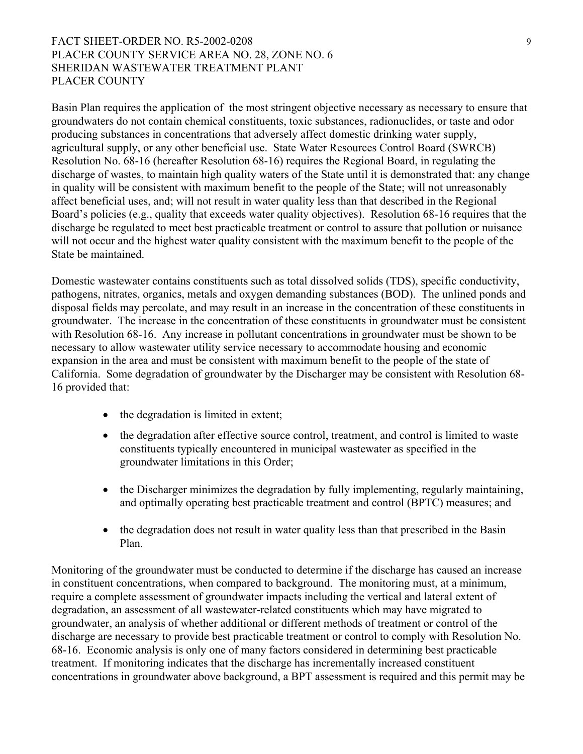Basin Plan requires the application of the most stringent objective necessary as necessary to ensure that groundwaters do not contain chemical constituents, toxic substances, radionuclides, or taste and odor producing substances in concentrations that adversely affect domestic drinking water supply, agricultural supply, or any other beneficial use. State Water Resources Control Board (SWRCB) Resolution No. 68-16 (hereafter Resolution 68-16) requires the Regional Board, in regulating the discharge of wastes, to maintain high quality waters of the State until it is demonstrated that: any change in quality will be consistent with maximum benefit to the people of the State; will not unreasonably affect beneficial uses, and; will not result in water quality less than that described in the Regional Board's policies (e.g., quality that exceeds water quality objectives). Resolution 68-16 requires that the discharge be regulated to meet best practicable treatment or control to assure that pollution or nuisance will not occur and the highest water quality consistent with the maximum benefit to the people of the State be maintained.

Domestic wastewater contains constituents such as total dissolved solids (TDS), specific conductivity, pathogens, nitrates, organics, metals and oxygen demanding substances (BOD). The unlined ponds and disposal fields may percolate, and may result in an increase in the concentration of these constituents in groundwater. The increase in the concentration of these constituents in groundwater must be consistent with Resolution 68-16. Any increase in pollutant concentrations in groundwater must be shown to be necessary to allow wastewater utility service necessary to accommodate housing and economic expansion in the area and must be consistent with maximum benefit to the people of the state of California. Some degradation of groundwater by the Discharger may be consistent with Resolution 68-16 provided that:

- the degradation is limited in extent;
- the degradation after effective source control, treatment, and control is limited to waste constituents typically encountered in municipal wastewater as specified in the groundwater limitations in this Order;
- the Discharger minimizes the degradation by fully implementing, regularly maintaining, and optimally operating best practicable treatment and control (BPTC) measures; and
- the degradation does not result in water quality less than that prescribed in the Basin Plan.

Monitoring of the groundwater must be conducted to determine if the discharge has caused an increase in constituent concentrations, when compared to background. The monitoring must, at a minimum, require a complete assessment of groundwater impacts including the vertical and lateral extent of degradation, an assessment of all wastewater-related constituents which may have migrated to groundwater, an analysis of whether additional or different methods of treatment or control of the discharge are necessary to provide best practicable treatment or control to comply with Resolution No. 68-16. Economic analysis is only one of many factors considered in determining best practicable treatment. If monitoring indicates that the discharge has incrementally increased constituent concentrations in groundwater above background, a BPT assessment is required and this permit may be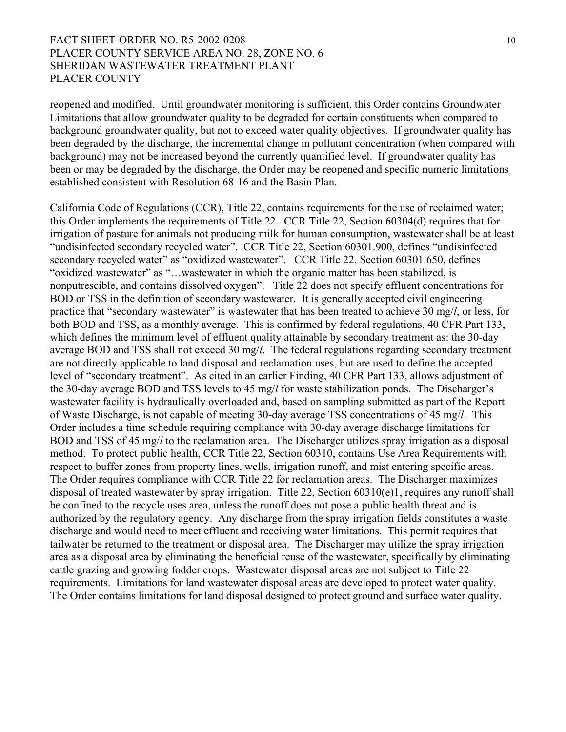reopened and modified. Until groundwater monitoring is sufficient, this Order contains Groundwater Limitations that allow groundwater quality to be degraded for certain constituents when compared to background groundwater quality, but not to exceed water quality objectives. If groundwater quality has been degraded by the discharge, the incremental change in pollutant concentration (when compared with background) may not be increased beyond the currently quantified level. If groundwater quality has been or may be degraded by the discharge, the Order may be reopened and specific numeric limitations established consistent with Resolution 68-16 and the Basin Plan.

California Code of Regulations (CCR), Title 22, contains requirements for the use of reclaimed water; this Order implements the requirements of Title 22. CCR Title 22, Section 60304(d) requires that for irrigation of pasture for animals not producing milk for human consumption, wastewater shall be at least "undisinfected secondary recycled water". CCR Title 22, Section 60301.900, defines "undisinfected secondary recycled water" as "oxidized wastewater". CCR Title 22, Section 60301.650, defines "oxidized wastewater" as "…wastewater in which the organic matter has been stabilized, is nonputrescible, and contains dissolved oxygen". Title 22 does not specify effluent concentrations for BOD or TSS in the definition of secondary wastewater. It is generally accepted civil engineering practice that "secondary wastewater" is wastewater that has been treated to achieve 30 mg/*l*, or less, for both BOD and TSS, as a monthly average. This is confirmed by federal regulations, 40 CFR Part 133, which defines the minimum level of effluent quality attainable by secondary treatment as: the 30-day average BOD and TSS shall not exceed 30 mg/*l*. The federal regulations regarding secondary treatment are not directly applicable to land disposal and reclamation uses, but are used to define the accepted level of "secondary treatment". As cited in an earlier Finding, 40 CFR Part 133, allows adjustment of the 30-day average BOD and TSS levels to 45 mg/*l* for waste stabilization ponds. The Discharger's wastewater facility is hydraulically overloaded and, based on sampling submitted as part of the Report of Waste Discharge, is not capable of meeting 30-day average TSS concentrations of 45 mg/*l*. This Order includes a time schedule requiring compliance with 30-day average discharge limitations for BOD and TSS of 45 mg/*l* to the reclamation area. The Discharger utilizes spray irrigation as a disposal method. To protect public health, CCR Title 22, Section 60310, contains Use Area Requirements with respect to buffer zones from property lines, wells, irrigation runoff, and mist entering specific areas. The Order requires compliance with CCR Title 22 for reclamation areas. The Discharger maximizes disposal of treated wastewater by spray irrigation. Title 22, Section 60310(e)1, requires any runoff shall be confined to the recycle uses area, unless the runoff does not pose a public health threat and is authorized by the regulatory agency. Any discharge from the spray irrigation fields constitutes a waste discharge and would need to meet effluent and receiving water limitations. This permit requires that tailwater be returned to the treatment or disposal area. The Discharger may utilize the spray irrigation area as a disposal area by eliminating the beneficial reuse of the wastewater, specifically by eliminating cattle grazing and growing fodder crops. Wastewater disposal areas are not subject to Title 22 requirements. Limitations for land wastewater disposal areas are developed to protect water quality. The Order contains limitations for land disposal designed to protect ground and surface water quality.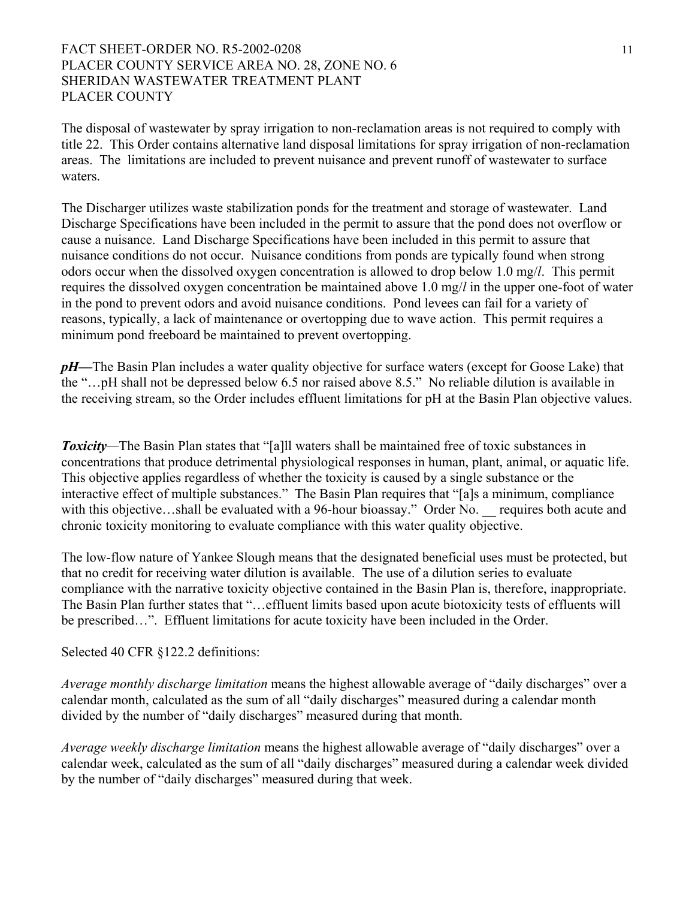The disposal of wastewater by spray irrigation to non-reclamation areas is not required to comply with title 22. This Order contains alternative land disposal limitations for spray irrigation of non-reclamation areas. The limitations are included to prevent nuisance and prevent runoff of wastewater to surface waters.

The Discharger utilizes waste stabilization ponds for the treatment and storage of wastewater. Land Discharge Specifications have been included in the permit to assure that the pond does not overflow or cause a nuisance. Land Discharge Specifications have been included in this permit to assure that nuisance conditions do not occur. Nuisance conditions from ponds are typically found when strong odors occur when the dissolved oxygen concentration is allowed to drop below 1.0 mg/*l*. This permit requires the dissolved oxygen concentration be maintained above 1.0 mg/*l* in the upper one-foot of water in the pond to prevent odors and avoid nuisance conditions. Pond levees can fail for a variety of reasons, typically, a lack of maintenance or overtopping due to wave action. This permit requires a minimum pond freeboard be maintained to prevent overtopping.

***pH***—The Basin Plan includes a water quality objective for surface waters (except for Goose Lake) that the "…pH shall not be depressed below 6.5 nor raised above 8.5." No reliable dilution is available in the receiving stream, so the Order includes effluent limitations for pH at the Basin Plan objective values.

***Toxicity***—The Basin Plan states that "[a]ll waters shall be maintained free of toxic substances in concentrations that produce detrimental physiological responses in human, plant, animal, or aquatic life. This objective applies regardless of whether the toxicity is caused by a single substance or the interactive effect of multiple substances." The Basin Plan requires that "[a]s a minimum, compliance with this objective…shall be evaluated with a 96-hour bioassay." Order No. __ requires both acute and chronic toxicity monitoring to evaluate compliance with this water quality objective.

The low-flow nature of Yankee Slough means that the designated beneficial uses must be protected, but that no credit for receiving water dilution is available. The use of a dilution series to evaluate compliance with the narrative toxicity objective contained in the Basin Plan is, therefore, inappropriate. The Basin Plan further states that "…effluent limits based upon acute biotoxicity tests of effluents will be prescribed…". Effluent limitations for acute toxicity have been included in the Order.

Selected 40 CFR §122.2 definitions:

*Average monthly discharge limitation* means the highest allowable average of "daily discharges" over a calendar month, calculated as the sum of all "daily discharges" measured during a calendar month divided by the number of "daily discharges" measured during that month.

*Average weekly discharge limitation* means the highest allowable average of "daily discharges" over a calendar week, calculated as the sum of all "daily discharges" measured during a calendar week divided by the number of "daily discharges" measured during that week.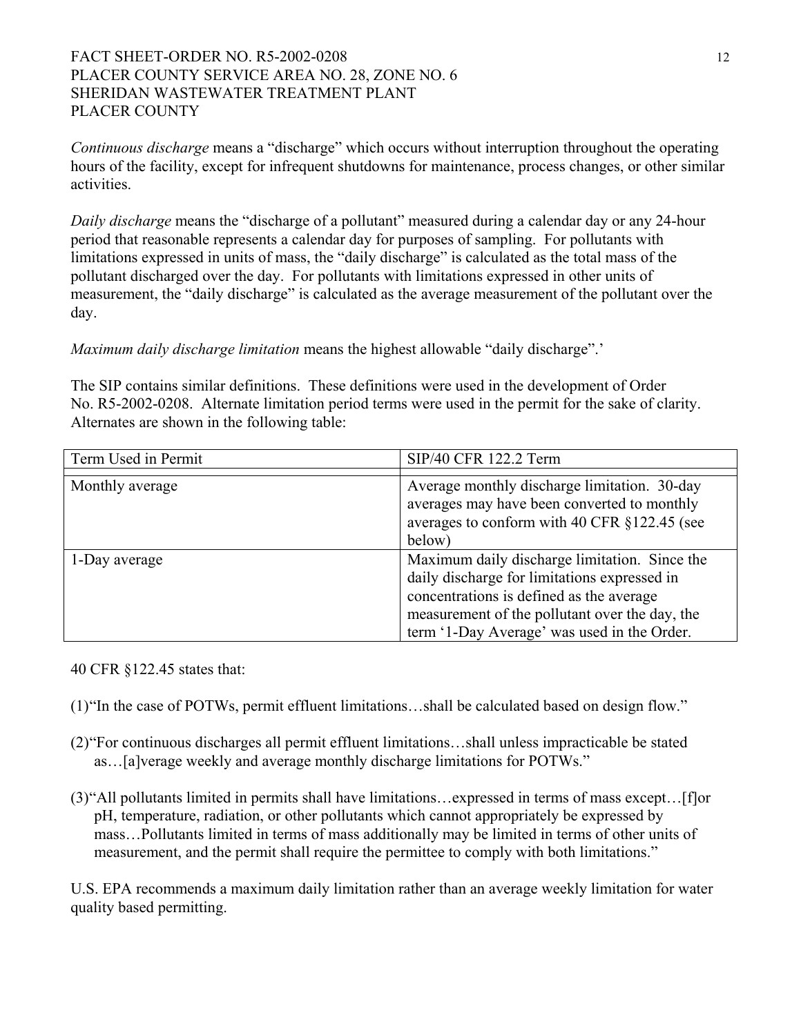*Continuous discharge* means a "discharge" which occurs without interruption throughout the operating hours of the facility, except for infrequent shutdowns for maintenance, process changes, or other similar activities.

*Daily discharge* means the "discharge of a pollutant" measured during a calendar day or any 24-hour period that reasonable represents a calendar day for purposes of sampling. For pollutants with limitations expressed in units of mass, the "daily discharge" is calculated as the total mass of the pollutant discharged over the day. For pollutants with limitations expressed in other units of measurement, the "daily discharge" is calculated as the average measurement of the pollutant over the day.

*Maximum daily discharge limitation* means the highest allowable "daily discharge".'

The SIP contains similar definitions. These definitions were used in the development of Order No. R5-2002-0208. Alternate limitation period terms were used in the permit for the sake of clarity. Alternates are shown in the following table:

| Term Used in Permit | SIP/40 CFR 122.2 Term |
|---|---|
| Monthly average | Average monthly discharge limitation. 30-day averages may have been converted to monthly averages to conform with 40 CFR §122.45 (see below) |
| 1-Day average | Maximum daily discharge limitation. Since the daily discharge for limitations expressed in concentrations is defined as the average measurement of the pollutant over the day, the term '1-Day Average' was used in the Order. |

40 CFR §122.45 states that:

(1)"In the case of POTWs, permit effluent limitations…shall be calculated based on design flow."

(2)"For continuous discharges all permit effluent limitations…shall unless impracticable be stated as…[a]verage weekly and average monthly discharge limitations for POTWs."

(3)"All pollutants limited in permits shall have limitations…expressed in terms of mass except…[f]or pH, temperature, radiation, or other pollutants which cannot appropriately be expressed by mass…Pollutants limited in terms of mass additionally may be limited in terms of other units of measurement, and the permit shall require the permittee to comply with both limitations."

U.S. EPA recommends a maximum daily limitation rather than an average weekly limitation for water quality based permitting.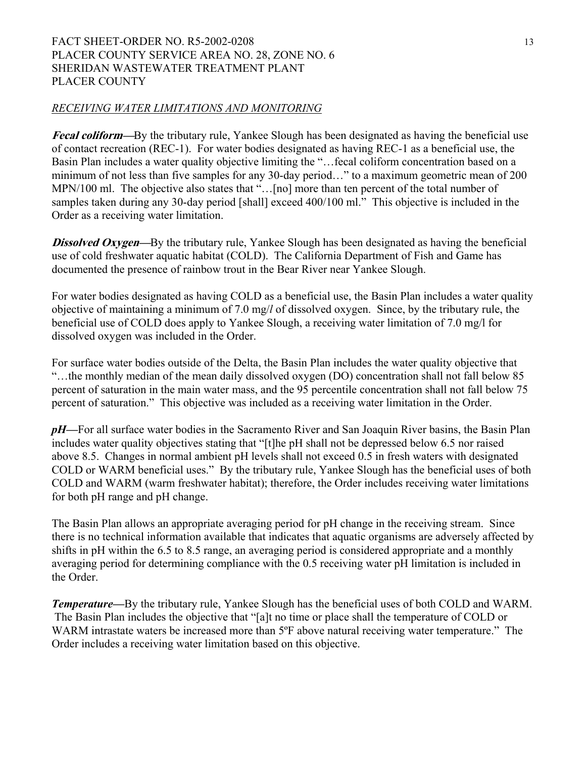*RECEIVING WATER LIMITATIONS AND MONITORING*

***Fecal coliform***—By the tributary rule, Yankee Slough has been designated as having the beneficial use of contact recreation (REC-1). For water bodies designated as having REC-1 as a beneficial use, the Basin Plan includes a water quality objective limiting the "…fecal coliform concentration based on a minimum of not less than five samples for any 30-day period…" to a maximum geometric mean of 200 MPN/100 ml. The objective also states that "…[no] more than ten percent of the total number of samples taken during any 30-day period [shall] exceed 400/100 ml." This objective is included in the Order as a receiving water limitation.

***Dissolved Oxygen***—By the tributary rule, Yankee Slough has been designated as having the beneficial use of cold freshwater aquatic habitat (COLD). The California Department of Fish and Game has documented the presence of rainbow trout in the Bear River near Yankee Slough.

For water bodies designated as having COLD as a beneficial use, the Basin Plan includes a water quality objective of maintaining a minimum of 7.0 mg/*l* of dissolved oxygen. Since, by the tributary rule, the beneficial use of COLD does apply to Yankee Slough, a receiving water limitation of 7.0 mg/l for dissolved oxygen was included in the Order.

For surface water bodies outside of the Delta, the Basin Plan includes the water quality objective that "…the monthly median of the mean daily dissolved oxygen (DO) concentration shall not fall below 85 percent of saturation in the main water mass, and the 95 percentile concentration shall not fall below 75 percent of saturation." This objective was included as a receiving water limitation in the Order.

***pH***—For all surface water bodies in the Sacramento River and San Joaquin River basins, the Basin Plan includes water quality objectives stating that "[t]he pH shall not be depressed below 6.5 nor raised above 8.5. Changes in normal ambient pH levels shall not exceed 0.5 in fresh waters with designated COLD or WARM beneficial uses." By the tributary rule, Yankee Slough has the beneficial uses of both COLD and WARM (warm freshwater habitat); therefore, the Order includes receiving water limitations for both pH range and pH change.

The Basin Plan allows an appropriate averaging period for pH change in the receiving stream. Since there is no technical information available that indicates that aquatic organisms are adversely affected by shifts in pH within the 6.5 to 8.5 range, an averaging period is considered appropriate and a monthly averaging period for determining compliance with the 0.5 receiving water pH limitation is included in the Order.

***Temperature***—By the tributary rule, Yankee Slough has the beneficial uses of both COLD and WARM. The Basin Plan includes the objective that "[a]t no time or place shall the temperature of COLD or WARM intrastate waters be increased more than 5ºF above natural receiving water temperature." The Order includes a receiving water limitation based on this objective.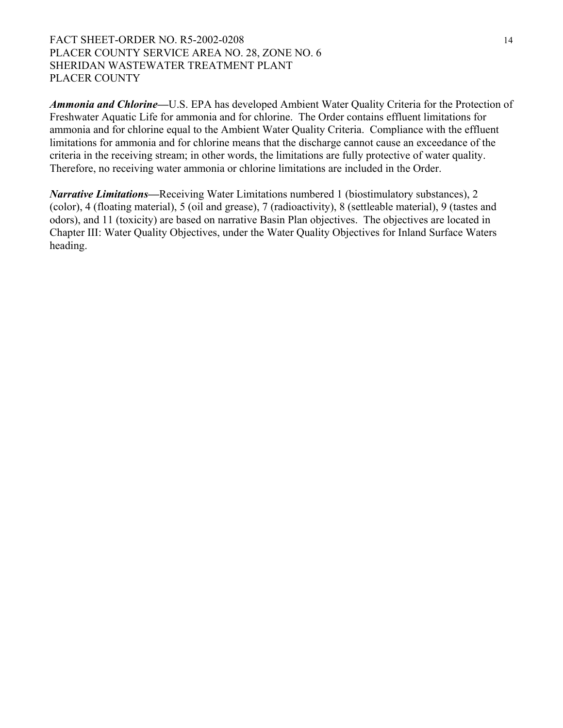***Ammonia and Chlorine*****—**U.S. EPA has developed Ambient Water Quality Criteria for the Protection of Freshwater Aquatic Life for ammonia and for chlorine. The Order contains effluent limitations for ammonia and for chlorine equal to the Ambient Water Quality Criteria. Compliance with the effluent limitations for ammonia and for chlorine means that the discharge cannot cause an exceedance of the criteria in the receiving stream; in other words, the limitations are fully protective of water quality. Therefore, no receiving water ammonia or chlorine limitations are included in the Order.

***Narrative Limitations*****—**Receiving Water Limitations numbered 1 (biostimulatory substances), 2 (color), 4 (floating material), 5 (oil and grease), 7 (radioactivity), 8 (settleable material), 9 (tastes and odors), and 11 (toxicity) are based on narrative Basin Plan objectives. The objectives are located in Chapter III: Water Quality Objectives, under the Water Quality Objectives for Inland Surface Waters heading.